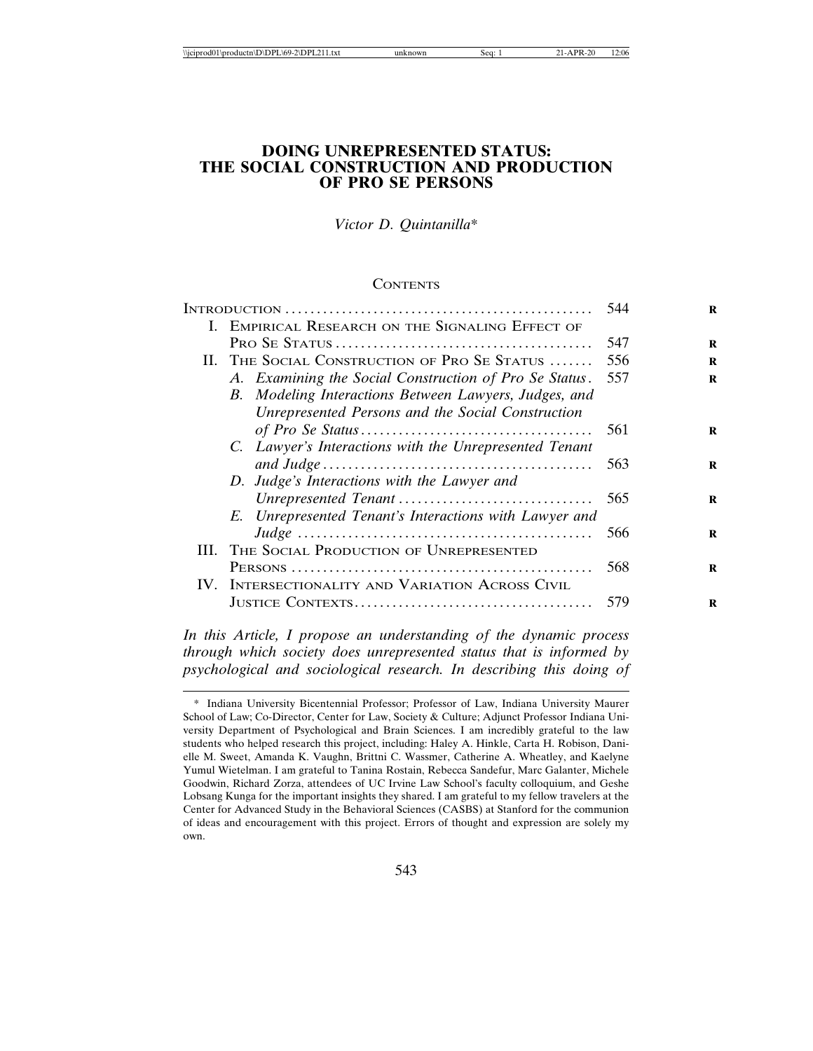# DOING UNREPRESENTED STATUS: THE SOCIAL CONSTRUCTION AND PRODUCTION OF PRO SE PERSONS

*Victor D. Quintanilla**

CONTENTS

| | |
|---|---|
| INTRODUCTION | 544 |
| I. EMPIRICAL RESEARCH ON THE SIGNALING EFFECT OF PRO SE STATUS | 547 |
| II. THE SOCIAL CONSTRUCTION OF PRO SE STATUS | 556 |
| *A. Examining the Social Construction of Pro Se Status* | 557 |
| *B. Modeling Interactions Between Lawyers, Judges, and Unrepresented Persons and the Social Construction of Pro Se Status* | 561 |
| *C. Lawyer's Interactions with the Unrepresented Tenant and Judge* | 563 |
| *D. Judge's Interactions with the Lawyer and Unrepresented Tenant* | 565 |
| *E. Unrepresented Tenant's Interactions with Lawyer and Judge* | 566 |
| III. THE SOCIAL PRODUCTION OF UNREPRESENTED PERSONS | 568 |
| IV. INTERSECTIONALITY AND VARIATION ACROSS CIVIL JUSTICE CONTEXTS | 579 |

*In this Article, I propose an understanding of the dynamic process through which society does unrepresented status that is informed by psychological and sociological research. In describing this doing of*

---

\* Indiana University Bicentennial Professor; Professor of Law, Indiana University Maurer School of Law; Co-Director, Center for Law, Society & Culture; Adjunct Professor Indiana University Department of Psychological and Brain Sciences. I am incredibly grateful to the law students who helped research this project, including: Haley A. Hinkle, Carta H. Robison, Danielle M. Sweet, Amanda K. Vaughn, Brittni C. Wassmer, Catherine A. Wheatley, and Kaelyne Yumul Wietelman. I am grateful to Tanina Rostain, Rebecca Sandefur, Marc Galanter, Michele Goodwin, Richard Zorza, attendees of UC Irvine Law School's faculty colloquium, and Geshe Lobsang Kunga for the important insights they shared. I am grateful to my fellow travelers at the Center for Advanced Study in the Behavioral Sciences (CASBS) at Stanford for the communion of ideas and encouragement with this project. Errors of thought and expression are solely my own.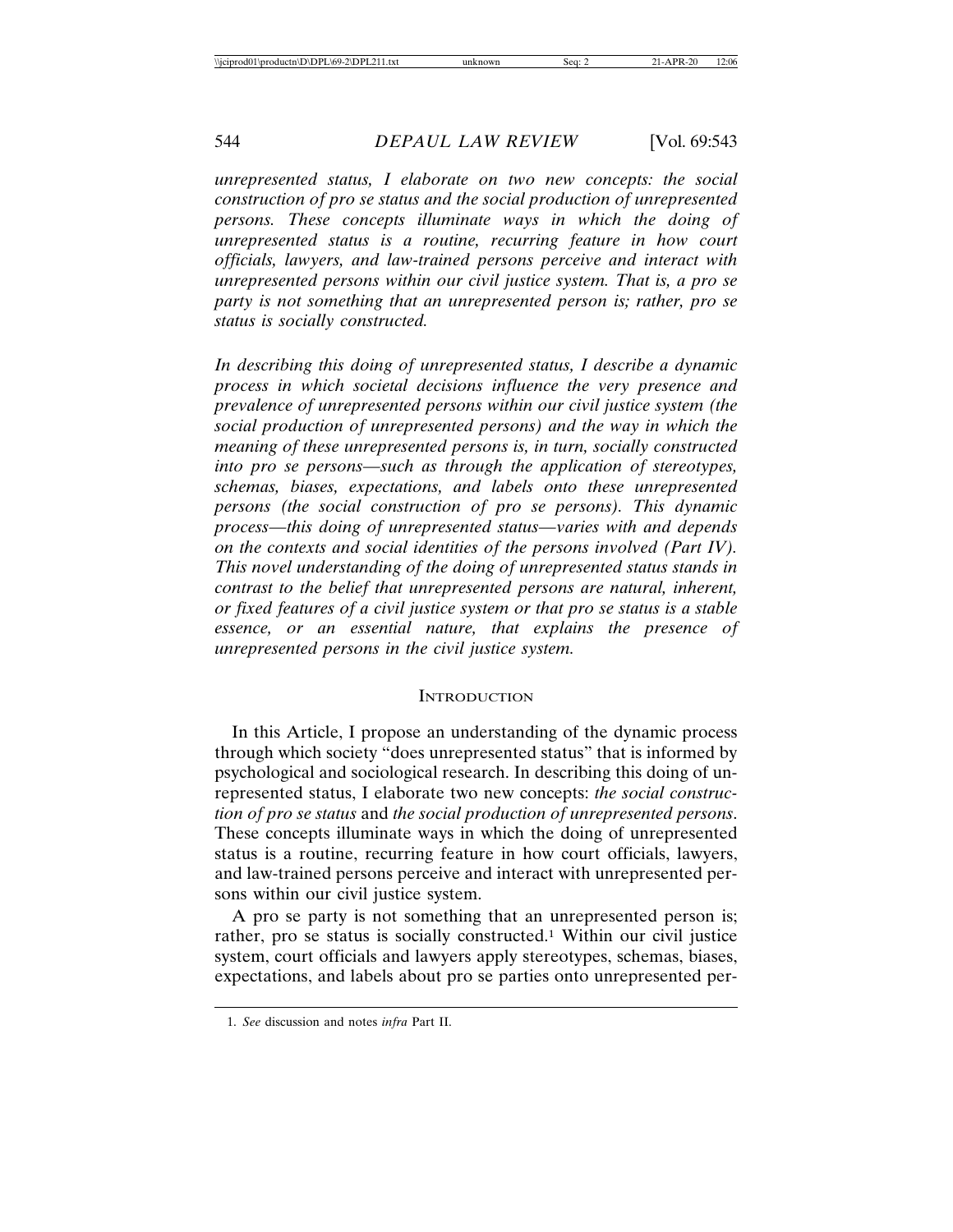*unrepresented status, I elaborate on two new concepts: the social construction of pro se status and the social production of unrepresented persons. These concepts illuminate ways in which the doing of unrepresented status is a routine, recurring feature in how court officials, lawyers, and law-trained persons perceive and interact with unrepresented persons within our civil justice system. That is, a pro se party is not something that an unrepresented person is; rather, pro se status is socially constructed.*

*In describing this doing of unrepresented status, I describe a dynamic process in which societal decisions influence the very presence and prevalence of unrepresented persons within our civil justice system (the social production of unrepresented persons) and the way in which the meaning of these unrepresented persons is, in turn, socially constructed into pro se persons—such as through the application of stereotypes, schemas, biases, expectations, and labels onto these unrepresented persons (the social construction of pro se persons). This dynamic process—this doing of unrepresented status—varies with and depends on the contexts and social identities of the persons involved (Part IV). This novel understanding of the doing of unrepresented status stands in contrast to the belief that unrepresented persons are natural, inherent, or fixed features of a civil justice system or that pro se status is a stable essence, or an essential nature, that explains the presence of unrepresented persons in the civil justice system.*

## Introduction

In this Article, I propose an understanding of the dynamic process through which society "does unrepresented status" that is informed by psychological and sociological research. In describing this doing of unrepresented status, I elaborate two new concepts: *the social construction of pro se status* and *the social production of unrepresented persons*. These concepts illuminate ways in which the doing of unrepresented status is a routine, recurring feature in how court officials, lawyers, and law-trained persons perceive and interact with unrepresented persons within our civil justice system.

A pro se party is not something that an unrepresented person is; rather, pro se status is socially constructed.[1] Within our civil justice system, court officials and lawyers apply stereotypes, schemas, biases, expectations, and labels about pro se parties onto unrepresented per-

1. *See* discussion and notes *infra* Part II.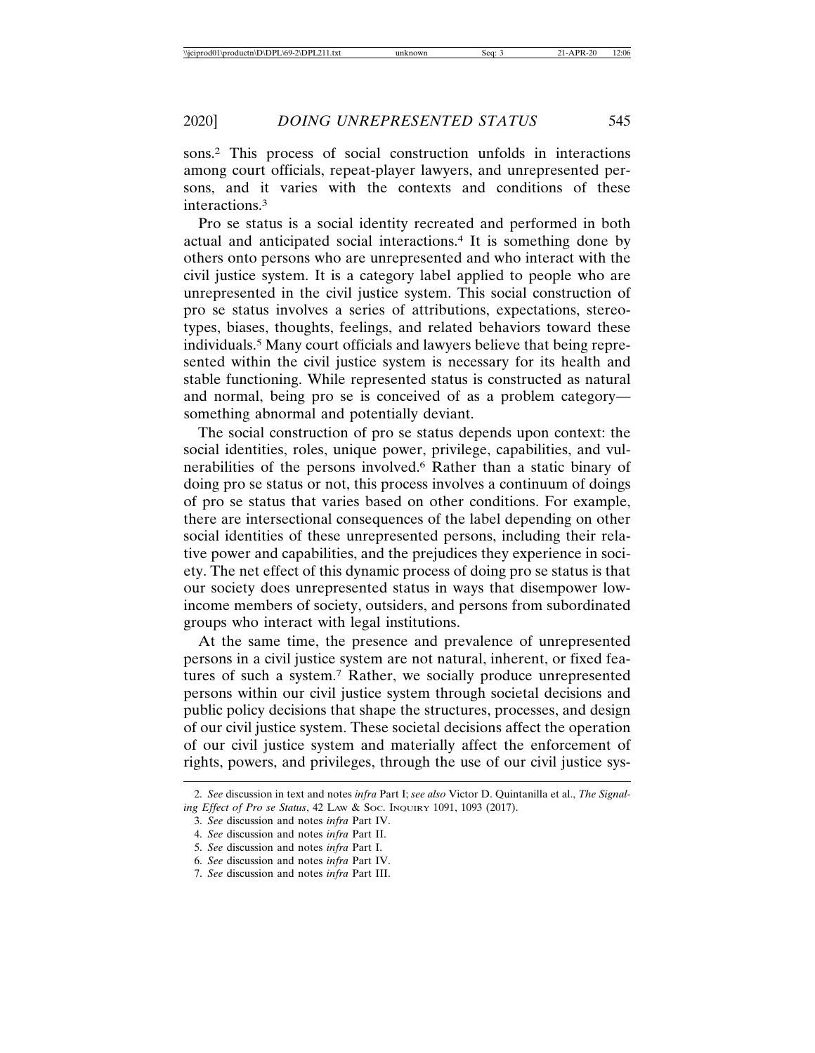sons.[2] This process of social construction unfolds in interactions among court officials, repeat-player lawyers, and unrepresented persons, and it varies with the contexts and conditions of these interactions.[3]

Pro se status is a social identity recreated and performed in both actual and anticipated social interactions.[4] It is something done by others onto persons who are unrepresented and who interact with the civil justice system. It is a category label applied to people who are unrepresented in the civil justice system. This social construction of pro se status involves a series of attributions, expectations, stereotypes, biases, thoughts, feelings, and related behaviors toward these individuals.[5] Many court officials and lawyers believe that being represented within the civil justice system is necessary for its health and stable functioning. While represented status is constructed as natural and normal, being pro se is conceived of as a problem category—something abnormal and potentially deviant.

The social construction of pro se status depends upon context: the social identities, roles, unique power, privilege, capabilities, and vulnerabilities of the persons involved.[6] Rather than a static binary of doing pro se status or not, this process involves a continuum of doings of pro se status that varies based on other conditions. For example, there are intersectional consequences of the label depending on other social identities of these unrepresented persons, including their relative power and capabilities, and the prejudices they experience in society. The net effect of this dynamic process of doing pro se status is that our society does unrepresented status in ways that disempower low-income members of society, outsiders, and persons from subordinated groups who interact with legal institutions.

At the same time, the presence and prevalence of unrepresented persons in a civil justice system are not natural, inherent, or fixed features of such a system.[7] Rather, we socially produce unrepresented persons within our civil justice system through societal decisions and public policy decisions that shape the structures, processes, and design of our civil justice system. These societal decisions affect the operation of our civil justice system and materially affect the enforcement of rights, powers, and privileges, through the use of our civil justice sys-

---

2. *See* discussion in text and notes *infra* Part I; *see also* Victor D. Quintanilla et al., *The Signaling Effect of Pro se Status*, 42 LAW & SOC. INQUIRY 1091, 1093 (2017).

3. *See* discussion and notes *infra* Part IV.

4. *See* discussion and notes *infra* Part II.

5. *See* discussion and notes *infra* Part I.

6. *See* discussion and notes *infra* Part IV.

7. *See* discussion and notes *infra* Part III.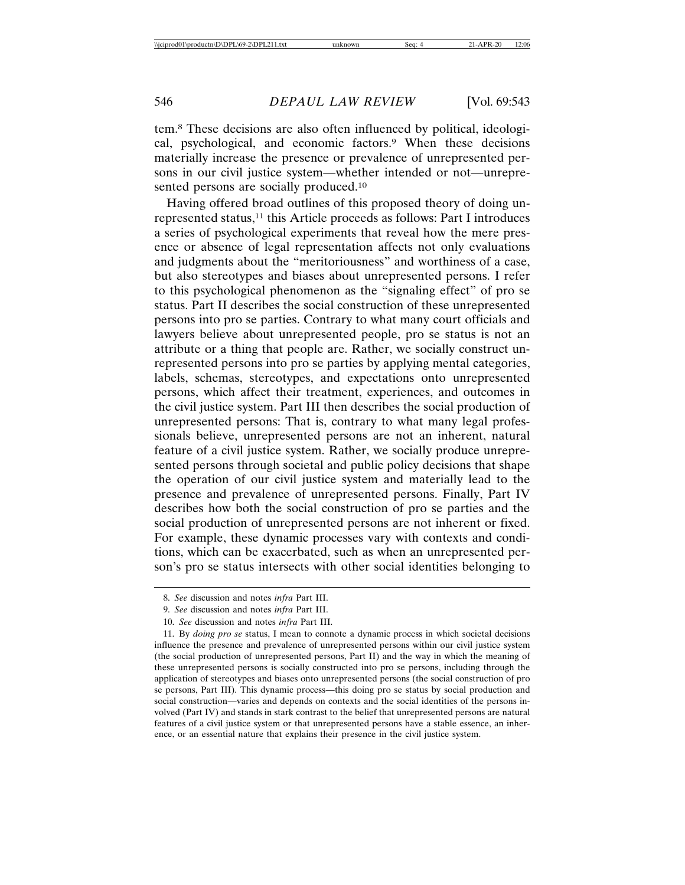tem.[8] These decisions are also often influenced by political, ideological, psychological, and economic factors.[9] When these decisions materially increase the presence or prevalence of unrepresented persons in our civil justice system—whether intended or not—unrepresented persons are socially produced.[10]

Having offered broad outlines of this proposed theory of doing unrepresented status,[11] this Article proceeds as follows: Part I introduces a series of psychological experiments that reveal how the mere presence or absence of legal representation affects not only evaluations and judgments about the "meritoriousness" and worthiness of a case, but also stereotypes and biases about unrepresented persons. I refer to this psychological phenomenon as the "signaling effect" of pro se status. Part II describes the social construction of these unrepresented persons into pro se parties. Contrary to what many court officials and lawyers believe about unrepresented people, pro se status is not an attribute or a thing that people are. Rather, we socially construct unrepresented persons into pro se parties by applying mental categories, labels, schemas, stereotypes, and expectations onto unrepresented persons, which affect their treatment, experiences, and outcomes in the civil justice system. Part III then describes the social production of unrepresented persons: That is, contrary to what many legal professionals believe, unrepresented persons are not an inherent, natural feature of a civil justice system. Rather, we socially produce unrepresented persons through societal and public policy decisions that shape the operation of our civil justice system and materially lead to the presence and prevalence of unrepresented persons. Finally, Part IV describes how both the social construction of pro se parties and the social production of unrepresented persons are not inherent or fixed. For example, these dynamic processes vary with contexts and conditions, which can be exacerbated, such as when an unrepresented person's pro se status intersects with other social identities belonging to

---

8. *See* discussion and notes *infra* Part III.

9. *See* discussion and notes *infra* Part III.

10. *See* discussion and notes *infra* Part III.

11. By *doing pro se* status, I mean to connote a dynamic process in which societal decisions influence the presence and prevalence of unrepresented persons within our civil justice system (the social production of unrepresented persons, Part II) and the way in which the meaning of these unrepresented persons is socially constructed into pro se persons, including through the application of stereotypes and biases onto unrepresented persons (the social construction of pro se persons, Part III). This dynamic process—this doing pro se status by social production and social construction—varies and depends on contexts and the social identities of the persons involved (Part IV) and stands in stark contrast to the belief that unrepresented persons are natural features of a civil justice system or that unrepresented persons have a stable essence, an inherence, or an essential nature that explains their presence in the civil justice system.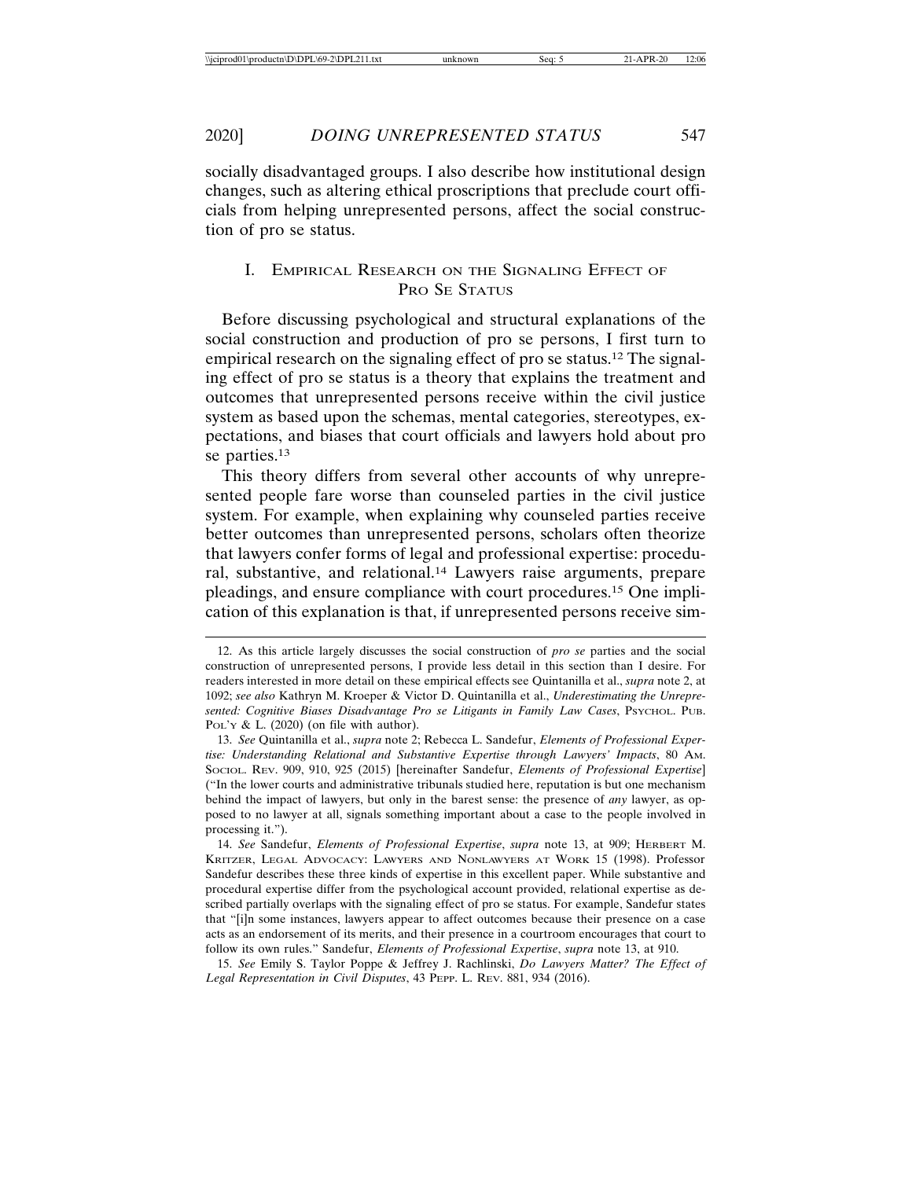socially disadvantaged groups. I also describe how institutional design changes, such as altering ethical proscriptions that preclude court officials from helping unrepresented persons, affect the social construction of pro se status.

## I. Empirical Research on the Signaling Effect of Pro Se Status

Before discussing psychological and structural explanations of the social construction and production of pro se persons, I first turn to empirical research on the signaling effect of pro se status.[12] The signaling effect of pro se status is a theory that explains the treatment and outcomes that unrepresented persons receive within the civil justice system as based upon the schemas, mental categories, stereotypes, expectations, and biases that court officials and lawyers hold about pro se parties.[13]

This theory differs from several other accounts of why unrepresented people fare worse than counseled parties in the civil justice system. For example, when explaining why counseled parties receive better outcomes than unrepresented persons, scholars often theorize that lawyers confer forms of legal and professional expertise: procedural, substantive, and relational.[14] Lawyers raise arguments, prepare pleadings, and ensure compliance with court procedures.[15] One implication of this explanation is that, if unrepresented persons receive sim-

---

12. As this article largely discusses the social construction of *pro se* parties and the social construction of unrepresented persons, I provide less detail in this section than I desire. For readers interested in more detail on these empirical effects see Quintanilla et al., *supra* note 2, at 1092; *see also* Kathryn M. Kroeper & Victor D. Quintanilla et al., *Underestimating the Unrepresented: Cognitive Biases Disadvantage Pro se Litigants in Family Law Cases*, Psychol. Pub. Pol'y & L. (2020) (on file with author).

13. *See* Quintanilla et al., *supra* note 2; Rebecca L. Sandefur, *Elements of Professional Expertise: Understanding Relational and Substantive Expertise through Lawyers' Impacts*, 80 Am. Sociol. Rev. 909, 910, 925 (2015) [hereinafter Sandefur, *Elements of Professional Expertise*] ("In the lower courts and administrative tribunals studied here, reputation is but one mechanism behind the impact of lawyers, but only in the barest sense: the presence of *any* lawyer, as opposed to no lawyer at all, signals something important about a case to the people involved in processing it.").

14. *See* Sandefur, *Elements of Professional Expertise*, *supra* note 13, at 909; Herbert M. Kritzer, Legal Advocacy: Lawyers and Nonlawyers at Work 15 (1998). Professor Sandefur describes these three kinds of expertise in this excellent paper. While substantive and procedural expertise differ from the psychological account provided, relational expertise as described partially overlaps with the signaling effect of pro se status. For example, Sandefur states that "[i]n some instances, lawyers appear to affect outcomes because their presence on a case acts as an endorsement of its merits, and their presence in a courtroom encourages that court to follow its own rules." Sandefur, *Elements of Professional Expertise*, *supra* note 13, at 910.

15. *See* Emily S. Taylor Poppe & Jeffrey J. Rachlinski, *Do Lawyers Matter? The Effect of Legal Representation in Civil Disputes*, 43 Pepp. L. Rev. 881, 934 (2016).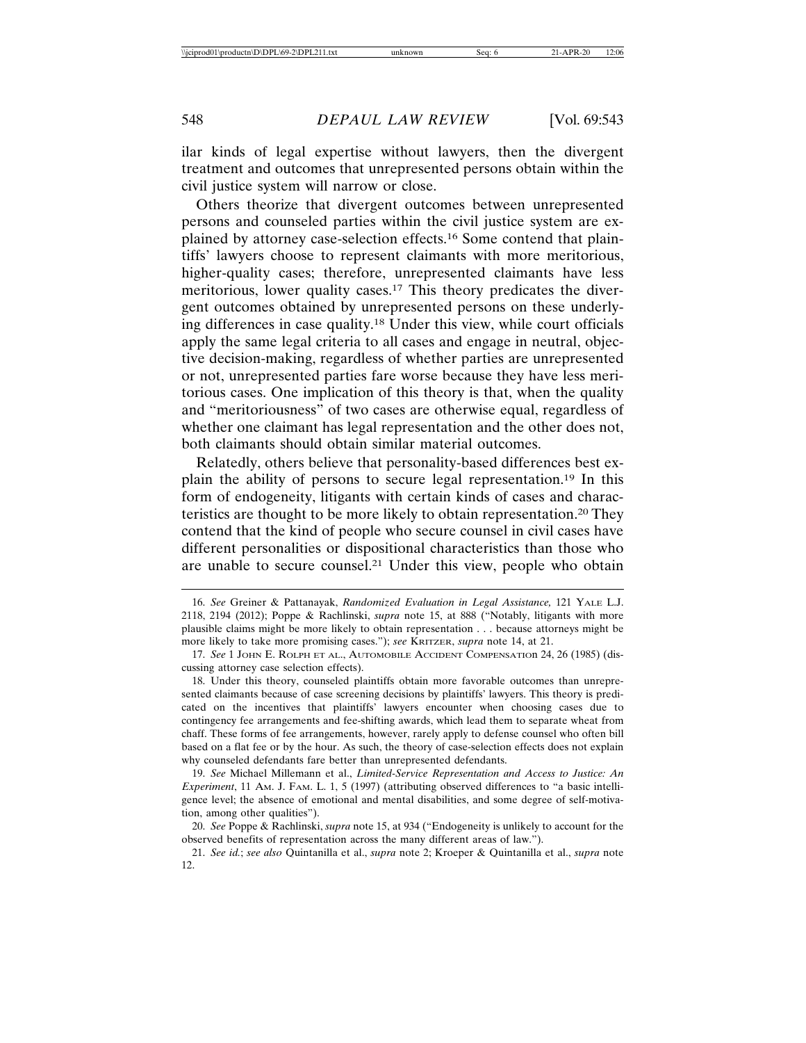ilar kinds of legal expertise without lawyers, then the divergent treatment and outcomes that unrepresented persons obtain within the civil justice system will narrow or close.

Others theorize that divergent outcomes between unrepresented persons and counseled parties within the civil justice system are explained by attorney case-selection effects.[16] Some contend that plaintiffs' lawyers choose to represent claimants with more meritorious, higher-quality cases; therefore, unrepresented claimants have less meritorious, lower quality cases.[17] This theory predicates the divergent outcomes obtained by unrepresented persons on these underlying differences in case quality.[18] Under this view, while court officials apply the same legal criteria to all cases and engage in neutral, objective decision-making, regardless of whether parties are unrepresented or not, unrepresented parties fare worse because they have less meritorious cases. One implication of this theory is that, when the quality and "meritoriousness" of two cases are otherwise equal, regardless of whether one claimant has legal representation and the other does not, both claimants should obtain similar material outcomes.

Relatedly, others believe that personality-based differences best explain the ability of persons to secure legal representation.[19] In this form of endogeneity, litigants with certain kinds of cases and characteristics are thought to be more likely to obtain representation.[20] They contend that the kind of people who secure counsel in civil cases have different personalities or dispositional characteristics than those who are unable to secure counsel.[21] Under this view, people who obtain

---

16. *See* Greiner & Pattanayak, *Randomized Evaluation in Legal Assistance,* 121 YALE L.J. 2118, 2194 (2012); Poppe & Rachlinski, *supra* note 15, at 888 ("Notably, litigants with more plausible claims might be more likely to obtain representation . . . because attorneys might be more likely to take more promising cases."); *see* KRITZER, *supra* note 14, at 21.

17. *See* 1 JOHN E. ROLPH ET AL., AUTOMOBILE ACCIDENT COMPENSATION 24, 26 (1985) (discussing attorney case selection effects).

18. Under this theory, counseled plaintiffs obtain more favorable outcomes than unrepresented claimants because of case screening decisions by plaintiffs' lawyers. This theory is predicated on the incentives that plaintiffs' lawyers encounter when choosing cases due to contingency fee arrangements and fee-shifting awards, which lead them to separate wheat from chaff. These forms of fee arrangements, however, rarely apply to defense counsel who often bill based on a flat fee or by the hour. As such, the theory of case-selection effects does not explain why counseled defendants fare better than unrepresented defendants.

19. *See* Michael Millemann et al., *Limited-Service Representation and Access to Justice: An Experiment*, 11 AM. J. FAM. L. 1, 5 (1997) (attributing observed differences to "a basic intelligence level; the absence of emotional and mental disabilities, and some degree of self-motivation, among other qualities").

20. *See* Poppe & Rachlinski, *supra* note 15, at 934 ("Endogeneity is unlikely to account for the observed benefits of representation across the many different areas of law.").

21. *See id.*; *see also* Quintanilla et al., *supra* note 2; Kroeper & Quintanilla et al., *supra* note 12.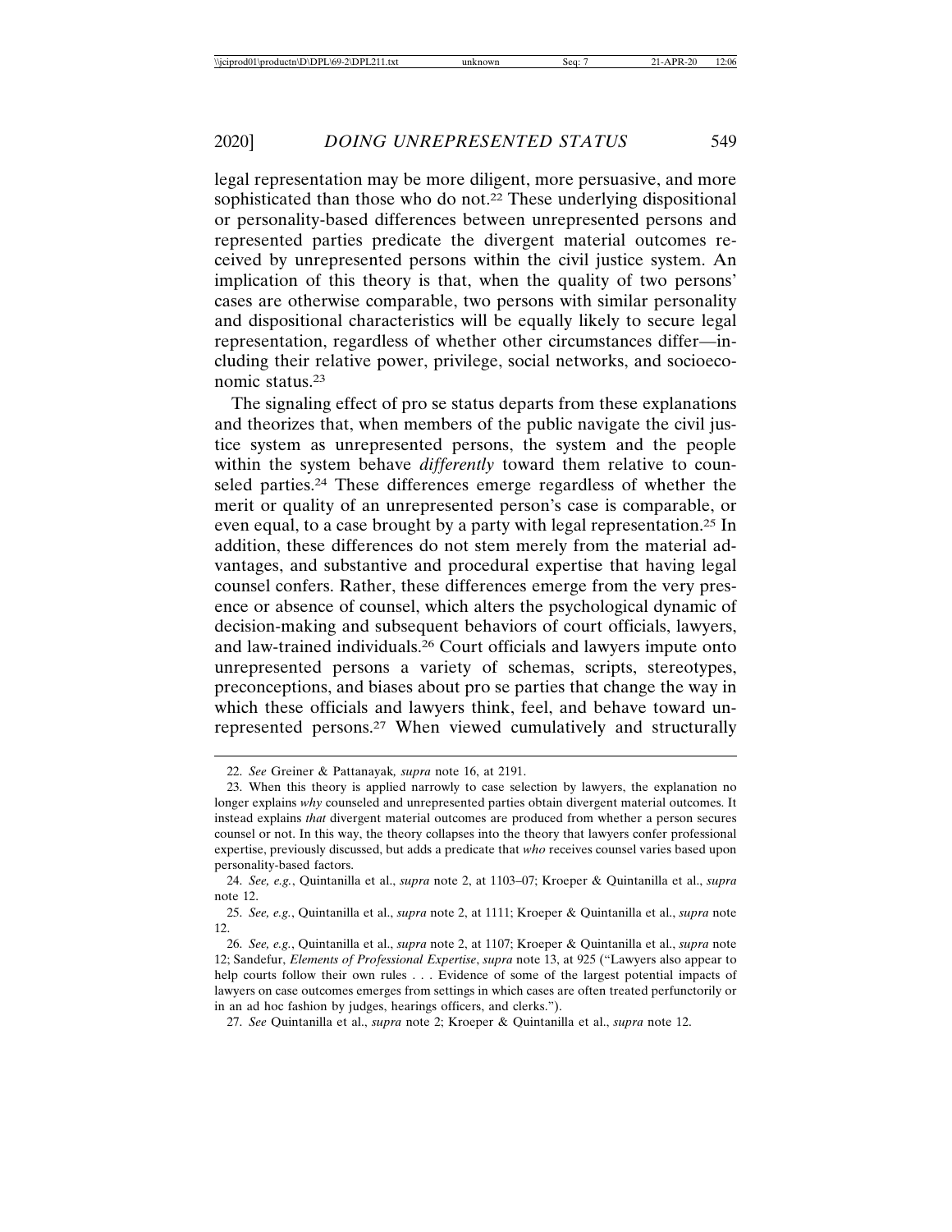legal representation may be more diligent, more persuasive, and more sophisticated than those who do not.[22] These underlying dispositional or personality-based differences between unrepresented persons and represented parties predicate the divergent material outcomes received by unrepresented persons within the civil justice system. An implication of this theory is that, when the quality of two persons' cases are otherwise comparable, two persons with similar personality and dispositional characteristics will be equally likely to secure legal representation, regardless of whether other circumstances differ—including their relative power, privilege, social networks, and socioeconomic status.[23]

The signaling effect of pro se status departs from these explanations and theorizes that, when members of the public navigate the civil justice system as unrepresented persons, the system and the people within the system behave *differently* toward them relative to counseled parties.[24] These differences emerge regardless of whether the merit or quality of an unrepresented person's case is comparable, or even equal, to a case brought by a party with legal representation.[25] In addition, these differences do not stem merely from the material advantages, and substantive and procedural expertise that having legal counsel confers. Rather, these differences emerge from the very presence or absence of counsel, which alters the psychological dynamic of decision-making and subsequent behaviors of court officials, lawyers, and law-trained individuals.[26] Court officials and lawyers impute onto unrepresented persons a variety of schemas, scripts, stereotypes, preconceptions, and biases about pro se parties that change the way in which these officials and lawyers think, feel, and behave toward unrepresented persons.[27] When viewed cumulatively and structurally

---

22. *See* Greiner & Pattanayak*, supra* note 16, at 2191.

23. When this theory is applied narrowly to case selection by lawyers, the explanation no longer explains *why* counseled and unrepresented parties obtain divergent material outcomes. It instead explains *that* divergent material outcomes are produced from whether a person secures counsel or not. In this way, the theory collapses into the theory that lawyers confer professional expertise, previously discussed, but adds a predicate that *who* receives counsel varies based upon personality-based factors.

24. *See, e.g.*, Quintanilla et al., *supra* note 2, at 1103–07; Kroeper & Quintanilla et al., *supra* note 12.

25. *See, e.g.*, Quintanilla et al., *supra* note 2, at 1111; Kroeper & Quintanilla et al., *supra* note 12.

26. *See, e.g.*, Quintanilla et al., *supra* note 2, at 1107; Kroeper & Quintanilla et al., *supra* note 12; Sandefur, *Elements of Professional Expertise*, *supra* note 13, at 925 ("Lawyers also appear to help courts follow their own rules . . . Evidence of some of the largest potential impacts of lawyers on case outcomes emerges from settings in which cases are often treated perfunctorily or in an ad hoc fashion by judges, hearings officers, and clerks.").

27. *See* Quintanilla et al., *supra* note 2; Kroeper & Quintanilla et al., *supra* note 12.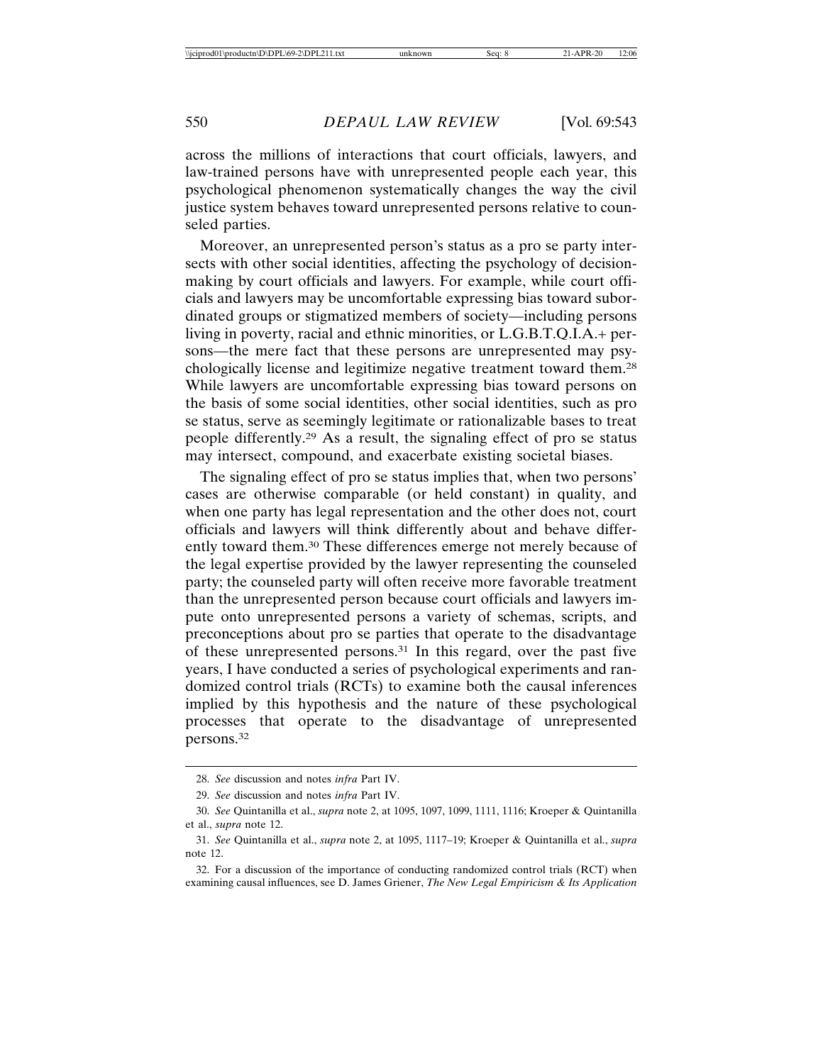across the millions of interactions that court officials, lawyers, and law-trained persons have with unrepresented people each year, this psychological phenomenon systematically changes the way the civil justice system behaves toward unrepresented persons relative to counseled parties.

Moreover, an unrepresented person's status as a pro se party intersects with other social identities, affecting the psychology of decision-making by court officials and lawyers. For example, while court officials and lawyers may be uncomfortable expressing bias toward subordinated groups or stigmatized members of society—including persons living in poverty, racial and ethnic minorities, or L.G.B.T.Q.I.A.+ persons—the mere fact that these persons are unrepresented may psychologically license and legitimize negative treatment toward them.[28] While lawyers are uncomfortable expressing bias toward persons on the basis of some social identities, other social identities, such as pro se status, serve as seemingly legitimate or rationalizable bases to treat people differently.[29] As a result, the signaling effect of pro se status may intersect, compound, and exacerbate existing societal biases.

The signaling effect of pro se status implies that, when two persons' cases are otherwise comparable (or held constant) in quality, and when one party has legal representation and the other does not, court officials and lawyers will think differently about and behave differently toward them.[30] These differences emerge not merely because of the legal expertise provided by the lawyer representing the counseled party; the counseled party will often receive more favorable treatment than the unrepresented person because court officials and lawyers impute onto unrepresented persons a variety of schemas, scripts, and preconceptions about pro se parties that operate to the disadvantage of these unrepresented persons.[31] In this regard, over the past five years, I have conducted a series of psychological experiments and randomized control trials (RCTs) to examine both the causal inferences implied by this hypothesis and the nature of these psychological processes that operate to the disadvantage of unrepresented persons.[32]

---

28. *See* discussion and notes *infra* Part IV.

29. *See* discussion and notes *infra* Part IV.

30. *See* Quintanilla et al., *supra* note 2, at 1095, 1097, 1099, 1111, 1116; Kroeper & Quintanilla et al., *supra* note 12.

31. *See* Quintanilla et al., *supra* note 2, at 1095, 1117–19; Kroeper & Quintanilla et al., *supra* note 12.

32. For a discussion of the importance of conducting randomized control trials (RCT) when examining causal influences, see D. James Griener, *The New Legal Empiricism & Its Application*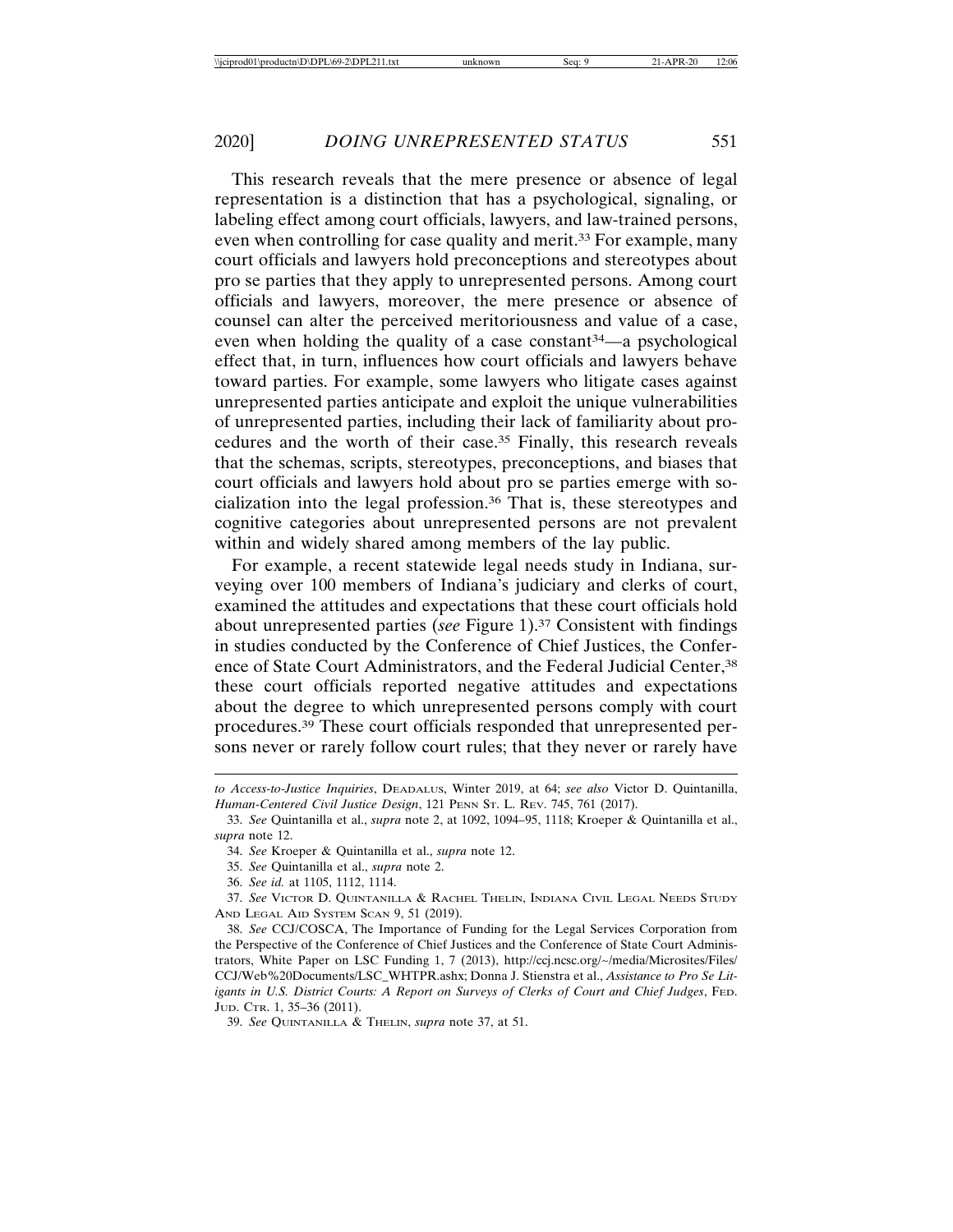This research reveals that the mere presence or absence of legal representation is a distinction that has a psychological, signaling, or labeling effect among court officials, lawyers, and law-trained persons, even when controlling for case quality and merit.[33] For example, many court officials and lawyers hold preconceptions and stereotypes about pro se parties that they apply to unrepresented persons. Among court officials and lawyers, moreover, the mere presence or absence of counsel can alter the perceived meritoriousness and value of a case, even when holding the quality of a case constant[34]—a psychological effect that, in turn, influences how court officials and lawyers behave toward parties. For example, some lawyers who litigate cases against unrepresented parties anticipate and exploit the unique vulnerabilities of unrepresented parties, including their lack of familiarity about procedures and the worth of their case.[35] Finally, this research reveals that the schemas, scripts, stereotypes, preconceptions, and biases that court officials and lawyers hold about pro se parties emerge with socialization into the legal profession.[36] That is, these stereotypes and cognitive categories about unrepresented persons are not prevalent within and widely shared among members of the lay public.

For example, a recent statewide legal needs study in Indiana, surveying over 100 members of Indiana's judiciary and clerks of court, examined the attitudes and expectations that these court officials hold about unrepresented parties (*see* Figure 1).[37] Consistent with findings in studies conducted by the Conference of Chief Justices, the Conference of State Court Administrators, and the Federal Judicial Center,[38] these court officials reported negative attitudes and expectations about the degree to which unrepresented persons comply with court procedures.[39] These court officials responded that unrepresented persons never or rarely follow court rules; that they never or rarely have

---

*to Access-to-Justice Inquiries*, DEADALUS, Winter 2019, at 64; *see also* Victor D. Quintanilla, *Human-Centered Civil Justice Design*, 121 PENN ST. L. REV. 745, 761 (2017).

33. *See* Quintanilla et al., *supra* note 2, at 1092, 1094–95, 1118; Kroeper & Quintanilla et al., *supra* note 12.

34. *See* Kroeper & Quintanilla et al., *supra* note 12.

35. *See* Quintanilla et al., *supra* note 2.

36. *See id.* at 1105, 1112, 1114.

37. *See* VICTOR D. QUINTANILLA & RACHEL THELIN, INDIANA CIVIL LEGAL NEEDS STUDY AND LEGAL AID SYSTEM SCAN 9, 51 (2019).

38. *See* CCJ/COSCA, The Importance of Funding for the Legal Services Corporation from the Perspective of the Conference of Chief Justices and the Conference of State Court Administrators, White Paper on LSC Funding 1, 7 (2013), http://ccj.ncsc.org/~/media/Microsites/Files/CCJ/Web%20Documents/LSC_WHTPR.ashx; Donna J. Stienstra et al., *Assistance to Pro Se Litigants in U.S. District Courts: A Report on Surveys of Clerks of Court and Chief Judges*, FED. JUD. CTR. 1, 35–36 (2011).

39. *See* QUINTANILLA & THELIN, *supra* note 37, at 51.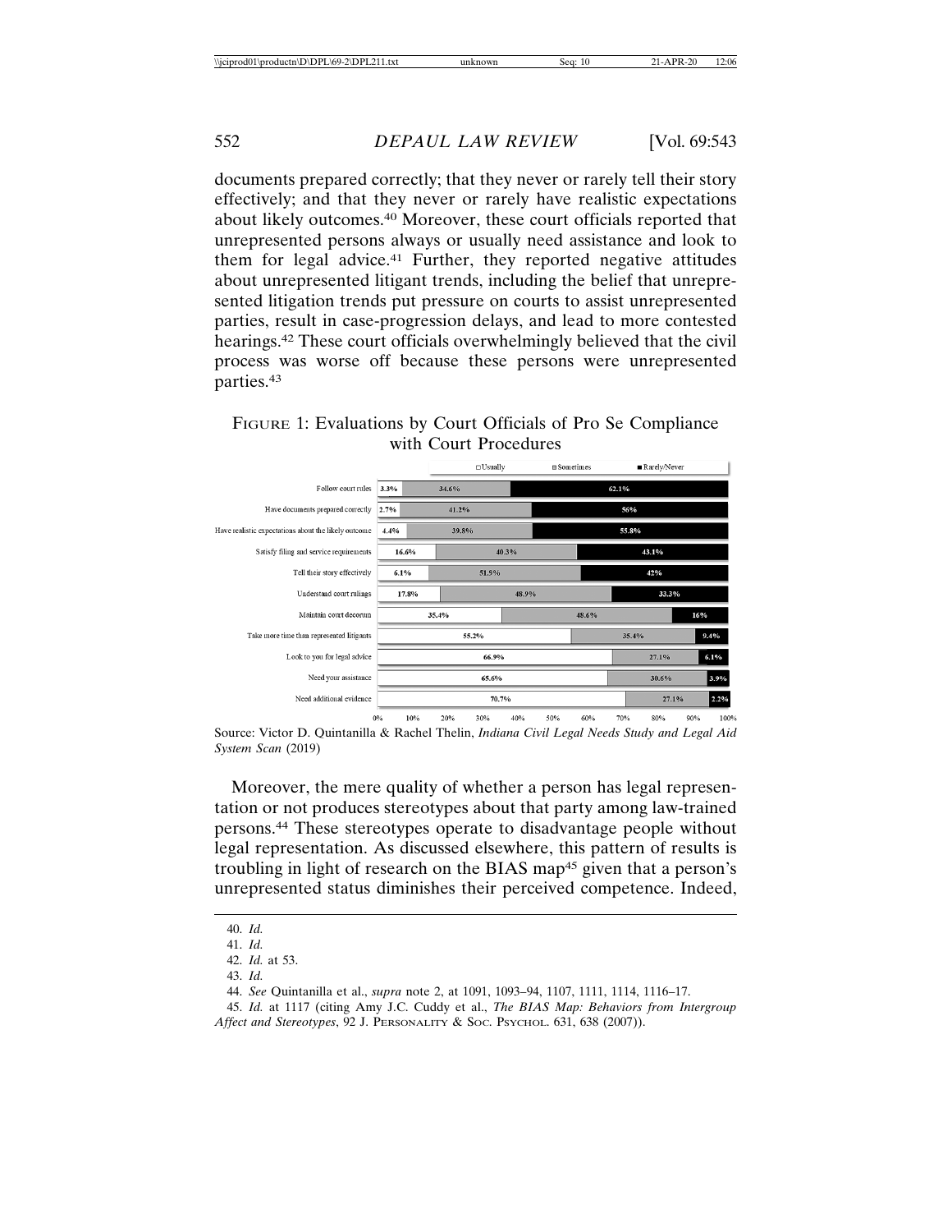documents prepared correctly; that they never or rarely tell their story effectively; and that they never or rarely have realistic expectations about likely outcomes.[40] Moreover, these court officials reported that unrepresented persons always or usually need assistance and look to them for legal advice.[41] Further, they reported negative attitudes about unrepresented litigant trends, including the belief that unrepresented litigation trends put pressure on courts to assist unrepresented parties, result in case-progression delays, and lead to more contested hearings.[42] These court officials overwhelmingly believed that the civil process was worse off because these persons were unrepresented parties.[43]

FIGURE 1: Evaluations by Court Officials of Pro Se Compliance with Court Procedures

| | Usually | Sometimes | Rarely/Never |
|---|---|---|---|
| Follow court rules | 3.3% | 34.6% | 62.1% |
| Have documents prepared correctly | 2.7% | 41.2% | 56% |
| Have realistic expectations about the likely outcome | 4.4% | 39.8% | 55.8% |
| Satisfy filing and service requirements | 16.6% | 40.3% | 43.1% |
| Tell their story effectively | 6.1% | 51.9% | 42% |
| Understand court rulings | 17.8% | 48.9% | 33.3% |
| Maintain court decorum | 35.4% | 48.6% | 16% |
| Take more time than represented litigants | 55.2% | 35.4% | 9.4% |
| Look to you for legal advice | 66.9% | 27.1% | 6.1% |
| Need your assistance | 65.6% | 30.6% | 3.9% |
| Need additional evidence | 70.7% | 27.1% | 2.2% |

Source: Victor D. Quintanilla & Rachel Thelin, *Indiana Civil Legal Needs Study and Legal Aid System Scan* (2019)

Moreover, the mere quality of whether a person has legal representation or not produces stereotypes about that party among law-trained persons.[44] These stereotypes operate to disadvantage people without legal representation. As discussed elsewhere, this pattern of results is troubling in light of research on the BIAS map[45] given that a person's unrepresented status diminishes their perceived competence. Indeed,

---

40. *Id.*

41. *Id.*

42. *Id.* at 53.

43. *Id.*

44. *See* Quintanilla et al., *supra* note 2, at 1091, 1093–94, 1107, 1111, 1114, 1116–17.

45. *Id.* at 1117 (citing Amy J.C. Cuddy et al., *The BIAS Map: Behaviors from Intergroup Affect and Stereotypes*, 92 J. PERSONALITY & SOC. PSYCHOL. 631, 638 (2007)).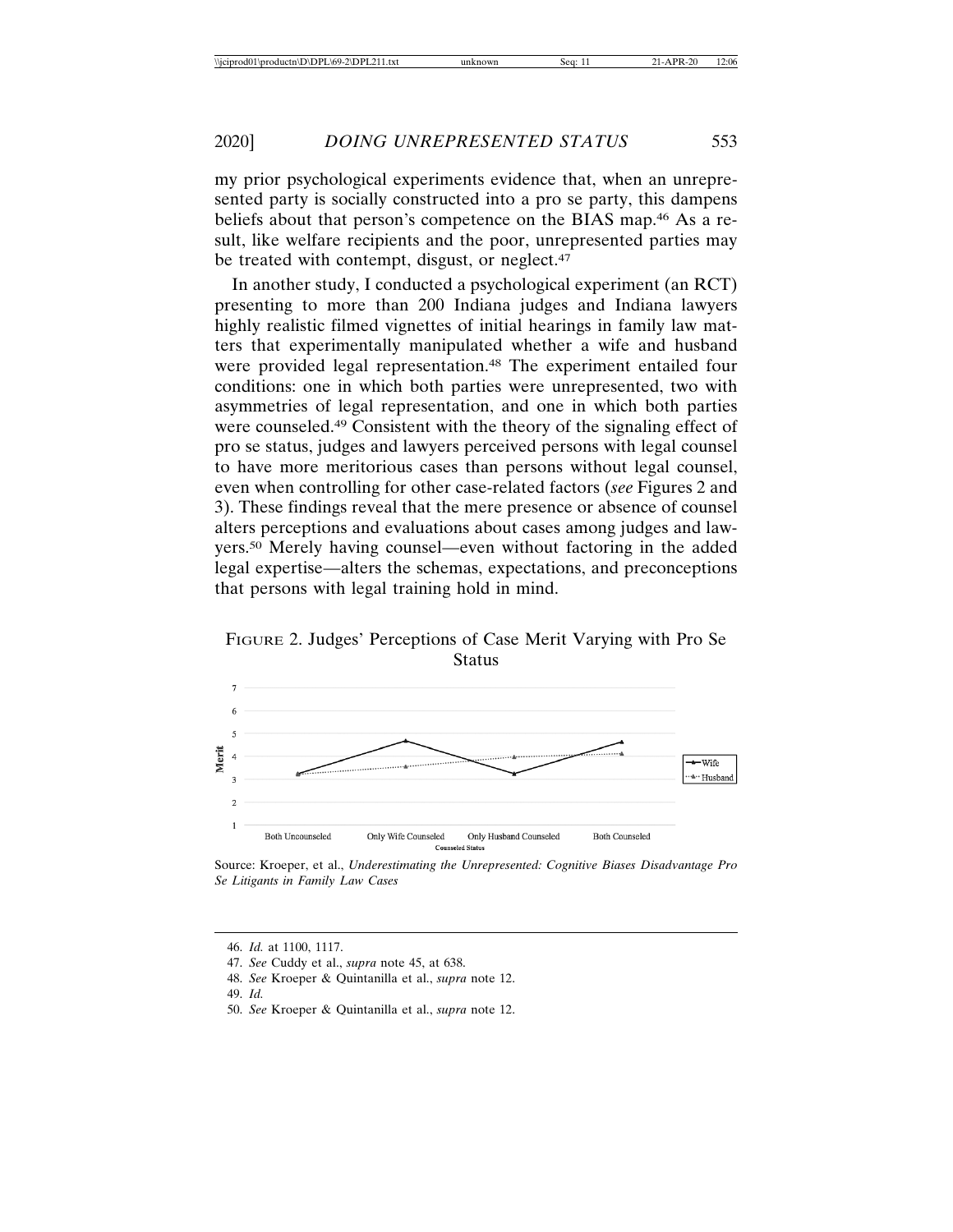my prior psychological experiments evidence that, when an unrepresented party is socially constructed into a pro se party, this dampens beliefs about that person's competence on the BIAS map.[46] As a result, like welfare recipients and the poor, unrepresented parties may be treated with contempt, disgust, or neglect.[47]

In another study, I conducted a psychological experiment (an RCT) presenting to more than 200 Indiana judges and Indiana lawyers highly realistic filmed vignettes of initial hearings in family law matters that experimentally manipulated whether a wife and husband were provided legal representation.[48] The experiment entailed four conditions: one in which both parties were unrepresented, two with asymmetries of legal representation, and one in which both parties were counseled.[49] Consistent with the theory of the signaling effect of pro se status, judges and lawyers perceived persons with legal counsel to have more meritorious cases than persons without legal counsel, even when controlling for other case-related factors (*see* Figures 2 and 3). These findings reveal that the mere presence or absence of counsel alters perceptions and evaluations about cases among judges and lawyers.[50] Merely having counsel—even without factoring in the added legal expertise—alters the schemas, expectations, and preconceptions that persons with legal training hold in mind.

FIGURE 2. Judges' Perceptions of Case Merit Varying with Pro Se Status

Source: Kroeper, et al., *Underestimating the Unrepresented: Cognitive Biases Disadvantage Pro Se Litigants in Family Law Cases*

46. *Id.* at 1100, 1117.

47. *See* Cuddy et al., *supra* note 45, at 638.

48. *See* Kroeper & Quintanilla et al., *supra* note 12.

49. *Id.*

50. *See* Kroeper & Quintanilla et al., *supra* note 12.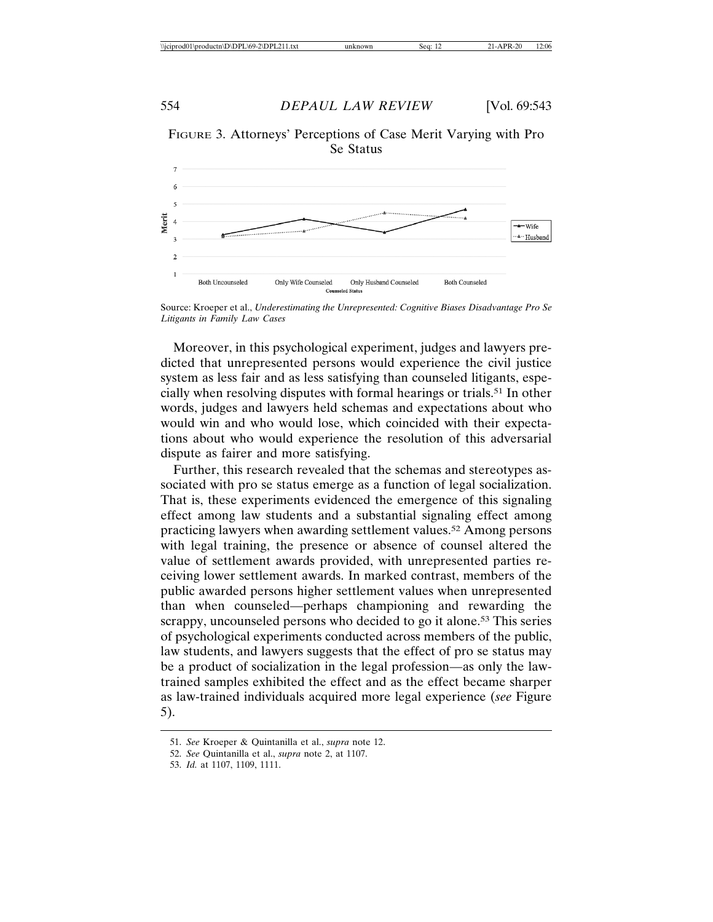FIGURE 3. Attorneys' Perceptions of Case Merit Varying with Pro Se Status

Source: Kroeper et al., *Underestimating the Unrepresented: Cognitive Biases Disadvantage Pro Se Litigants in Family Law Cases*

Moreover, in this psychological experiment, judges and lawyers predicted that unrepresented persons would experience the civil justice system as less fair and as less satisfying than counseled litigants, especially when resolving disputes with formal hearings or trials.[51] In other words, judges and lawyers held schemas and expectations about who would win and who would lose, which coincided with their expectations about who would experience the resolution of this adversarial dispute as fairer and more satisfying.

Further, this research revealed that the schemas and stereotypes associated with pro se status emerge as a function of legal socialization. That is, these experiments evidenced the emergence of this signaling effect among law students and a substantial signaling effect among practicing lawyers when awarding settlement values.[52] Among persons with legal training, the presence or absence of counsel altered the value of settlement awards provided, with unrepresented parties receiving lower settlement awards. In marked contrast, members of the public awarded persons higher settlement values when unrepresented than when counseled—perhaps championing and rewarding the scrappy, uncounseled persons who decided to go it alone.[53] This series of psychological experiments conducted across members of the public, law students, and lawyers suggests that the effect of pro se status may be a product of socialization in the legal profession—as only the law-trained samples exhibited the effect and as the effect became sharper as law-trained individuals acquired more legal experience (*see* Figure 5).

51. *See* Kroeper & Quintanilla et al., *supra* note 12.

52. *See* Quintanilla et al., *supra* note 2, at 1107.

53. *Id.* at 1107, 1109, 1111.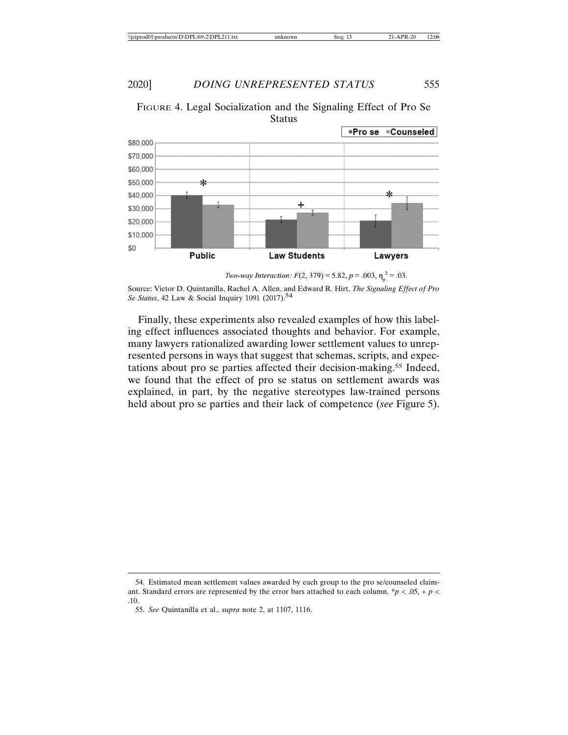FIGURE 4. Legal Socialization and the Signaling Effect of Pro Se Status

*Two-way Interaction:* $F(2, 379) = 5.82$, $p = .003$, $\eta_p^2 = .03$.

Source: Victor D. Quintanilla, Rachel A. Allen, and Edward R. Hirt, *The Signaling Effect of Pro Se Status*, 42 Law & Social Inquiry 1091 (2017).[54]

Finally, these experiments also revealed examples of how this labeling effect influences associated thoughts and behavior. For example, many lawyers rationalized awarding lower settlement values to unrepresented persons in ways that suggest that schemas, scripts, and expectations about pro se parties affected their decision-making.[55] Indeed, we found that the effect of pro se status on settlement awards was explained, in part, by the negative stereotypes law-trained persons held about pro se parties and their lack of competence (*see* Figure 5).

---

54. Estimated mean settlement values awarded by each group to the pro se/counseled claimant. Standard errors are represented by the error bars attached to each column. $*p < .05$, $+ p < .10$.

55. *See* Quintanilla et al., *supra* note 2, at 1107, 1116.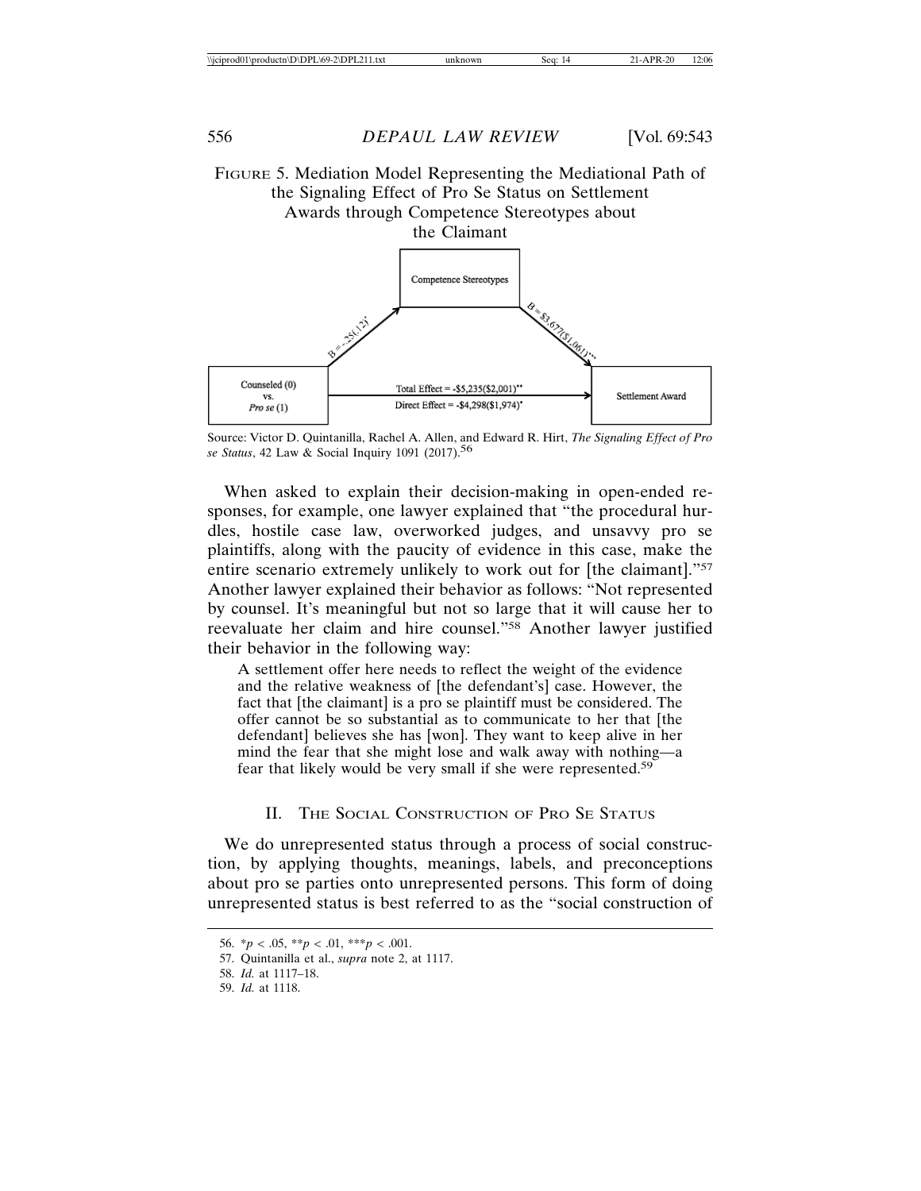FIGURE 5. Mediation Model Representing the Mediational Path of the Signaling Effect of Pro Se Status on Settlement Awards through Competence Stereotypes about the Claimant

Competence Stereotypes

B = -.25(.12)*

B = $3,677($1,061)***

Counseled (0) vs. *Pro se* (1)

Total Effect = -$5,235($2,001)**

Direct Effect = -$4,298($1,974)*

Settlement Award

Source: Victor D. Quintanilla, Rachel A. Allen, and Edward R. Hirt, *The Signaling Effect of Pro se Status*, 42 Law & Social Inquiry 1091 (2017).[56]

When asked to explain their decision-making in open-ended responses, for example, one lawyer explained that "the procedural hurdles, hostile case law, overworked judges, and unsavvy pro se plaintiffs, along with the paucity of evidence in this case, make the entire scenario extremely unlikely to work out for [the claimant]."[57] Another lawyer explained their behavior as follows: "Not represented by counsel. It's meaningful but not so large that it will cause her to reevaluate her claim and hire counsel."[58] Another lawyer justified their behavior in the following way:

> A settlement offer here needs to reflect the weight of the evidence and the relative weakness of [the defendant's] case. However, the fact that [the claimant] is a pro se plaintiff must be considered. The offer cannot be so substantial as to communicate to her that [the defendant] believes she has [won]. They want to keep alive in her mind the fear that she might lose and walk away with nothing—a fear that likely would be very small if she were represented.[59]

## II. The Social Construction of Pro Se Status

We do unrepresented status through a process of social construction, by applying thoughts, meanings, labels, and preconceptions about pro se parties onto unrepresented persons. This form of doing unrepresented status is best referred to as the "social construction of

---

56. *$p < .05$, **$p < .01$, ***$p < .001$.

57. Quintanilla et al., *supra* note 2, at 1117.

58. *Id.* at 1117–18.

59. *Id.* at 1118.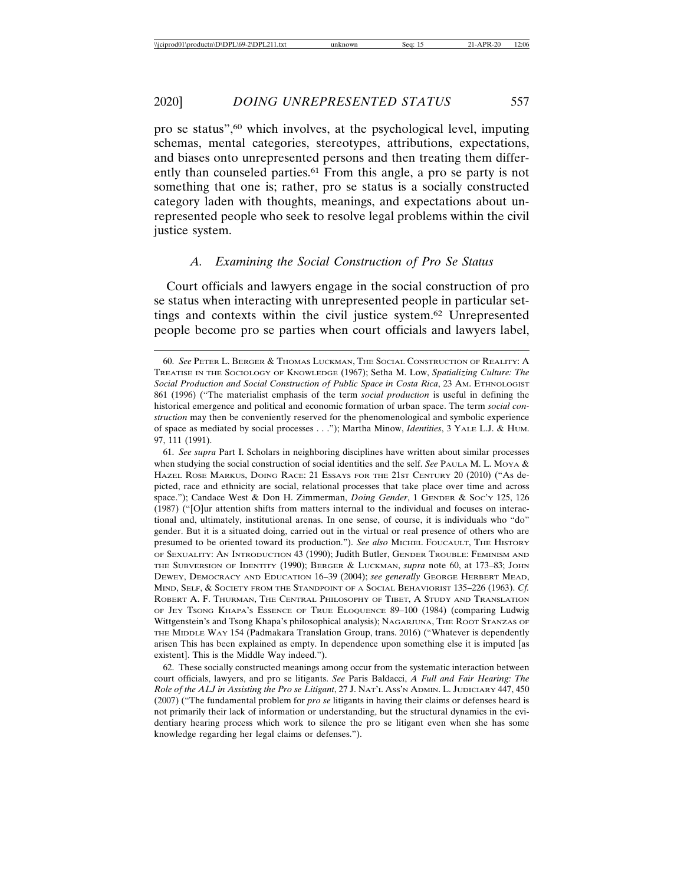pro se status",[60] which involves, at the psychological level, imputing schemas, mental categories, stereotypes, attributions, expectations, and biases onto unrepresented persons and then treating them differently than counseled parties.[61] From this angle, a pro se party is not something that one is; rather, pro se status is a socially constructed category laden with thoughts, meanings, and expectations about unrepresented people who seek to resolve legal problems within the civil justice system.

### A. *Examining the Social Construction of Pro Se Status*

Court officials and lawyers engage in the social construction of pro se status when interacting with unrepresented people in particular settings and contexts within the civil justice system.[62] Unrepresented people become pro se parties when court officials and lawyers label,

---

60. *See* PETER L. BERGER & THOMAS LUCKMAN, THE SOCIAL CONSTRUCTION OF REALITY: A TREATISE IN THE SOCIOLOGY OF KNOWLEDGE (1967); Setha M. Low, *Spatializing Culture: The Social Production and Social Construction of Public Space in Costa Rica*, 23 AM. ETHNOLOGIST 861 (1996) ("The materialist emphasis of the term *social production* is useful in defining the historical emergence and political and economic formation of urban space. The term *social construction* may then be conveniently reserved for the phenomenological and symbolic experience of space as mediated by social processes . . ."); Martha Minow, *Identities*, 3 YALE L.J. & HUM. 97, 111 (1991).

61. *See supra* Part I. Scholars in neighboring disciplines have written about similar processes when studying the social construction of social identities and the self. *See* PAULA M. L. MOYA & HAZEL ROSE MARKUS, DOING RACE: 21 ESSAYS FOR THE 21ST CENTURY 20 (2010) ("As depicted, race and ethnicity are social, relational processes that take place over time and across space."); Candace West & Don H. Zimmerman, *Doing Gender*, 1 GENDER & SOC'Y 125, 126 (1987) ("[O]ur attention shifts from matters internal to the individual and focuses on interactional and, ultimately, institutional arenas. In one sense, of course, it is individuals who "do" gender. But it is a situated doing, carried out in the virtual or real presence of others who are presumed to be oriented toward its production."). *See also* MICHEL FOUCAULT, THE HISTORY OF SEXUALITY: AN INTRODUCTION 43 (1990); Judith Butler, GENDER TROUBLE: FEMINISM AND THE SUBVERSION OF IDENTITY (1990); BERGER & LUCKMAN, *supra* note 60, at 173–83; JOHN DEWEY, DEMOCRACY AND EDUCATION 16–39 (2004); *see generally* GEORGE HERBERT MEAD, MIND, SELF, & SOCIETY FROM THE STANDPOINT OF A SOCIAL BEHAVIORIST 135–226 (1963). *Cf.* ROBERT A. F. THURMAN, THE CENTRAL PHILOSOPHY OF TIBET, A STUDY AND TRANSLATION OF JEY TSONG KHAPA'S ESSENCE OF TRUE ELOQUENCE 89–100 (1984) (comparing Ludwig Wittgenstein's and Tsong Khapa's philosophical analysis); NAGARJUNA, THE ROOT STANZAS OF THE MIDDLE WAY 154 (Padmakara Translation Group, trans. 2016) ("Whatever is dependently arisen This has been explained as empty. In dependence upon something else it is imputed [as existent]. This is the Middle Way indeed.").

62. These socially constructed meanings among occur from the systematic interaction between court officials, lawyers, and pro se litigants. *See* Paris Baldacci, *A Full and Fair Hearing: The Role of the ALJ in Assisting the Pro se Litigant*, 27 J. NAT'L ASS'N ADMIN. L. JUDICIARY 447, 450 (2007) ("The fundamental problem for *pro se* litigants in having their claims or defenses heard is not primarily their lack of information or understanding, but the structural dynamics in the evidentiary hearing process which work to silence the pro se litigant even when she has some knowledge regarding her legal claims or defenses.").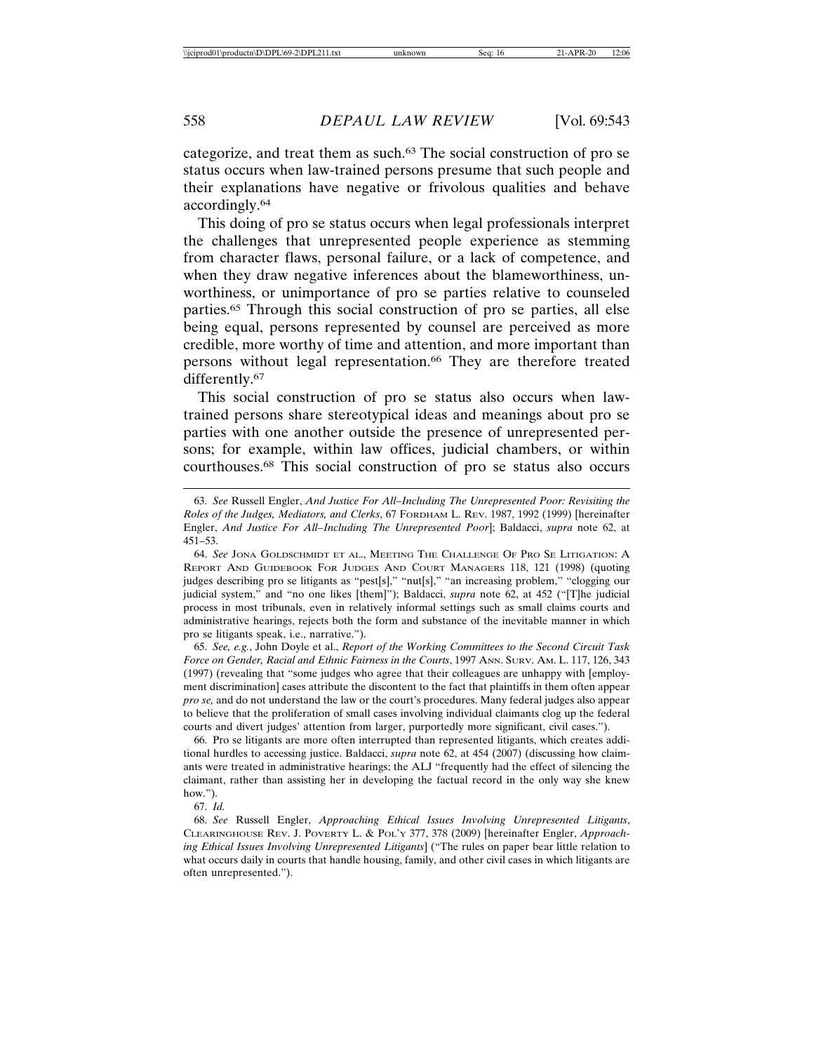categorize, and treat them as such.[63] The social construction of pro se status occurs when law-trained persons presume that such people and their explanations have negative or frivolous qualities and behave accordingly.[64]

This doing of pro se status occurs when legal professionals interpret the challenges that unrepresented people experience as stemming from character flaws, personal failure, or a lack of competence, and when they draw negative inferences about the blameworthiness, unworthiness, or unimportance of pro se parties relative to counseled parties.[65] Through this social construction of pro se parties, all else being equal, persons represented by counsel are perceived as more credible, more worthy of time and attention, and more important than persons without legal representation.[66] They are therefore treated differently.[67]

This social construction of pro se status also occurs when law-trained persons share stereotypical ideas and meanings about pro se parties with one another outside the presence of unrepresented persons; for example, within law offices, judicial chambers, or within courthouses.[68] This social construction of pro se status also occurs

---

63. *See* Russell Engler, *And Justice For All–Including The Unrepresented Poor: Revisiting the Roles of the Judges, Mediators, and Clerks*, 67 FORDHAM L. REV. 1987, 1992 (1999) [hereinafter Engler, *And Justice For All–Including The Unrepresented Poor*]; Baldacci, *supra* note 62, at 451–53.

64. *See* JONA GOLDSCHMIDT ET AL., MEETING THE CHALLENGE OF PRO SE LITIGATION: A REPORT AND GUIDEBOOK FOR JUDGES AND COURT MANAGERS 118, 121 (1998) (quoting judges describing pro se litigants as "pest[s]," "nut[s]," "an increasing problem," "clogging our judicial system," and "no one likes [them]"); Baldacci, *supra* note 62, at 452 ("[T]he judicial process in most tribunals, even in relatively informal settings such as small claims courts and administrative hearings, rejects both the form and substance of the inevitable manner in which pro se litigants speak, i.e., narrative.").

65. *See, e.g.*, John Doyle et al., *Report of the Working Committees to the Second Circuit Task Force on Gender, Racial and Ethnic Fairness in the Courts*, 1997 ANN. SURV. AM. L. 117, 126, 343 (1997) (revealing that "some judges who agree that their colleagues are unhappy with [employment discrimination] cases attribute the discontent to the fact that plaintiffs in them often appear *pro se,* and do not understand the law or the court's procedures. Many federal judges also appear to believe that the proliferation of small cases involving individual claimants clog up the federal courts and divert judges' attention from larger, purportedly more significant, civil cases.").

66. Pro se litigants are more often interrupted than represented litigants, which creates additional hurdles to accessing justice. Baldacci, *supra* note 62, at 454 (2007) (discussing how claimants were treated in administrative hearings; the ALJ "frequently had the effect of silencing the claimant, rather than assisting her in developing the factual record in the only way she knew how.").

67. *Id.*

68. *See* Russell Engler, *Approaching Ethical Issues Involving Unrepresented Litigants*, CLEARINGHOUSE REV. J. POVERTY L. & POL'Y 377, 378 (2009) [hereinafter Engler, *Approaching Ethical Issues Involving Unrepresented Litigants*] ("The rules on paper bear little relation to what occurs daily in courts that handle housing, family, and other civil cases in which litigants are often unrepresented.").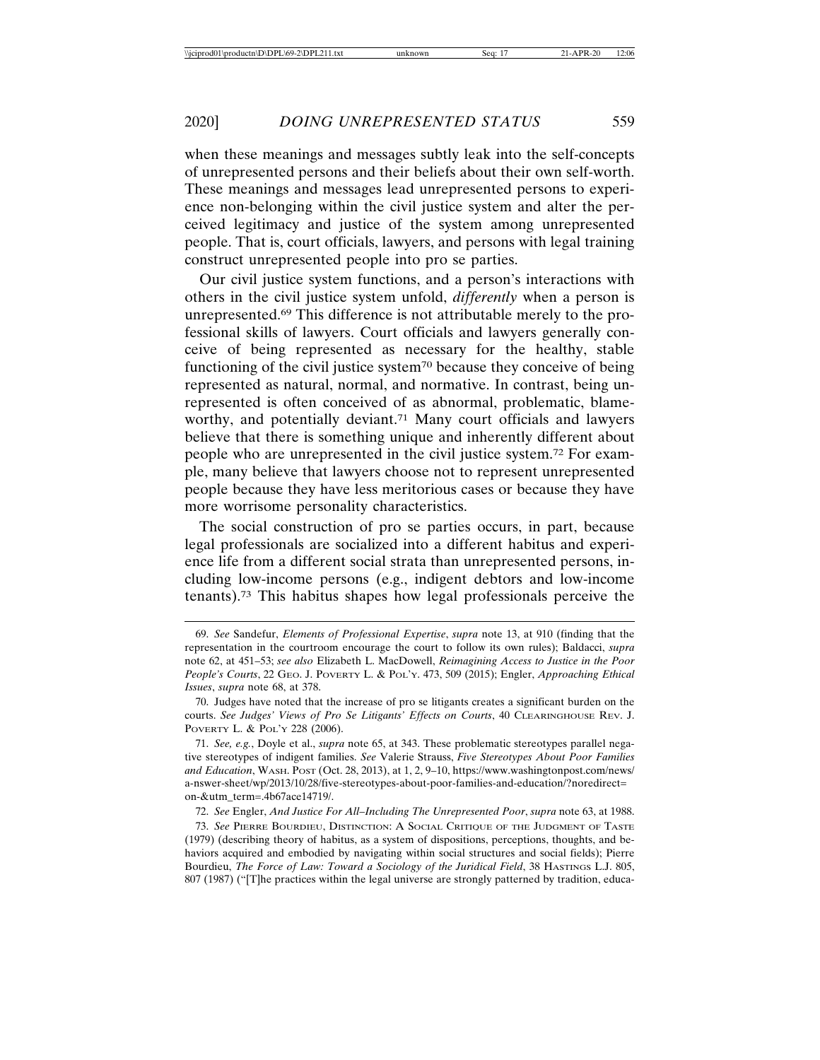when these meanings and messages subtly leak into the self-concepts of unrepresented persons and their beliefs about their own self-worth. These meanings and messages lead unrepresented persons to experience non-belonging within the civil justice system and alter the perceived legitimacy and justice of the system among unrepresented people. That is, court officials, lawyers, and persons with legal training construct unrepresented people into pro se parties.

Our civil justice system functions, and a person's interactions with others in the civil justice system unfold, *differently* when a person is unrepresented.[69] This difference is not attributable merely to the professional skills of lawyers. Court officials and lawyers generally conceive of being represented as necessary for the healthy, stable functioning of the civil justice system[70] because they conceive of being represented as natural, normal, and normative. In contrast, being unrepresented is often conceived of as abnormal, problematic, blameworthy, and potentially deviant.[71] Many court officials and lawyers believe that there is something unique and inherently different about people who are unrepresented in the civil justice system.[72] For example, many believe that lawyers choose not to represent unrepresented people because they have less meritorious cases or because they have more worrisome personality characteristics.

The social construction of pro se parties occurs, in part, because legal professionals are socialized into a different habitus and experience life from a different social strata than unrepresented persons, including low-income persons (e.g., indigent debtors and low-income tenants).[73] This habitus shapes how legal professionals perceive the

---

69. *See* Sandefur, *Elements of Professional Expertise*, *supra* note 13, at 910 (finding that the representation in the courtroom encourage the court to follow its own rules); Baldacci, *supra* note 62, at 451–53; *see also* Elizabeth L. MacDowell, *Reimagining Access to Justice in the Poor People's Courts*, 22 GEO. J. POVERTY L. & POL'Y. 473, 509 (2015); Engler, *Approaching Ethical Issues*, *supra* note 68, at 378.

70. Judges have noted that the increase of pro se litigants creates a significant burden on the courts. *See Judges' Views of Pro Se Litigants' Effects on Courts*, 40 CLEARINGHOUSE REV. J. POVERTY L. & POL'Y 228 (2006).

71. *See, e.g.*, Doyle et al., *supra* note 65, at 343. These problematic stereotypes parallel negative stereotypes of indigent families. *See* Valerie Strauss, *Five Stereotypes About Poor Families and Education*, WASH. POST (Oct. 28, 2013), at 1, 2, 9–10, https://www.washingtonpost.com/news/a-nswer-sheet/wp/2013/10/28/five-stereotypes-about-poor-families-and-education/?noredirect=on-&utm_term=.4b67ace14719/.

72. *See* Engler, *And Justice For All–Including The Unrepresented Poor*, *supra* note 63, at 1988.

73. *See* PIERRE BOURDIEU, DISTINCTION: A SOCIAL CRITIQUE OF THE JUDGMENT OF TASTE (1979) (describing theory of habitus, as a system of dispositions, perceptions, thoughts, and behaviors acquired and embodied by navigating within social structures and social fields); Pierre Bourdieu, *The Force of Law: Toward a Sociology of the Juridical Field*, 38 HASTINGS L.J. 805, 807 (1987) ("[T]he practices within the legal universe are strongly patterned by tradition, educa-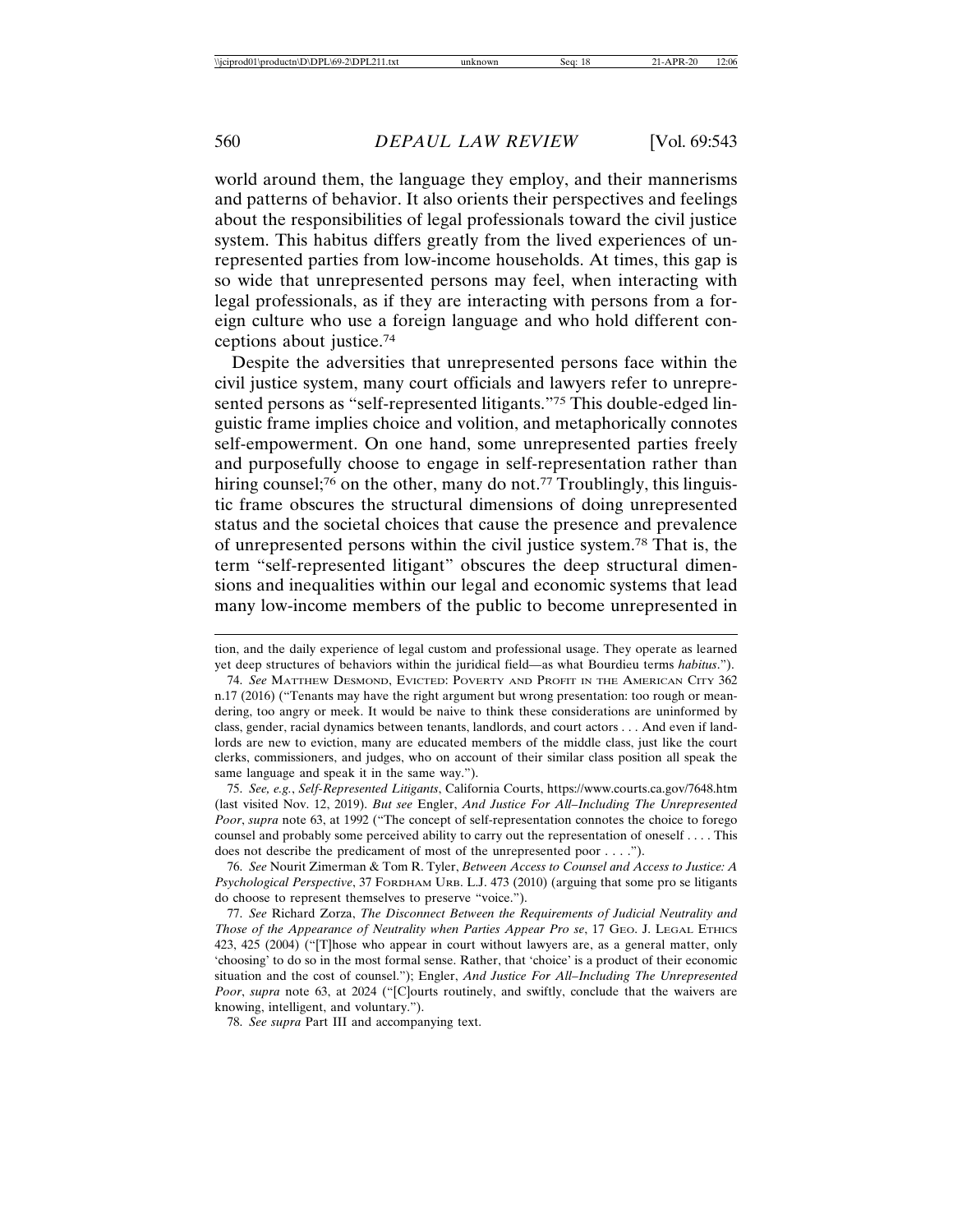world around them, the language they employ, and their mannerisms and patterns of behavior. It also orients their perspectives and feelings about the responsibilities of legal professionals toward the civil justice system. This habitus differs greatly from the lived experiences of unrepresented parties from low-income households. At times, this gap is so wide that unrepresented persons may feel, when interacting with legal professionals, as if they are interacting with persons from a foreign culture who use a foreign language and who hold different conceptions about justice.[74]

Despite the adversities that unrepresented persons face within the civil justice system, many court officials and lawyers refer to unrepresented persons as "self-represented litigants."[75] This double-edged linguistic frame implies choice and volition, and metaphorically connotes self-empowerment. On one hand, some unrepresented parties freely and purposefully choose to engage in self-representation rather than hiring counsel;[76] on the other, many do not.[77] Troublingly, this linguistic frame obscures the structural dimensions of doing unrepresented status and the societal choices that cause the presence and prevalence of unrepresented persons within the civil justice system.[78] That is, the term "self-represented litigant" obscures the deep structural dimensions and inequalities within our legal and economic systems that lead many low-income members of the public to become unrepresented in

---

tion, and the daily experience of legal custom and professional usage. They operate as learned yet deep structures of behaviors within the juridical field—as what Bourdieu terms *habitus*.").

74. *See* MATTHEW DESMOND, EVICTED: POVERTY AND PROFIT IN THE AMERICAN CITY 362 n.17 (2016) ("Tenants may have the right argument but wrong presentation: too rough or meandering, too angry or meek. It would be naive to think these considerations are uninformed by class, gender, racial dynamics between tenants, landlords, and court actors . . . And even if landlords are new to eviction, many are educated members of the middle class, just like the court clerks, commissioners, and judges, who on account of their similar class position all speak the same language and speak it in the same way.").

75. *See, e.g.*, *Self-Represented Litigants*, California Courts, https://www.courts.ca.gov/7648.htm (last visited Nov. 12, 2019). *But see* Engler, *And Justice For All–Including The Unrepresented Poor*, *supra* note 63, at 1992 ("The concept of self-representation connotes the choice to forego counsel and probably some perceived ability to carry out the representation of oneself . . . . This does not describe the predicament of most of the unrepresented poor . . . .").

76. *See* Nourit Zimerman & Tom R. Tyler, *Between Access to Counsel and Access to Justice: A Psychological Perspective*, 37 FORDHAM URB. L.J. 473 (2010) (arguing that some pro se litigants do choose to represent themselves to preserve "voice.").

77. *See* Richard Zorza, *The Disconnect Between the Requirements of Judicial Neutrality and Those of the Appearance of Neutrality when Parties Appear Pro se*, 17 GEO. J. LEGAL ETHICS 423, 425 (2004) ("[T]hose who appear in court without lawyers are, as a general matter, only 'choosing' to do so in the most formal sense. Rather, that 'choice' is a product of their economic situation and the cost of counsel."); Engler, *And Justice For All–Including The Unrepresented Poor*, *supra* note 63, at 2024 ("[C]ourts routinely, and swiftly, conclude that the waivers are knowing, intelligent, and voluntary.").

78. *See supra* Part III and accompanying text.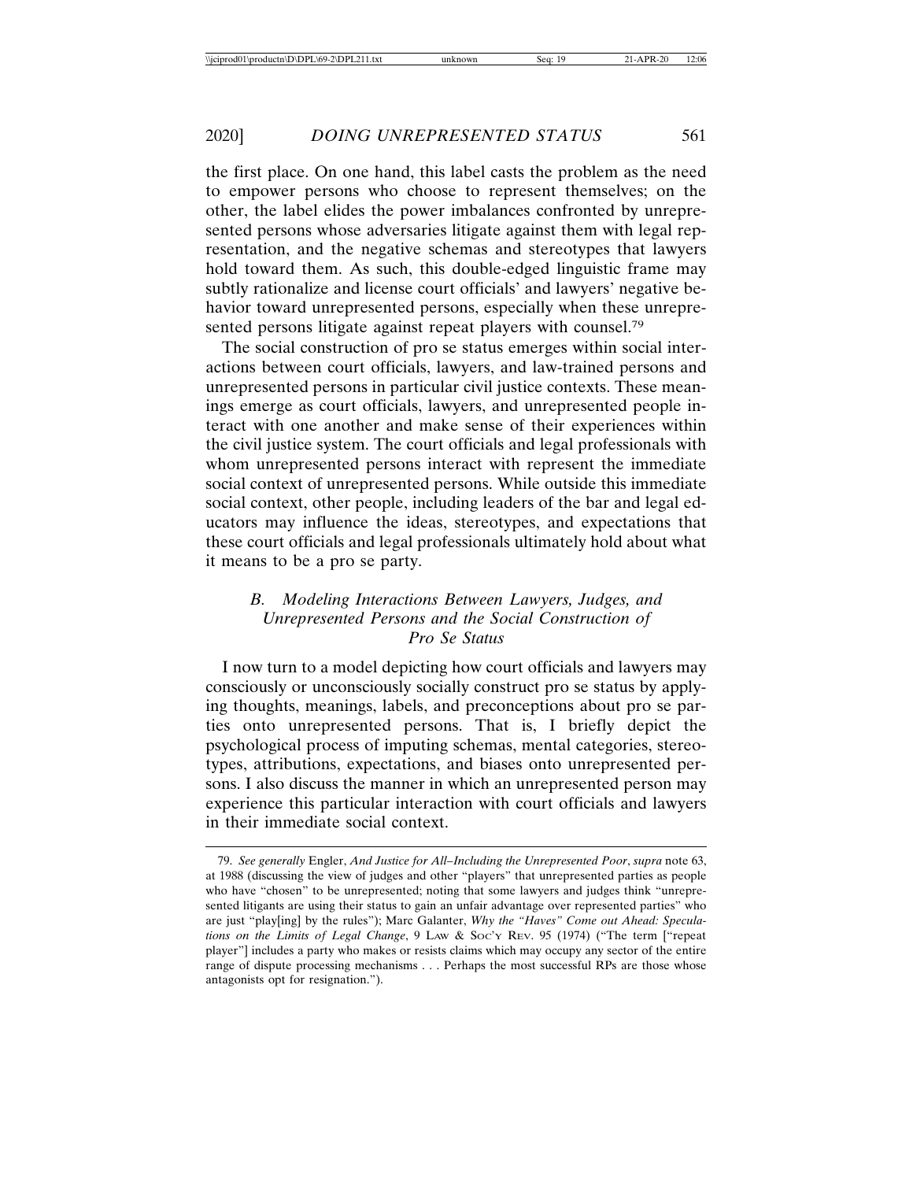the first place. On one hand, this label casts the problem as the need to empower persons who choose to represent themselves; on the other, the label elides the power imbalances confronted by unrepresented persons whose adversaries litigate against them with legal representation, and the negative schemas and stereotypes that lawyers hold toward them. As such, this double-edged linguistic frame may subtly rationalize and license court officials' and lawyers' negative behavior toward unrepresented persons, especially when these unrepresented persons litigate against repeat players with counsel.[79]

The social construction of pro se status emerges within social interactions between court officials, lawyers, and law-trained persons and unrepresented persons in particular civil justice contexts. These meanings emerge as court officials, lawyers, and unrepresented people interact with one another and make sense of their experiences within the civil justice system. The court officials and legal professionals with whom unrepresented persons interact with represent the immediate social context of unrepresented persons. While outside this immediate social context, other people, including leaders of the bar and legal educators may influence the ideas, stereotypes, and expectations that these court officials and legal professionals ultimately hold about what it means to be a pro se party.

### *B. Modeling Interactions Between Lawyers, Judges, and Unrepresented Persons and the Social Construction of Pro Se Status*

I now turn to a model depicting how court officials and lawyers may consciously or unconsciously socially construct pro se status by applying thoughts, meanings, labels, and preconceptions about pro se parties onto unrepresented persons. That is, I briefly depict the psychological process of imputing schemas, mental categories, stereotypes, attributions, expectations, and biases onto unrepresented persons. I also discuss the manner in which an unrepresented person may experience this particular interaction with court officials and lawyers in their immediate social context.

---

79. *See generally* Engler, *And Justice for All–Including the Unrepresented Poor*, *supra* note 63, at 1988 (discussing the view of judges and other "players" that unrepresented parties as people who have "chosen" to be unrepresented; noting that some lawyers and judges think "unrepresented litigants are using their status to gain an unfair advantage over represented parties" who are just "play[ing] by the rules"); Marc Galanter, *Why the "Haves" Come out Ahead: Speculations on the Limits of Legal Change*, 9 LAW & SOC'Y REV. 95 (1974) ("The term ["repeat player"] includes a party who makes or resists claims which may occupy any sector of the entire range of dispute processing mechanisms . . . Perhaps the most successful RPs are those whose antagonists opt for resignation.").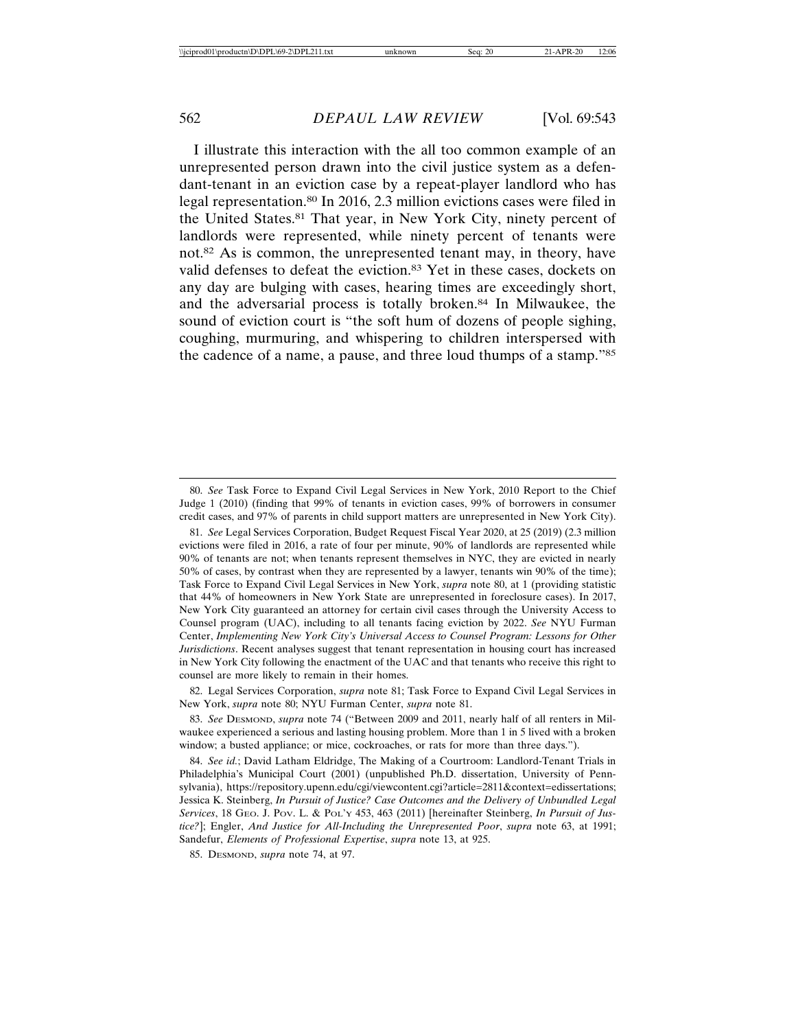I illustrate this interaction with the all too common example of an unrepresented person drawn into the civil justice system as a defendant-tenant in an eviction case by a repeat-player landlord who has legal representation.[80] In 2016, 2.3 million evictions cases were filed in the United States.[81] That year, in New York City, ninety percent of landlords were represented, while ninety percent of tenants were not.[82] As is common, the unrepresented tenant may, in theory, have valid defenses to defeat the eviction.[83] Yet in these cases, dockets on any day are bulging with cases, hearing times are exceedingly short, and the adversarial process is totally broken.[84] In Milwaukee, the sound of eviction court is "the soft hum of dozens of people sighing, coughing, murmuring, and whispering to children interspersed with the cadence of a name, a pause, and three loud thumps of a stamp."[85]

---

80. *See* Task Force to Expand Civil Legal Services in New York, 2010 Report to the Chief Judge 1 (2010) (finding that 99% of tenants in eviction cases, 99% of borrowers in consumer credit cases, and 97% of parents in child support matters are unrepresented in New York City).

81. *See* Legal Services Corporation, Budget Request Fiscal Year 2020, at 25 (2019) (2.3 million evictions were filed in 2016, a rate of four per minute, 90% of landlords are represented while 90% of tenants are not; when tenants represent themselves in NYC, they are evicted in nearly 50% of cases, by contrast when they are represented by a lawyer, tenants win 90% of the time); Task Force to Expand Civil Legal Services in New York, *supra* note 80, at 1 (providing statistic that 44% of homeowners in New York State are unrepresented in foreclosure cases). In 2017, New York City guaranteed an attorney for certain civil cases through the University Access to Counsel program (UAC), including to all tenants facing eviction by 2022. *See* NYU Furman Center, *Implementing New York City's Universal Access to Counsel Program: Lessons for Other Jurisdictions*. Recent analyses suggest that tenant representation in housing court has increased in New York City following the enactment of the UAC and that tenants who receive this right to counsel are more likely to remain in their homes.

82. Legal Services Corporation, *supra* note 81; Task Force to Expand Civil Legal Services in New York, *supra* note 80; NYU Furman Center, *supra* note 81.

83. *See* DESMOND, *supra* note 74 ("Between 2009 and 2011, nearly half of all renters in Milwaukee experienced a serious and lasting housing problem. More than 1 in 5 lived with a broken window; a busted appliance; or mice, cockroaches, or rats for more than three days.").

84. *See id.*; David Latham Eldridge, The Making of a Courtroom: Landlord-Tenant Trials in Philadelphia's Municipal Court (2001) (unpublished Ph.D. dissertation, University of Pennsylvania), https://repository.upenn.edu/cgi/viewcontent.cgi?article=2811&context=edissertations; Jessica K. Steinberg, *In Pursuit of Justice? Case Outcomes and the Delivery of Unbundled Legal Services*, 18 GEO. J. POV. L. & POL'Y 453, 463 (2011) [hereinafter Steinberg, *In Pursuit of Justice?*]; Engler, *And Justice for All-Including the Unrepresented Poor*, *supra* note 63, at 1991; Sandefur, *Elements of Professional Expertise*, *supra* note 13, at 925.

85. DESMOND, *supra* note 74, at 97.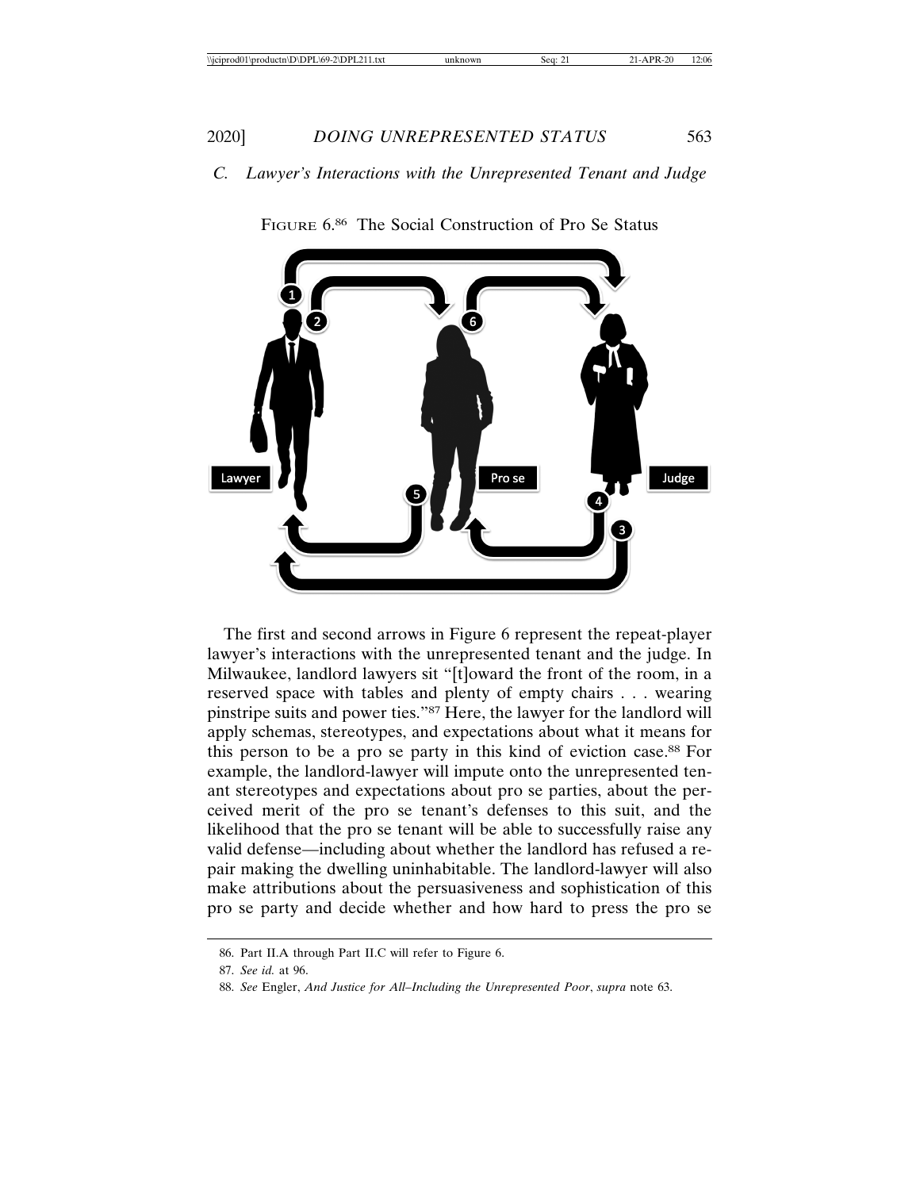### C. Lawyer's Interactions with the Unrepresented Tenant and Judge

FIGURE 6.[86] The Social Construction of Pro Se Status

Lawyer Pro se Judge

The first and second arrows in Figure 6 represent the repeat-player lawyer's interactions with the unrepresented tenant and the judge. In Milwaukee, landlord lawyers sit "[t]oward the front of the room, in a reserved space with tables and plenty of empty chairs . . . wearing pinstripe suits and power ties."[87] Here, the lawyer for the landlord will apply schemas, stereotypes, and expectations about what it means for this person to be a pro se party in this kind of eviction case.[88] For example, the landlord-lawyer will impute onto the unrepresented tenant stereotypes and expectations about pro se parties, about the perceived merit of the pro se tenant's defenses to this suit, and the likelihood that the pro se tenant will be able to successfully raise any valid defense—including about whether the landlord has refused a repair making the dwelling uninhabitable. The landlord-lawyer will also make attributions about the persuasiveness and sophistication of this pro se party and decide whether and how hard to press the pro se

---

86. Part II.A through Part II.C will refer to Figure 6.

87. *See id.* at 96.

88. *See* Engler, *And Justice for All–Including the Unrepresented Poor*, *supra* note 63.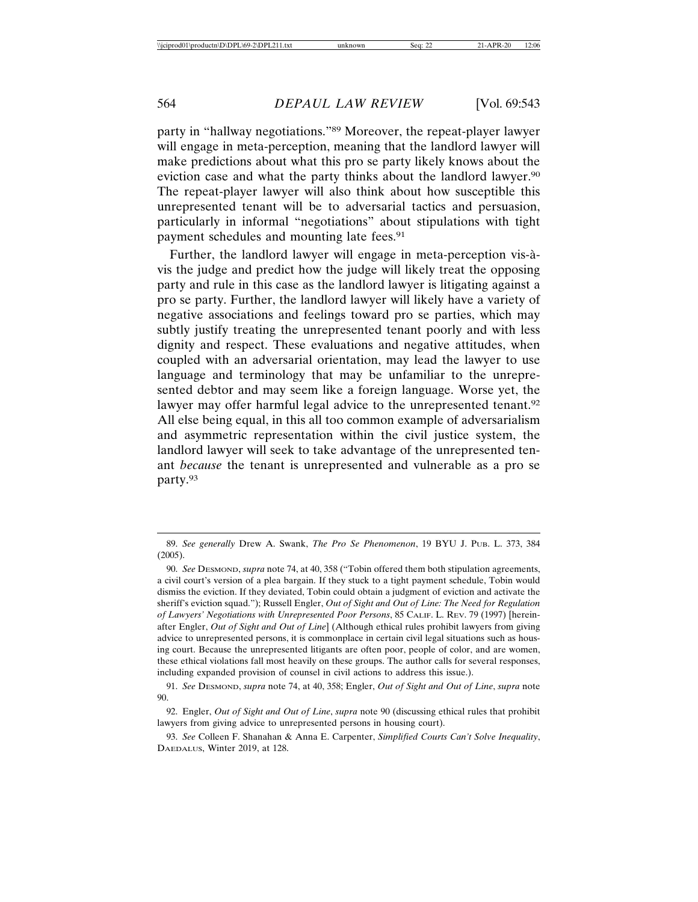party in "hallway negotiations."[89] Moreover, the repeat-player lawyer will engage in meta-perception, meaning that the landlord lawyer will make predictions about what this pro se party likely knows about the eviction case and what the party thinks about the landlord lawyer.[90] The repeat-player lawyer will also think about how susceptible this unrepresented tenant will be to adversarial tactics and persuasion, particularly in informal "negotiations" about stipulations with tight payment schedules and mounting late fees.[91]

Further, the landlord lawyer will engage in meta-perception vis-à-vis the judge and predict how the judge will likely treat the opposing party and rule in this case as the landlord lawyer is litigating against a pro se party. Further, the landlord lawyer will likely have a variety of negative associations and feelings toward pro se parties, which may subtly justify treating the unrepresented tenant poorly and with less dignity and respect. These evaluations and negative attitudes, when coupled with an adversarial orientation, may lead the lawyer to use language and terminology that may be unfamiliar to the unrepresented debtor and may seem like a foreign language. Worse yet, the lawyer may offer harmful legal advice to the unrepresented tenant.[92] All else being equal, in this all too common example of adversarialism and asymmetric representation within the civil justice system, the landlord lawyer will seek to take advantage of the unrepresented tenant *because* the tenant is unrepresented and vulnerable as a pro se party.[93]

---

89. *See generally* Drew A. Swank, *The Pro Se Phenomenon*, 19 BYU J. PUB. L. 373, 384 (2005).

90. *See* DESMOND, *supra* note 74, at 40, 358 ("Tobin offered them both stipulation agreements, a civil court's version of a plea bargain. If they stuck to a tight payment schedule, Tobin would dismiss the eviction. If they deviated, Tobin could obtain a judgment of eviction and activate the sheriff's eviction squad."); Russell Engler, *Out of Sight and Out of Line: The Need for Regulation of Lawyers' Negotiations with Unrepresented Poor Persons*, 85 CALIF. L. REV. 79 (1997) [hereinafter Engler, *Out of Sight and Out of Line*] (Although ethical rules prohibit lawyers from giving advice to unrepresented persons, it is commonplace in certain civil legal situations such as housing court. Because the unrepresented litigants are often poor, people of color, and are women, these ethical violations fall most heavily on these groups. The author calls for several responses, including expanded provision of counsel in civil actions to address this issue.).

91. *See* DESMOND, *supra* note 74, at 40, 358; Engler, *Out of Sight and Out of Line*, *supra* note 90.

92. Engler, *Out of Sight and Out of Line*, *supra* note 90 (discussing ethical rules that prohibit lawyers from giving advice to unrepresented persons in housing court).

93. *See* Colleen F. Shanahan & Anna E. Carpenter, *Simplified Courts Can't Solve Inequality*, DAEDALUS, Winter 2019, at 128.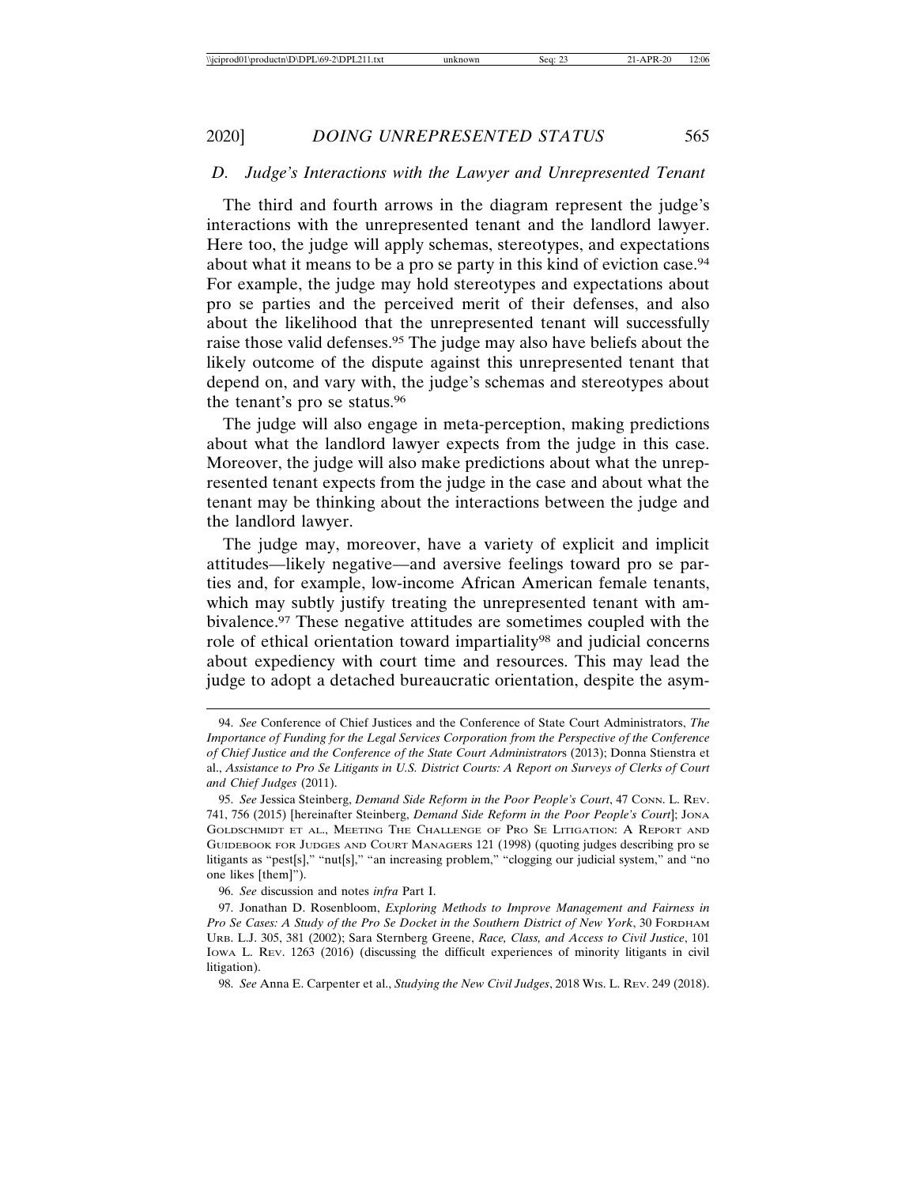### D. Judge's Interactions with the Lawyer and Unrepresented Tenant

The third and fourth arrows in the diagram represent the judge's interactions with the unrepresented tenant and the landlord lawyer. Here too, the judge will apply schemas, stereotypes, and expectations about what it means to be a pro se party in this kind of eviction case.[94] For example, the judge may hold stereotypes and expectations about pro se parties and the perceived merit of their defenses, and also about the likelihood that the unrepresented tenant will successfully raise those valid defenses.[95] The judge may also have beliefs about the likely outcome of the dispute against this unrepresented tenant that depend on, and vary with, the judge's schemas and stereotypes about the tenant's pro se status.[96]

The judge will also engage in meta-perception, making predictions about what the landlord lawyer expects from the judge in this case. Moreover, the judge will also make predictions about what the unrepresented tenant expects from the judge in the case and about what the tenant may be thinking about the interactions between the judge and the landlord lawyer.

The judge may, moreover, have a variety of explicit and implicit attitudes—likely negative—and aversive feelings toward pro se parties and, for example, low-income African American female tenants, which may subtly justify treating the unrepresented tenant with ambivalence.[97] These negative attitudes are sometimes coupled with the role of ethical orientation toward impartiality[98] and judicial concerns about expediency with court time and resources. This may lead the judge to adopt a detached bureaucratic orientation, despite the asym-

---

94. *See* Conference of Chief Justices and the Conference of State Court Administrators, *The Importance of Funding for the Legal Services Corporation from the Perspective of the Conference of Chief Justice and the Conference of the State Court Administrators* (2013); Donna Stienstra et al., *Assistance to Pro Se Litigants in U.S. District Courts: A Report on Surveys of Clerks of Court and Chief Judges* (2011).

95. *See* Jessica Steinberg, *Demand Side Reform in the Poor People's Court*, 47 CONN. L. REV. 741, 756 (2015) [hereinafter Steinberg, *Demand Side Reform in the Poor People's Court*]; JONA GOLDSCHMIDT ET AL., MEETING THE CHALLENGE OF PRO SE LITIGATION: A REPORT AND GUIDEBOOK FOR JUDGES AND COURT MANAGERS 121 (1998) (quoting judges describing pro se litigants as "pest[s]," "nut[s]," "an increasing problem," "clogging our judicial system," and "no one likes [them]").

96. *See* discussion and notes *infra* Part I.

97. Jonathan D. Rosenbloom, *Exploring Methods to Improve Management and Fairness in Pro Se Cases: A Study of the Pro Se Docket in the Southern District of New York*, 30 FORDHAM URB. L.J. 305, 381 (2002); Sara Sternberg Greene, *Race, Class, and Access to Civil Justice*, 101 IOWA L. REV. 1263 (2016) (discussing the difficult experiences of minority litigants in civil litigation).

98. *See* Anna E. Carpenter et al., *Studying the New Civil Judges*, 2018 WIS. L. REV. 249 (2018).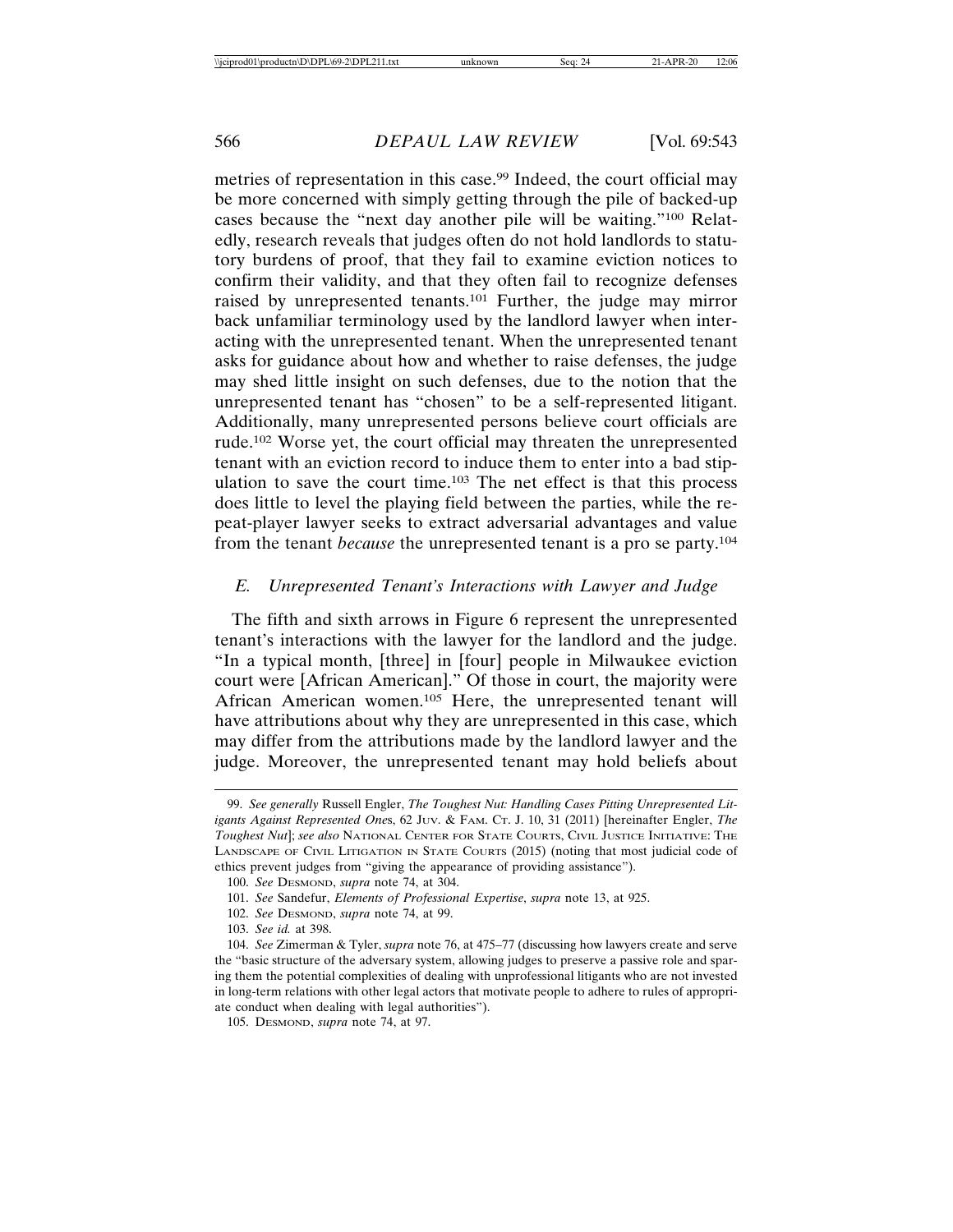metries of representation in this case.[99] Indeed, the court official may be more concerned with simply getting through the pile of backed-up cases because the "next day another pile will be waiting."[100] Relatedly, research reveals that judges often do not hold landlords to statutory burdens of proof, that they fail to examine eviction notices to confirm their validity, and that they often fail to recognize defenses raised by unrepresented tenants.[101] Further, the judge may mirror back unfamiliar terminology used by the landlord lawyer when interacting with the unrepresented tenant. When the unrepresented tenant asks for guidance about how and whether to raise defenses, the judge may shed little insight on such defenses, due to the notion that the unrepresented tenant has "chosen" to be a self-represented litigant. Additionally, many unrepresented persons believe court officials are rude.[102] Worse yet, the court official may threaten the unrepresented tenant with an eviction record to induce them to enter into a bad stipulation to save the court time.[103] The net effect is that this process does little to level the playing field between the parties, while the repeat-player lawyer seeks to extract adversarial advantages and value from the tenant *because* the unrepresented tenant is a pro se party.[104]

### *E. Unrepresented Tenant's Interactions with Lawyer and Judge*

The fifth and sixth arrows in Figure 6 represent the unrepresented tenant's interactions with the lawyer for the landlord and the judge. "In a typical month, [three] in [four] people in Milwaukee eviction court were [African American]." Of those in court, the majority were African American women.[105] Here, the unrepresented tenant will have attributions about why they are unrepresented in this case, which may differ from the attributions made by the landlord lawyer and the judge. Moreover, the unrepresented tenant may hold beliefs about

---

99. *See generally* Russell Engler, *The Toughest Nut: Handling Cases Pitting Unrepresented Litigants Against Represented One*s, 62 JUV. & FAM. CT. J. 10, 31 (2011) [hereinafter Engler, *The Toughest Nut*]; *see also* NATIONAL CENTER FOR STATE COURTS, CIVIL JUSTICE INITIATIVE: THE LANDSCAPE OF CIVIL LITIGATION IN STATE COURTS (2015) (noting that most judicial code of ethics prevent judges from "giving the appearance of providing assistance").

100. *See* DESMOND, *supra* note 74, at 304.

101. *See* Sandefur, *Elements of Professional Expertise*, *supra* note 13, at 925.

102. *See* DESMOND, *supra* note 74, at 99.

103. *See id.* at 398.

104. *See* Zimmerman & Tyler, *supra* note 76, at 475–77 (discussing how lawyers create and serve the "basic structure of the adversary system, allowing judges to preserve a passive role and sparing them the potential complexities of dealing with unprofessional litigants who are not invested in long-term relations with other legal actors that motivate people to adhere to rules of appropriate conduct when dealing with legal authorities").

105. DESMOND, *supra* note 74, at 97.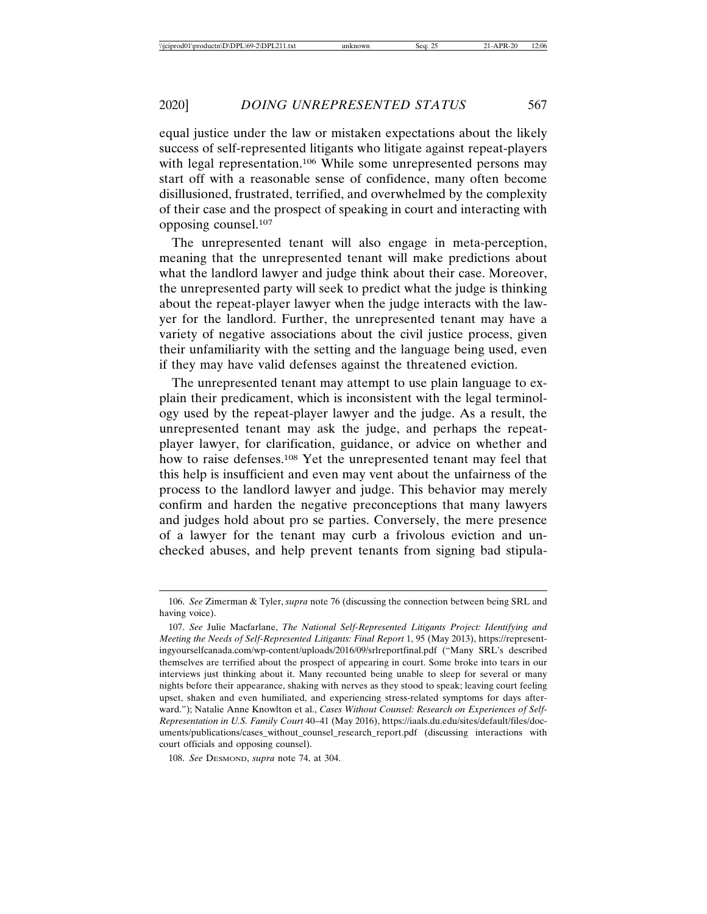equal justice under the law or mistaken expectations about the likely success of self-represented litigants who litigate against repeat-players with legal representation.[106] While some unrepresented persons may start off with a reasonable sense of confidence, many often become disillusioned, frustrated, terrified, and overwhelmed by the complexity of their case and the prospect of speaking in court and interacting with opposing counsel.[107]

The unrepresented tenant will also engage in meta-perception, meaning that the unrepresented tenant will make predictions about what the landlord lawyer and judge think about their case. Moreover, the unrepresented party will seek to predict what the judge is thinking about the repeat-player lawyer when the judge interacts with the lawyer for the landlord. Further, the unrepresented tenant may have a variety of negative associations about the civil justice process, given their unfamiliarity with the setting and the language being used, even if they may have valid defenses against the threatened eviction.

The unrepresented tenant may attempt to use plain language to explain their predicament, which is inconsistent with the legal terminology used by the repeat-player lawyer and the judge. As a result, the unrepresented tenant may ask the judge, and perhaps the repeat-player lawyer, for clarification, guidance, or advice on whether and how to raise defenses.[108] Yet the unrepresented tenant may feel that this help is insufficient and even may vent about the unfairness of the process to the landlord lawyer and judge. This behavior may merely confirm and harden the negative preconceptions that many lawyers and judges hold about pro se parties. Conversely, the mere presence of a lawyer for the tenant may curb a frivolous eviction and unchecked abuses, and help prevent tenants from signing bad stipula-

---

106. *See* Zimmerman & Tyler, *supra* note 76 (discussing the connection between being SRL and having voice).

107. *See* Julie Macfarlane, *The National Self-Represented Litigants Project: Identifying and Meeting the Needs of Self-Represented Litigants: Final Report* 1, 95 (May 2013), https://representingyourselfcanada.com/wp-content/uploads/2016/09/srlreportfinal.pdf ("Many SRL's described themselves are terrified about the prospect of appearing in court. Some broke into tears in our interviews just thinking about it. Many recounted being unable to sleep for several or many nights before their appearance, shaking with nerves as they stood to speak; leaving court feeling upset, shaken and even humiliated, and experiencing stress-related symptoms for days afterward."); Natalie Anne Knowlton et al., *Cases Without Counsel: Research on Experiences of Self-Representation in U.S. Family Court* 40–41 (May 2016), https://iaals.du.edu/sites/default/files/documents/publications/cases_without_counsel_research_report.pdf (discussing interactions with court officials and opposing counsel).

108. *See* DESMOND, *supra* note 74, at 304.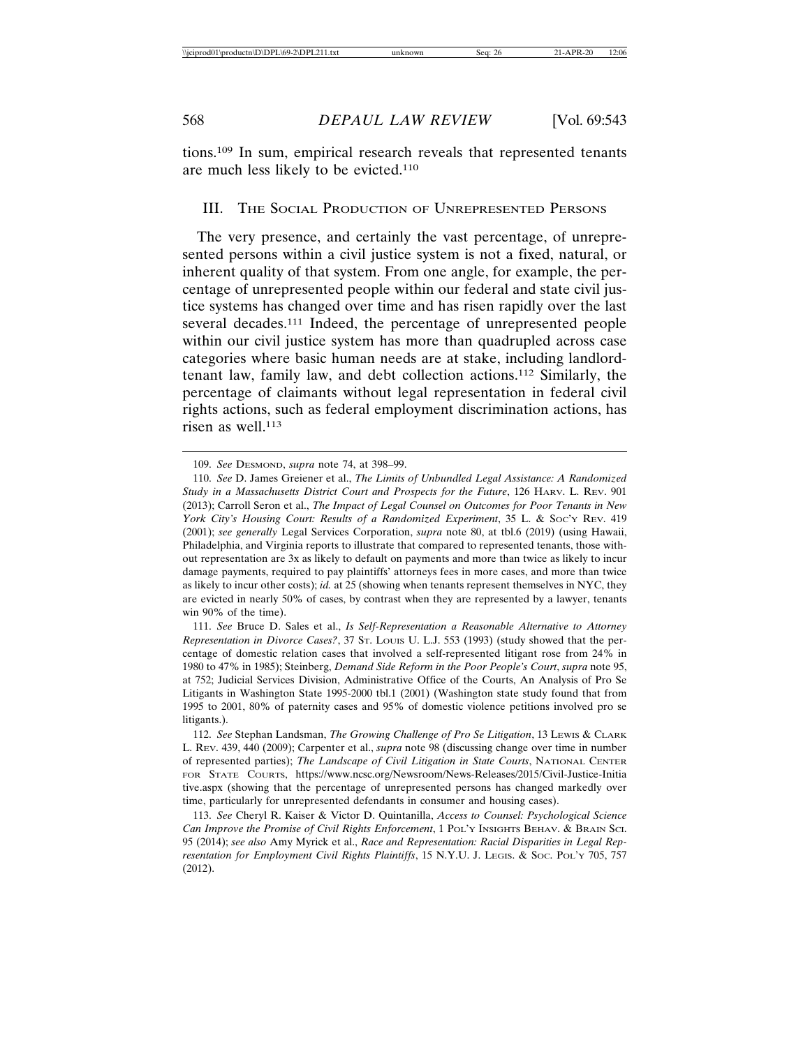tions.[109] In sum, empirical research reveals that represented tenants are much less likely to be evicted.[110]

## III. The Social Production of Unrepresented Persons

The very presence, and certainly the vast percentage, of unrepresented persons within a civil justice system is not a fixed, natural, or inherent quality of that system. From one angle, for example, the percentage of unrepresented people within our federal and state civil justice systems has changed over time and has risen rapidly over the last several decades.[111] Indeed, the percentage of unrepresented people within our civil justice system has more than quadrupled across case categories where basic human needs are at stake, including landlord-tenant law, family law, and debt collection actions.[112] Similarly, the percentage of claimants without legal representation in federal civil rights actions, such as federal employment discrimination actions, has risen as well.[113]

---

109. *See* Desmond, *supra* note 74, at 398–99.

110. *See* D. James Greiener et al., *The Limits of Unbundled Legal Assistance: A Randomized Study in a Massachusetts District Court and Prospects for the Future*, 126 Harv. L. Rev. 901 (2013); Carroll Seron et al., *The Impact of Legal Counsel on Outcomes for Poor Tenants in New York City's Housing Court: Results of a Randomized Experiment*, 35 L. & Soc'y Rev. 419 (2001); *see generally* Legal Services Corporation, *supra* note 80, at tbl.6 (2019) (using Hawaii, Philadelphia, and Virginia reports to illustrate that compared to represented tenants, those without representation are 3x as likely to default on payments and more than twice as likely to incur damage payments, required to pay plaintiffs' attorneys fees in more cases, and more than twice as likely to incur other costs); *id.* at 25 (showing when tenants represent themselves in NYC, they are evicted in nearly 50% of cases, by contrast when they are represented by a lawyer, tenants win 90% of the time).

111. *See* Bruce D. Sales et al., *Is Self-Representation a Reasonable Alternative to Attorney Representation in Divorce Cases?*, 37 St. Louis U. L.J. 553 (1993) (study showed that the percentage of domestic relation cases that involved a self-represented litigant rose from 24% in 1980 to 47% in 1985); Steinberg, *Demand Side Reform in the Poor People's Court*, *supra* note 95, at 752; Judicial Services Division, Administrative Office of the Courts, An Analysis of Pro Se Litigants in Washington State 1995-2000 tbl.1 (2001) (Washington state study found that from 1995 to 2001, 80% of paternity cases and 95% of domestic violence petitions involved pro se litigants.).

112. *See* Stephan Landsman, *The Growing Challenge of Pro Se Litigation*, 13 Lewis & Clark L. Rev. 439, 440 (2009); Carpenter et al., *supra* note 98 (discussing change over time in number of represented parties); *The Landscape of Civil Litigation in State Courts*, National Center for State Courts, https://www.ncsc.org/Newsroom/News-Releases/2015/Civil-Justice-Initiative.aspx (showing that the percentage of unrepresented persons has changed markedly over time, particularly for unrepresented defendants in consumer and housing cases).

113. *See* Cheryl R. Kaiser & Victor D. Quintanilla, *Access to Counsel: Psychological Science Can Improve the Promise of Civil Rights Enforcement*, 1 Pol'y Insights Behav. & Brain Sci. 95 (2014); *see also* Amy Myrick et al., *Race and Representation: Racial Disparities in Legal Representation for Employment Civil Rights Plaintiffs*, 15 N.Y.U. J. Legis. & Soc. Pol'y 705, 757 (2012).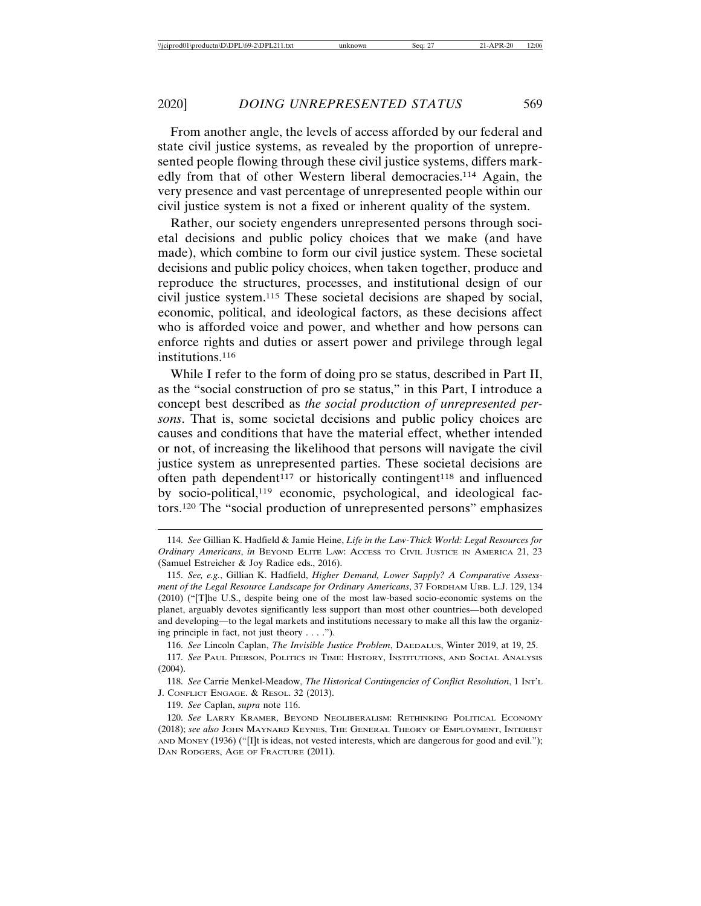From another angle, the levels of access afforded by our federal and state civil justice systems, as revealed by the proportion of unrepresented people flowing through these civil justice systems, differs markedly from that of other Western liberal democracies.[114] Again, the very presence and vast percentage of unrepresented people within our civil justice system is not a fixed or inherent quality of the system.

Rather, our society engenders unrepresented persons through societal decisions and public policy choices that we make (and have made), which combine to form our civil justice system. These societal decisions and public policy choices, when taken together, produce and reproduce the structures, processes, and institutional design of our civil justice system.[115] These societal decisions are shaped by social, economic, political, and ideological factors, as these decisions affect who is afforded voice and power, and whether and how persons can enforce rights and duties or assert power and privilege through legal institutions.[116]

While I refer to the form of doing pro se status, described in Part II, as the "social construction of pro se status," in this Part, I introduce a concept best described as *the social production of unrepresented persons*. That is, some societal decisions and public policy choices are causes and conditions that have the material effect, whether intended or not, of increasing the likelihood that persons will navigate the civil justice system as unrepresented parties. These societal decisions are often path dependent[117] or historically contingent[118] and influenced by socio-political,[119] economic, psychological, and ideological factors.[120] The "social production of unrepresented persons" emphasizes

---

114. *See* Gillian K. Hadfield & Jamie Heine, *Life in the Law-Thick World: Legal Resources for Ordinary Americans*, *in* BEYOND ELITE LAW: ACCESS TO CIVIL JUSTICE IN AMERICA 21, 23 (Samuel Estreicher & Joy Radice eds., 2016).

115. *See, e.g.*, Gillian K. Hadfield, *Higher Demand, Lower Supply? A Comparative Assessment of the Legal Resource Landscape for Ordinary Americans*, 37 FORDHAM URB. L.J. 129, 134 (2010) ("[T]he U.S., despite being one of the most law-based socio-economic systems on the planet, arguably devotes significantly less support than most other countries—both developed and developing—to the legal markets and institutions necessary to make all this law the organizing principle in fact, not just theory . . . .").

116. *See* Lincoln Caplan, *The Invisible Justice Problem*, DAEDALUS, Winter 2019, at 19, 25.

117. *See* PAUL PIERSON, POLITICS IN TIME: HISTORY, INSTITUTIONS, AND SOCIAL ANALYSIS (2004).

118. *See* Carrie Menkel-Meadow, *The Historical Contingencies of Conflict Resolution*, 1 INT'L J. CONFLICT ENGAGE. & RESOL. 32 (2013).

119. *See* Caplan, *supra* note 116.

120. *See* LARRY KRAMER, BEYOND NEOLIBERALISM: RETHINKING POLITICAL ECONOMY (2018); *see also* JOHN MAYNARD KEYNES, THE GENERAL THEORY OF EMPLOYMENT, INTEREST AND MONEY (1936) ("[I]t is ideas, not vested interests, which are dangerous for good and evil."); DAN RODGERS, AGE OF FRACTURE (2011).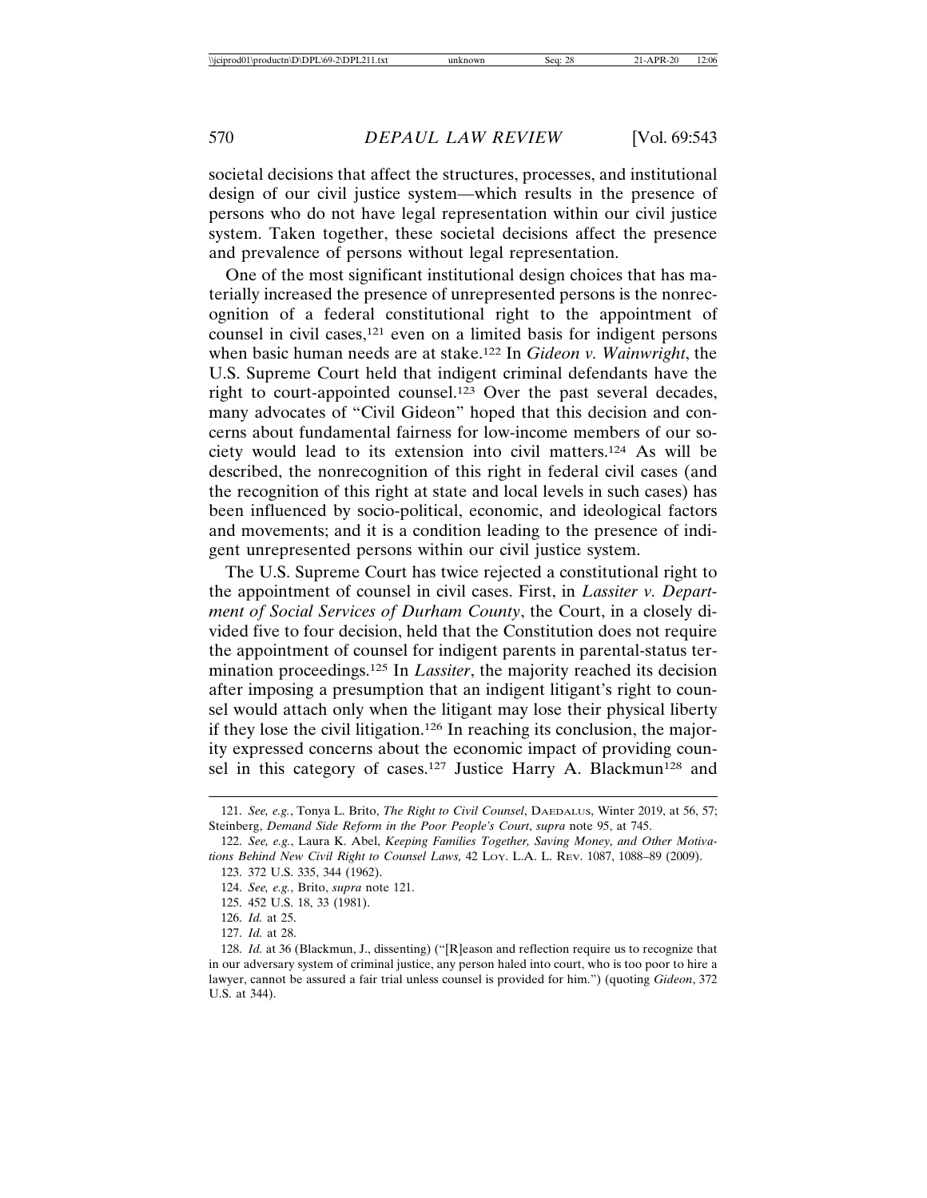societal decisions that affect the structures, processes, and institutional design of our civil justice system—which results in the presence of persons who do not have legal representation within our civil justice system. Taken together, these societal decisions affect the presence and prevalence of persons without legal representation.

One of the most significant institutional design choices that has materially increased the presence of unrepresented persons is the nonrecognition of a federal constitutional right to the appointment of counsel in civil cases,[121] even on a limited basis for indigent persons when basic human needs are at stake.[122] In *Gideon v. Wainwright*, the U.S. Supreme Court held that indigent criminal defendants have the right to court-appointed counsel.[123] Over the past several decades, many advocates of "Civil Gideon" hoped that this decision and concerns about fundamental fairness for low-income members of our society would lead to its extension into civil matters.[124] As will be described, the nonrecognition of this right in federal civil cases (and the recognition of this right at state and local levels in such cases) has been influenced by socio-political, economic, and ideological factors and movements; and it is a condition leading to the presence of indigent unrepresented persons within our civil justice system.

The U.S. Supreme Court has twice rejected a constitutional right to the appointment of counsel in civil cases. First, in *Lassiter v. Department of Social Services of Durham County*, the Court, in a closely divided five to four decision, held that the Constitution does not require the appointment of counsel for indigent parents in parental-status termination proceedings.[125] In *Lassiter*, the majority reached its decision after imposing a presumption that an indigent litigant's right to counsel would attach only when the litigant may lose their physical liberty if they lose the civil litigation.[126] In reaching its conclusion, the majority expressed concerns about the economic impact of providing counsel in this category of cases.[127] Justice Harry A. Blackmun[128] and

---

121. *See, e.g.*, Tonya L. Brito, *The Right to Civil Counsel*, DAEDALUS, Winter 2019, at 56, 57; Steinberg, *Demand Side Reform in the Poor People's Court*, *supra* note 95, at 745.

122. *See, e.g.*, Laura K. Abel, *Keeping Families Together, Saving Money, and Other Motivations Behind New Civil Right to Counsel Laws,* 42 LOY. L.A. L. REV. 1087, 1088–89 (2009).

123. 372 U.S. 335, 344 (1962).

124. *See, e.g.*, Brito, *supra* note 121.

125. 452 U.S. 18, 33 (1981).

126. *Id.* at 25.

127. *Id.* at 28.

128. *Id.* at 36 (Blackmun, J., dissenting) ("[R]eason and reflection require us to recognize that in our adversary system of criminal justice, any person haled into court, who is too poor to hire a lawyer, cannot be assured a fair trial unless counsel is provided for him.") (quoting *Gideon*, 372 U.S. at 344).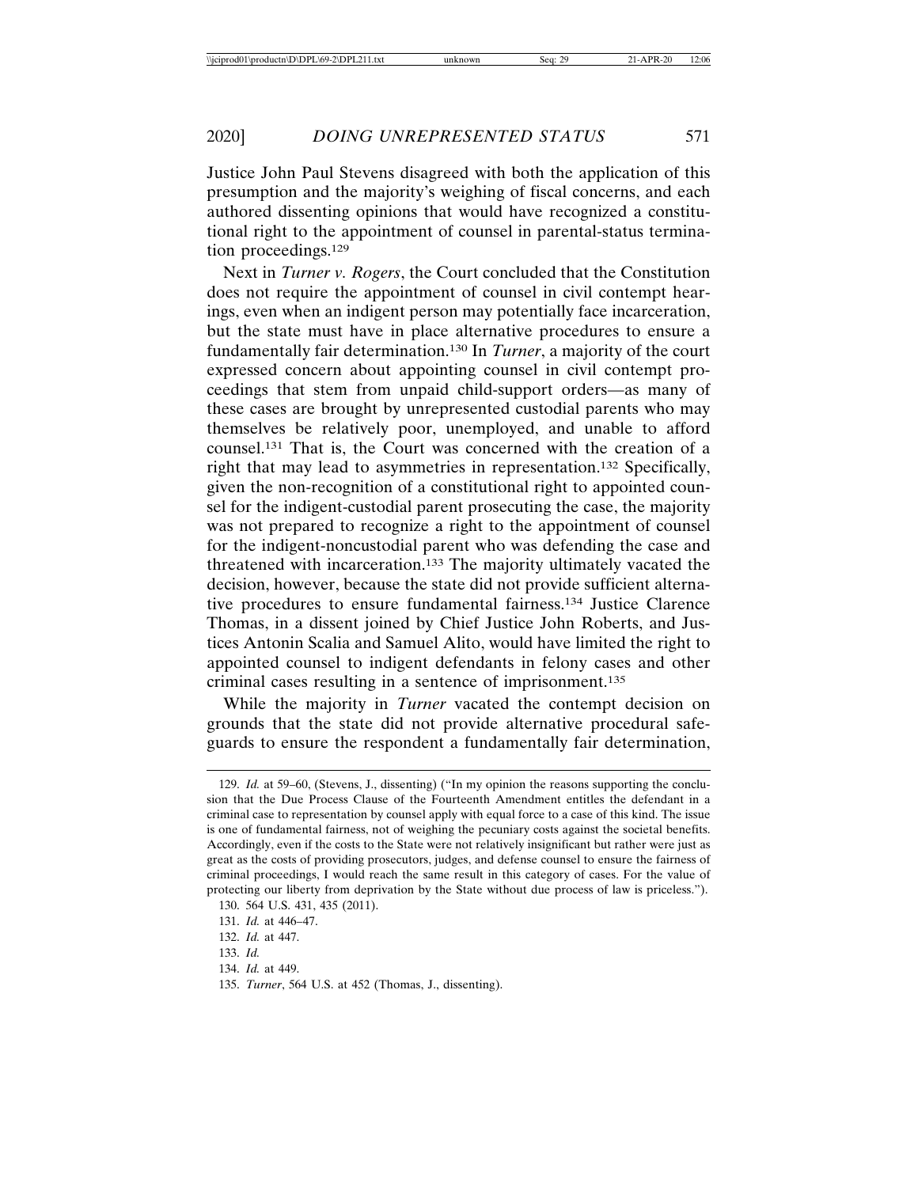Justice John Paul Stevens disagreed with both the application of this presumption and the majority's weighing of fiscal concerns, and each authored dissenting opinions that would have recognized a constitutional right to the appointment of counsel in parental-status termination proceedings.[129]

Next in *Turner v. Rogers*, the Court concluded that the Constitution does not require the appointment of counsel in civil contempt hearings, even when an indigent person may potentially face incarceration, but the state must have in place alternative procedures to ensure a fundamentally fair determination.[130] In *Turner*, a majority of the court expressed concern about appointing counsel in civil contempt proceedings that stem from unpaid child-support orders—as many of these cases are brought by unrepresented custodial parents who may themselves be relatively poor, unemployed, and unable to afford counsel.[131] That is, the Court was concerned with the creation of a right that may lead to asymmetries in representation.[132] Specifically, given the non-recognition of a constitutional right to appointed counsel for the indigent-custodial parent prosecuting the case, the majority was not prepared to recognize a right to the appointment of counsel for the indigent-noncustodial parent who was defending the case and threatened with incarceration.[133] The majority ultimately vacated the decision, however, because the state did not provide sufficient alternative procedures to ensure fundamental fairness.[134] Justice Clarence Thomas, in a dissent joined by Chief Justice John Roberts, and Justices Antonin Scalia and Samuel Alito, would have limited the right to appointed counsel to indigent defendants in felony cases and other criminal cases resulting in a sentence of imprisonment.[135]

While the majority in *Turner* vacated the contempt decision on grounds that the state did not provide alternative procedural safeguards to ensure the respondent a fundamentally fair determination,

---

129. *Id.* at 59–60, (Stevens, J., dissenting) ("In my opinion the reasons supporting the conclusion that the Due Process Clause of the Fourteenth Amendment entitles the defendant in a criminal case to representation by counsel apply with equal force to a case of this kind. The issue is one of fundamental fairness, not of weighing the pecuniary costs against the societal benefits. Accordingly, even if the costs to the State were not relatively insignificant but rather were just as great as the costs of providing prosecutors, judges, and defense counsel to ensure the fairness of criminal proceedings, I would reach the same result in this category of cases. For the value of protecting our liberty from deprivation by the State without due process of law is priceless.").

130. 564 U.S. 431, 435 (2011).

131. *Id.* at 446–47.

132. *Id.* at 447.

133. *Id.*

134. *Id.* at 449.

135. *Turner*, 564 U.S. at 452 (Thomas, J., dissenting).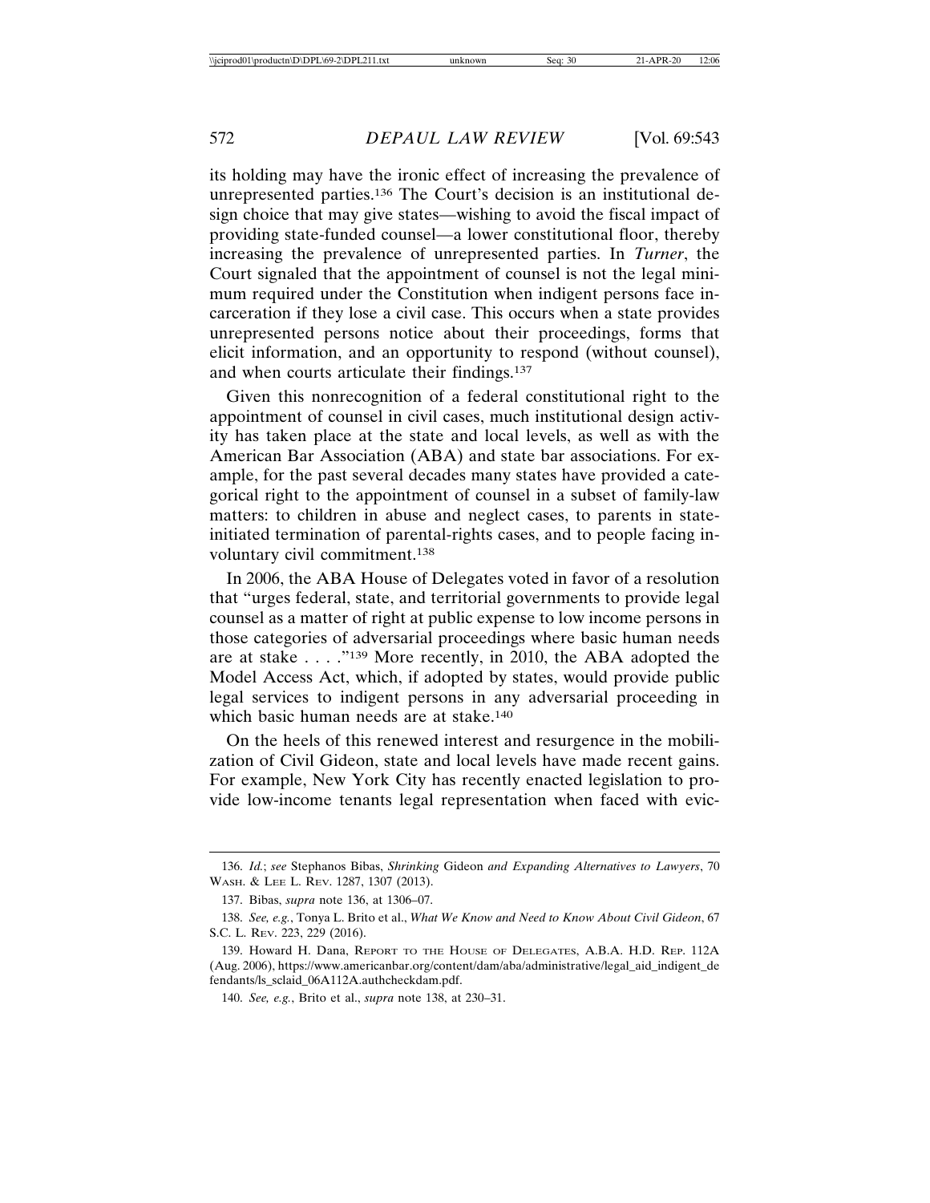its holding may have the ironic effect of increasing the prevalence of unrepresented parties.[136] The Court's decision is an institutional design choice that may give states—wishing to avoid the fiscal impact of providing state-funded counsel—a lower constitutional floor, thereby increasing the prevalence of unrepresented parties. In *Turner*, the Court signaled that the appointment of counsel is not the legal minimum required under the Constitution when indigent persons face incarceration if they lose a civil case. This occurs when a state provides unrepresented persons notice about their proceedings, forms that elicit information, and an opportunity to respond (without counsel), and when courts articulate their findings.[137]

Given this nonrecognition of a federal constitutional right to the appointment of counsel in civil cases, much institutional design activity has taken place at the state and local levels, as well as with the American Bar Association (ABA) and state bar associations. For example, for the past several decades many states have provided a categorical right to the appointment of counsel in a subset of family-law matters: to children in abuse and neglect cases, to parents in state-initiated termination of parental-rights cases, and to people facing involuntary civil commitment.[138]

In 2006, the ABA House of Delegates voted in favor of a resolution that "urges federal, state, and territorial governments to provide legal counsel as a matter of right at public expense to low income persons in those categories of adversarial proceedings where basic human needs are at stake . . . ."[139] More recently, in 2010, the ABA adopted the Model Access Act, which, if adopted by states, would provide public legal services to indigent persons in any adversarial proceeding in which basic human needs are at stake.[140]

On the heels of this renewed interest and resurgence in the mobilization of Civil Gideon, state and local levels have made recent gains. For example, New York City has recently enacted legislation to provide low-income tenants legal representation when faced with evic-

---

136. *Id.*; *see* Stephanos Bibas, *Shrinking* Gideon *and Expanding Alternatives to Lawyers*, 70 WASH. & LEE L. REV. 1287, 1307 (2013).

137. Bibas, *supra* note 136, at 1306–07.

138. *See, e.g.*, Tonya L. Brito et al., *What We Know and Need to Know About Civil Gideon*, 67 S.C. L. REV. 223, 229 (2016).

139. Howard H. Dana, REPORT TO THE HOUSE OF DELEGATES, A.B.A. H.D. REP. 112A (Aug. 2006), https://www.americanbar.org/content/dam/aba/administrative/legal_aid_indigent_defendants/ls_sclaid_06A112A.authcheckdam.pdf.

140. *See, e.g.*, Brito et al., *supra* note 138, at 230–31.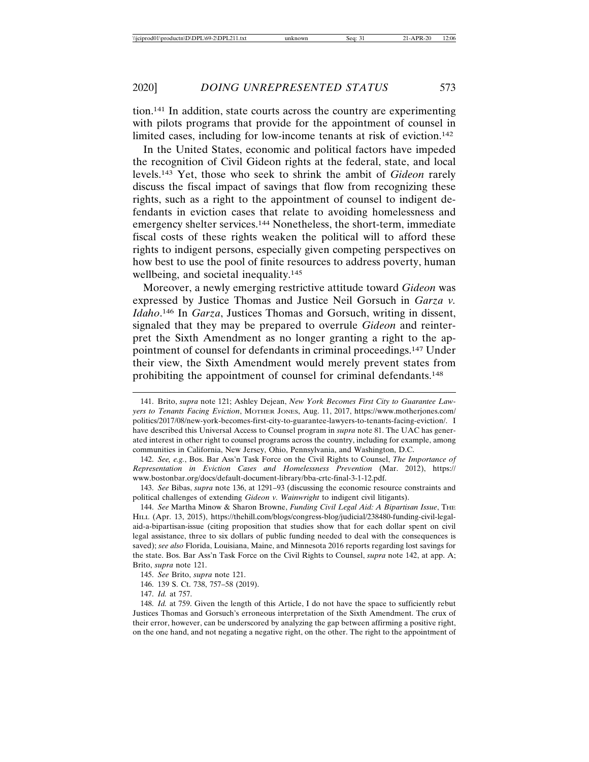tion.[141] In addition, state courts across the country are experimenting with pilots programs that provide for the appointment of counsel in limited cases, including for low-income tenants at risk of eviction.[142]

In the United States, economic and political factors have impeded the recognition of Civil Gideon rights at the federal, state, and local levels.[143] Yet, those who seek to shrink the ambit of *Gideon* rarely discuss the fiscal impact of savings that flow from recognizing these rights, such as a right to the appointment of counsel to indigent defendants in eviction cases that relate to avoiding homelessness and emergency shelter services.[144] Nonetheless, the short-term, immediate fiscal costs of these rights weaken the political will to afford these rights to indigent persons, especially given competing perspectives on how best to use the pool of finite resources to address poverty, human wellbeing, and societal inequality.[145]

Moreover, a newly emerging restrictive attitude toward *Gideon* was expressed by Justice Thomas and Justice Neil Gorsuch in *Garza v. Idaho*.[146] In *Garza*, Justices Thomas and Gorsuch, writing in dissent, signaled that they may be prepared to overrule *Gideon* and reinterpret the Sixth Amendment as no longer granting a right to the appointment of counsel for defendants in criminal proceedings.[147] Under their view, the Sixth Amendment would merely prevent states from prohibiting the appointment of counsel for criminal defendants.[148]

---

141. Brito, *supra* note 121; Ashley Dejean, *New York Becomes First City to Guarantee Lawyers to Tenants Facing Eviction*, MOTHER JONES, Aug. 11, 2017, https://www.motherjones.com/politics/2017/08/new-york-becomes-first-city-to-guarantee-lawyers-to-tenants-facing-eviction/. I have described this Universal Access to Counsel program in *supra* note 81. The UAC has generated interest in other right to counsel programs across the country, including for example, among communities in California, New Jersey, Ohio, Pennsylvania, and Washington, D.C.

142. *See, e.g.*, Bos. Bar Ass'n Task Force on the Civil Rights to Counsel, *The Importance of Representation in Eviction Cases and Homelessness Prevention* (Mar. 2012), https://www.bostonbar.org/docs/default-document-library/bba-crtc-final-3-1-12.pdf.

143. *See* Bibas, *supra* note 136, at 1291–93 (discussing the economic resource constraints and political challenges of extending *Gideon v. Wainwright* to indigent civil litigants).

144. *See* Martha Minow & Sharon Browne, *Funding Civil Legal Aid: A Bipartisan Issue*, THE HILL (Apr. 13, 2015), https://thehill.com/blogs/congress-blog/judicial/238480-funding-civil-legal-aid-a-bipartisan-issue (citing proposition that studies show that for each dollar spent on civil legal assistance, three to six dollars of public funding needed to deal with the consequences is saved); *see also* Florida, Louisiana, Maine, and Minnesota 2016 reports regarding lost savings for the state. Bos. Bar Ass'n Task Force on the Civil Rights to Counsel, *supra* note 142, at app. A; Brito, *supra* note 121.

145. *See* Brito, *supra* note 121.

146. 139 S. Ct. 738, 757–58 (2019).

147. *Id.* at 757.

148. *Id.* at 759. Given the length of this Article, I do not have the space to sufficiently rebut Justices Thomas and Gorsuch's erroneous interpretation of the Sixth Amendment. The crux of their error, however, can be underscored by analyzing the gap between affirming a positive right, on the one hand, and not negating a negative right, on the other. The right to the appointment of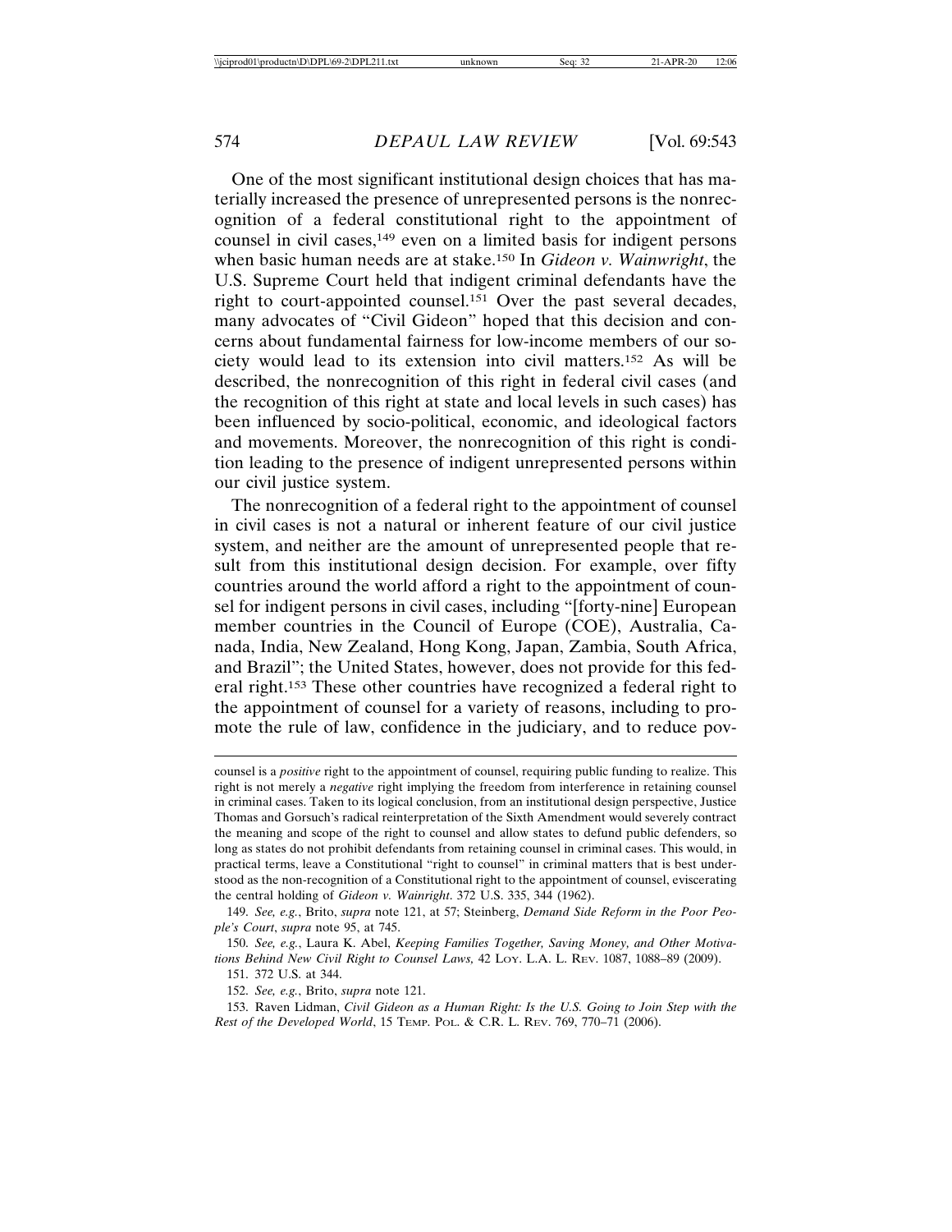One of the most significant institutional design choices that has materially increased the presence of unrepresented persons is the nonrecognition of a federal constitutional right to the appointment of counsel in civil cases,[149] even on a limited basis for indigent persons when basic human needs are at stake.[150] In *Gideon v. Wainwright*, the U.S. Supreme Court held that indigent criminal defendants have the right to court-appointed counsel.[151] Over the past several decades, many advocates of "Civil Gideon" hoped that this decision and concerns about fundamental fairness for low-income members of our society would lead to its extension into civil matters.[152] As will be described, the nonrecognition of this right in federal civil cases (and the recognition of this right at state and local levels in such cases) has been influenced by socio-political, economic, and ideological factors and movements. Moreover, the nonrecognition of this right is condition leading to the presence of indigent unrepresented persons within our civil justice system.

The nonrecognition of a federal right to the appointment of counsel in civil cases is not a natural or inherent feature of our civil justice system, and neither are the amount of unrepresented people that result from this institutional design decision. For example, over fifty countries around the world afford a right to the appointment of counsel for indigent persons in civil cases, including "[forty-nine] European member countries in the Council of Europe (COE), Australia, Canada, India, New Zealand, Hong Kong, Japan, Zambia, South Africa, and Brazil"; the United States, however, does not provide for this federal right.[153] These other countries have recognized a federal right to the appointment of counsel for a variety of reasons, including to promote the rule of law, confidence in the judiciary, and to reduce pov-

---

counsel is a *positive* right to the appointment of counsel, requiring public funding to realize. This right is not merely a *negative* right implying the freedom from interference in retaining counsel in criminal cases. Taken to its logical conclusion, from an institutional design perspective, Justice Thomas and Gorsuch's radical reinterpretation of the Sixth Amendment would severely contract the meaning and scope of the right to counsel and allow states to defund public defenders, so long as states do not prohibit defendants from retaining counsel in criminal cases. This would, in practical terms, leave a Constitutional "right to counsel" in criminal matters that is best understood as the non-recognition of a Constitutional right to the appointment of counsel, eviscerating the central holding of *Gideon v. Wainright*. 372 U.S. 335, 344 (1962).

149. *See, e.g.*, Brito, *supra* note 121, at 57; Steinberg, *Demand Side Reform in the Poor People's Court*, *supra* note 95, at 745.

150. *See, e.g.*, Laura K. Abel, *Keeping Families Together, Saving Money, and Other Motivations Behind New Civil Right to Counsel Laws,* 42 LOY. L.A. L. REV. 1087, 1088–89 (2009).

151. 372 U.S. at 344.

152. *See, e.g.*, Brito, *supra* note 121.

153. Raven Lidman, *Civil Gideon as a Human Right: Is the U.S. Going to Join Step with the Rest of the Developed World*, 15 TEMP. POL. & C.R. L. REV. 769, 770–71 (2006).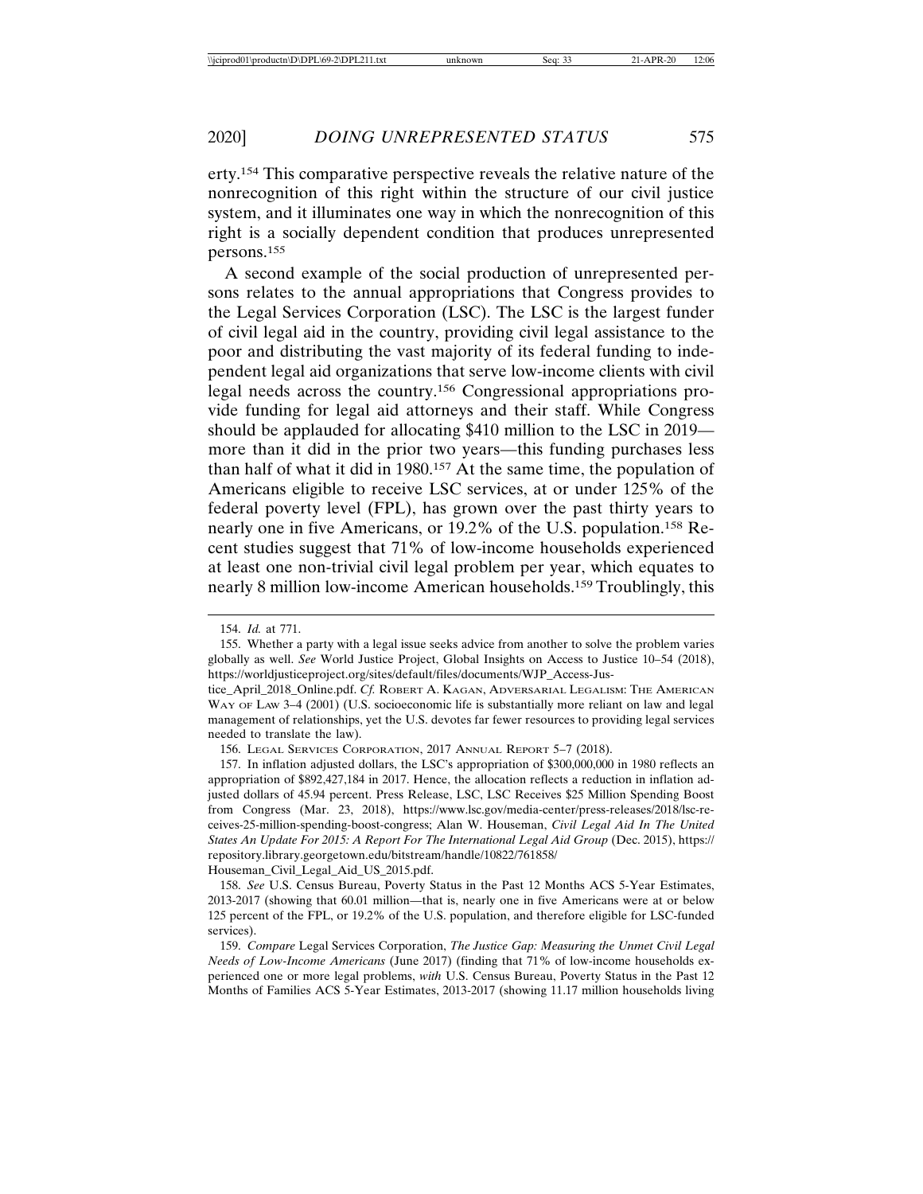erty.[154] This comparative perspective reveals the relative nature of the nonrecognition of this right within the structure of our civil justice system, and it illuminates one way in which the nonrecognition of this right is a socially dependent condition that produces unrepresented persons.[155]

A second example of the social production of unrepresented persons relates to the annual appropriations that Congress provides to the Legal Services Corporation (LSC). The LSC is the largest funder of civil legal aid in the country, providing civil legal assistance to the poor and distributing the vast majority of its federal funding to independent legal aid organizations that serve low-income clients with civil legal needs across the country.[156] Congressional appropriations provide funding for legal aid attorneys and their staff. While Congress should be applauded for allocating $410 million to the LSC in 2019—more than it did in the prior two years—this funding purchases less than half of what it did in 1980.[157] At the same time, the population of Americans eligible to receive LSC services, at or under 125% of the federal poverty level (FPL), has grown over the past thirty years to nearly one in five Americans, or 19.2% of the U.S. population.[158] Recent studies suggest that 71% of low-income households experienced at least one non-trivial civil legal problem per year, which equates to nearly 8 million low-income American households.[159] Troublingly, this

---

154. *Id.* at 771.

155. Whether a party with a legal issue seeks advice from another to solve the problem varies globally as well. *See* World Justice Project, Global Insights on Access to Justice 10–54 (2018), https://worldjusticeproject.org/sites/default/files/documents/WJP_Access-Justice_April_2018_Online.pdf. *Cf.* Robert A. Kagan, Adversarial Legalism: The American Way of Law 3–4 (2001) (U.S. socioeconomic life is substantially more reliant on law and legal management of relationships, yet the U.S. devotes far fewer resources to providing legal services needed to translate the law).

156. Legal Services Corporation, 2017 Annual Report 5–7 (2018).

157. In inflation adjusted dollars, the LSC's appropriation of $300,000,000 in 1980 reflects an appropriation of $892,427,184 in 2017. Hence, the allocation reflects a reduction in inflation adjusted dollars of 45.94 percent. Press Release, LSC, LSC Receives $25 Million Spending Boost from Congress (Mar. 23, 2018), https://www.lsc.gov/media-center/press-releases/2018/lsc-receives-25-million-spending-boost-congress; Alan W. Houseman, *Civil Legal Aid In The United States An Update For 2015: A Report For The International Legal Aid Group* (Dec. 2015), https://repository.library.georgetown.edu/bitstream/handle/10822/761858/Houseman_Civil_Legal_Aid_US_2015.pdf.

158. *See* U.S. Census Bureau, Poverty Status in the Past 12 Months ACS 5-Year Estimates, 2013-2017 (showing that 60.01 million—that is, nearly one in five Americans were at or below 125 percent of the FPL, or 19.2% of the U.S. population, and therefore eligible for LSC-funded services).

159. *Compare* Legal Services Corporation, *The Justice Gap: Measuring the Unmet Civil Legal Needs of Low-Income Americans* (June 2017) (finding that 71% of low-income households experienced one or more legal problems, *with* U.S. Census Bureau, Poverty Status in the Past 12 Months of Families ACS 5-Year Estimates, 2013-2017 (showing 11.17 million households living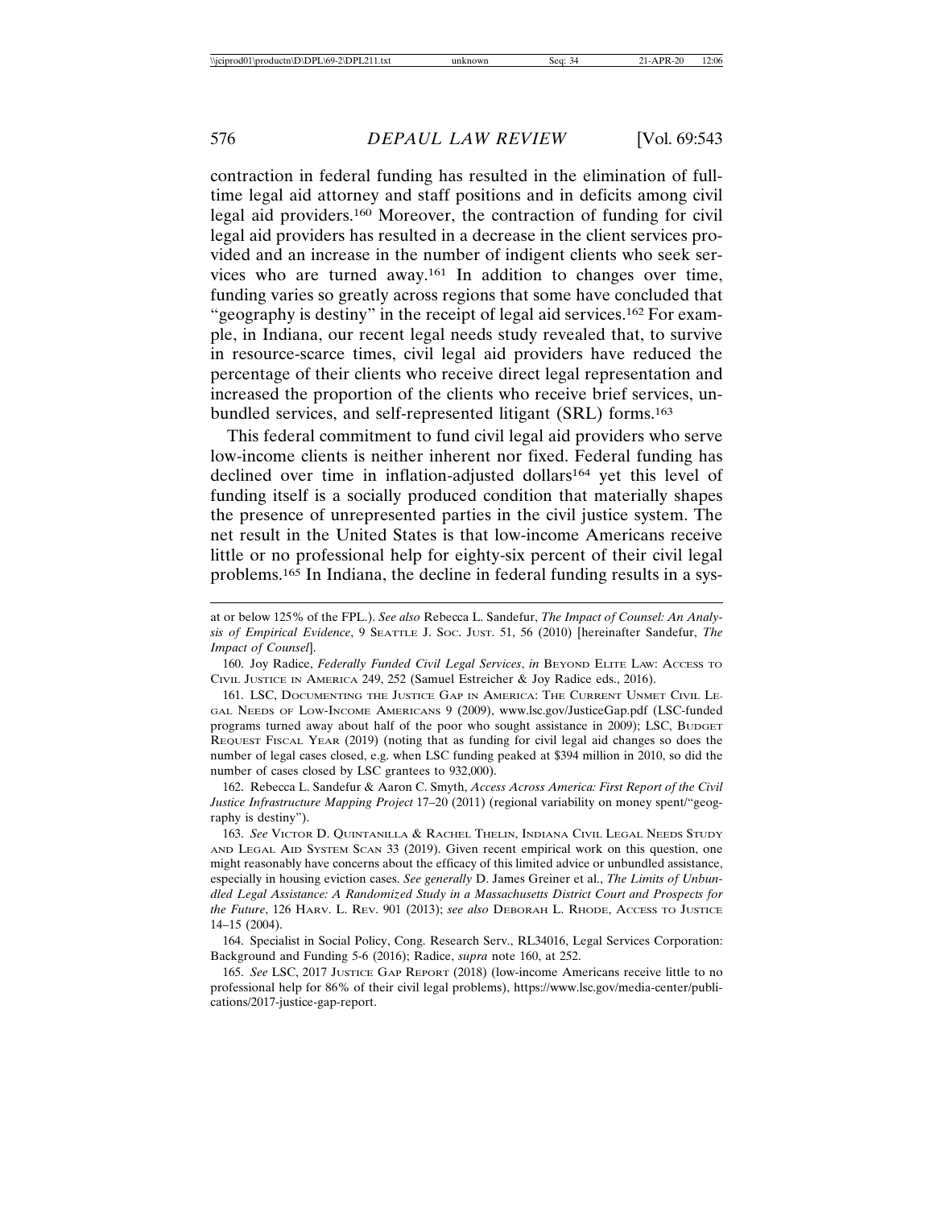contraction in federal funding has resulted in the elimination of full-time legal aid attorney and staff positions and in deficits among civil legal aid providers.[160] Moreover, the contraction of funding for civil legal aid providers has resulted in a decrease in the client services provided and an increase in the number of indigent clients who seek services who are turned away.[161] In addition to changes over time, funding varies so greatly across regions that some have concluded that "geography is destiny" in the receipt of legal aid services.[162] For example, in Indiana, our recent legal needs study revealed that, to survive in resource-scarce times, civil legal aid providers have reduced the percentage of their clients who receive direct legal representation and increased the proportion of the clients who receive brief services, unbundled services, and self-represented litigant (SRL) forms.[163]

This federal commitment to fund civil legal aid providers who serve low-income clients is neither inherent nor fixed. Federal funding has declined over time in inflation-adjusted dollars[164] yet this level of funding itself is a socially produced condition that materially shapes the presence of unrepresented parties in the civil justice system. The net result in the United States is that low-income Americans receive little or no professional help for eighty-six percent of their civil legal problems.[165] In Indiana, the decline in federal funding results in a sys-

---

at or below 125% of the FPL.). *See also* Rebecca L. Sandefur, *The Impact of Counsel: An Analysis of Empirical Evidence*, 9 SEATTLE J. SOC. JUST. 51, 56 (2010) [hereinafter Sandefur, *The Impact of Counsel*].

160. Joy Radice, *Federally Funded Civil Legal Services*, *in* BEYOND ELITE LAW: ACCESS TO CIVIL JUSTICE IN AMERICA 249, 252 (Samuel Estreicher & Joy Radice eds., 2016).

161. LSC, DOCUMENTING THE JUSTICE GAP IN AMERICA: THE CURRENT UNMET CIVIL LEGAL NEEDS OF LOW-INCOME AMERICANS 9 (2009), www.lsc.gov/JusticeGap.pdf (LSC-funded programs turned away about half of the poor who sought assistance in 2009); LSC, BUDGET REQUEST FISCAL YEAR (2019) (noting that as funding for civil legal aid changes so does the number of legal cases closed, e.g. when LSC funding peaked at $394 million in 2010, so did the number of cases closed by LSC grantees to 932,000).

162. Rebecca L. Sandefur & Aaron C. Smyth, *Access Across America: First Report of the Civil Justice Infrastructure Mapping Project* 17–20 (2011) (regional variability on money spent/"geography is destiny").

163. *See* VICTOR D. QUINTANILLA & RACHEL THELIN, INDIANA CIVIL LEGAL NEEDS STUDY AND LEGAL AID SYSTEM SCAN 33 (2019). Given recent empirical work on this question, one might reasonably have concerns about the efficacy of this limited advice or unbundled assistance, especially in housing eviction cases. *See generally* D. James Greiner et al., *The Limits of Unbundled Legal Assistance: A Randomized Study in a Massachusetts District Court and Prospects for the Future*, 126 HARV. L. REV. 901 (2013); *see also* DEBORAH L. RHODE, ACCESS TO JUSTICE 14–15 (2004).

164. Specialist in Social Policy, Cong. Research Serv., RL34016, Legal Services Corporation: Background and Funding 5-6 (2016); Radice, *supra* note 160, at 252.

165. *See* LSC, 2017 JUSTICE GAP REPORT (2018) (low-income Americans receive little to no professional help for 86% of their civil legal problems), https://www.lsc.gov/media-center/publications/2017-justice-gap-report.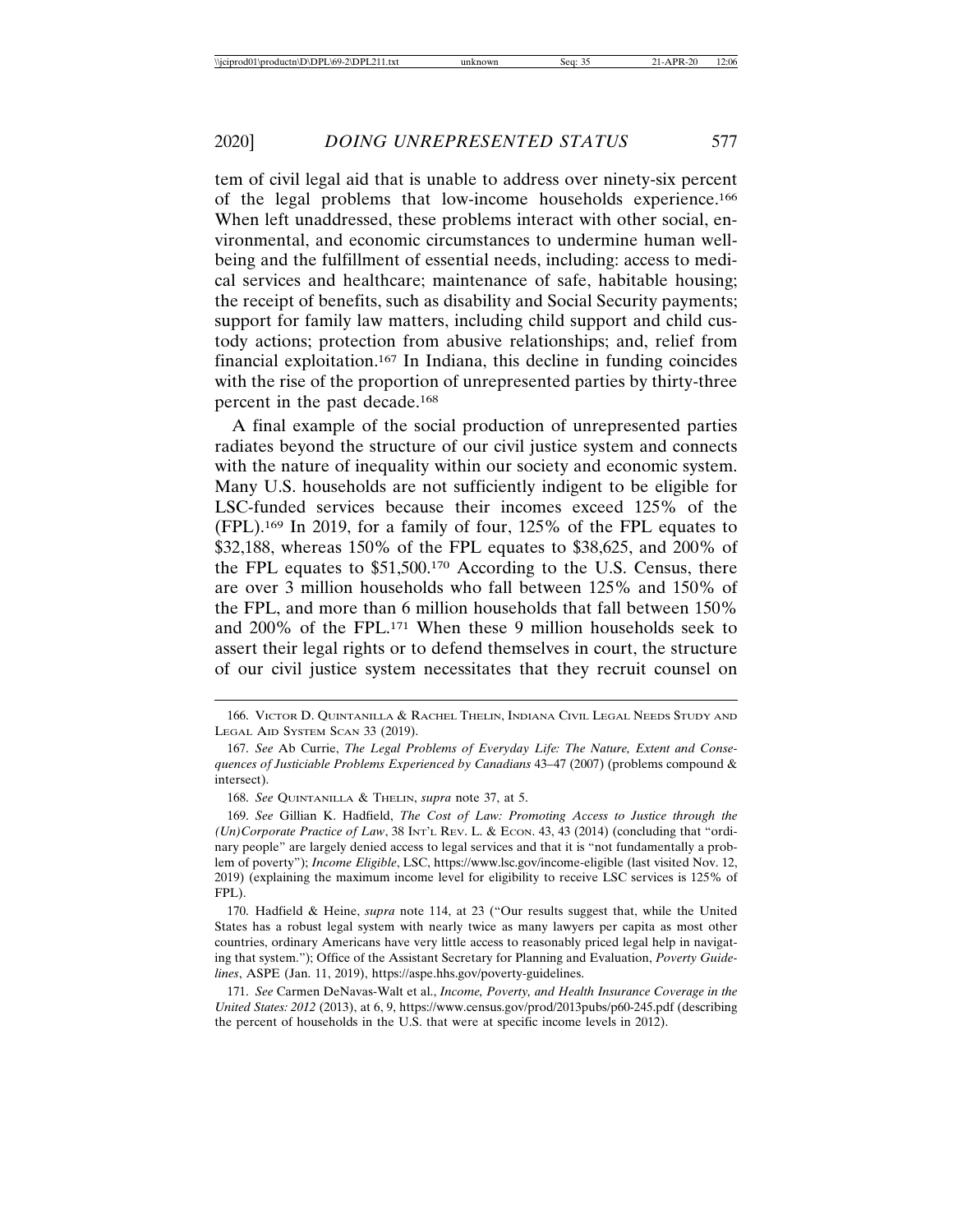tem of civil legal aid that is unable to address over ninety-six percent of the legal problems that low-income households experience.[166] When left unaddressed, these problems interact with other social, environmental, and economic circumstances to undermine human well-being and the fulfillment of essential needs, including: access to medical services and healthcare; maintenance of safe, habitable housing; the receipt of benefits, such as disability and Social Security payments; support for family law matters, including child support and child custody actions; protection from abusive relationships; and, relief from financial exploitation.[167] In Indiana, this decline in funding coincides with the rise of the proportion of unrepresented parties by thirty-three percent in the past decade.[168]

A final example of the social production of unrepresented parties radiates beyond the structure of our civil justice system and connects with the nature of inequality within our society and economic system. Many U.S. households are not sufficiently indigent to be eligible for LSC-funded services because their incomes exceed 125% of the (FPL).[169] In 2019, for a family of four, 125% of the FPL equates to $32,188, whereas 150% of the FPL equates to $38,625, and 200% of the FPL equates to $51,500.[170] According to the U.S. Census, there are over 3 million households who fall between 125% and 150% of the FPL, and more than 6 million households that fall between 150% and 200% of the FPL.[171] When these 9 million households seek to assert their legal rights or to defend themselves in court, the structure of our civil justice system necessitates that they recruit counsel on

---

166. Victor D. Quintanilla & Rachel Thelin, Indiana Civil Legal Needs Study and Legal Aid System Scan 33 (2019).

167. *See* Ab Currie, *The Legal Problems of Everyday Life: The Nature, Extent and Consequences of Justiciable Problems Experienced by Canadians* 43–47 (2007) (problems compound & intersect).

168. *See* Quintanilla & Thelin, *supra* note 37, at 5.

169. *See* Gillian K. Hadfield, *The Cost of Law: Promoting Access to Justice through the (Un)Corporate Practice of Law*, 38 Int'l Rev. L. & Econ. 43, 43 (2014) (concluding that "ordinary people" are largely denied access to legal services and that it is "not fundamentally a problem of poverty"); *Income Eligible*, LSC, https://www.lsc.gov/income-eligible (last visited Nov. 12, 2019) (explaining the maximum income level for eligibility to receive LSC services is 125% of FPL).

170. Hadfield & Heine, *supra* note 114, at 23 ("Our results suggest that, while the United States has a robust legal system with nearly twice as many lawyers per capita as most other countries, ordinary Americans have very little access to reasonably priced legal help in navigating that system."); Office of the Assistant Secretary for Planning and Evaluation, *Poverty Guidelines*, ASPE (Jan. 11, 2019), https://aspe.hhs.gov/poverty-guidelines.

171. *See* Carmen DeNavas-Walt et al., *Income, Poverty, and Health Insurance Coverage in the United States: 2012* (2013), at 6, 9, https://www.census.gov/prod/2013pubs/p60-245.pdf (describing the percent of households in the U.S. that were at specific income levels in 2012).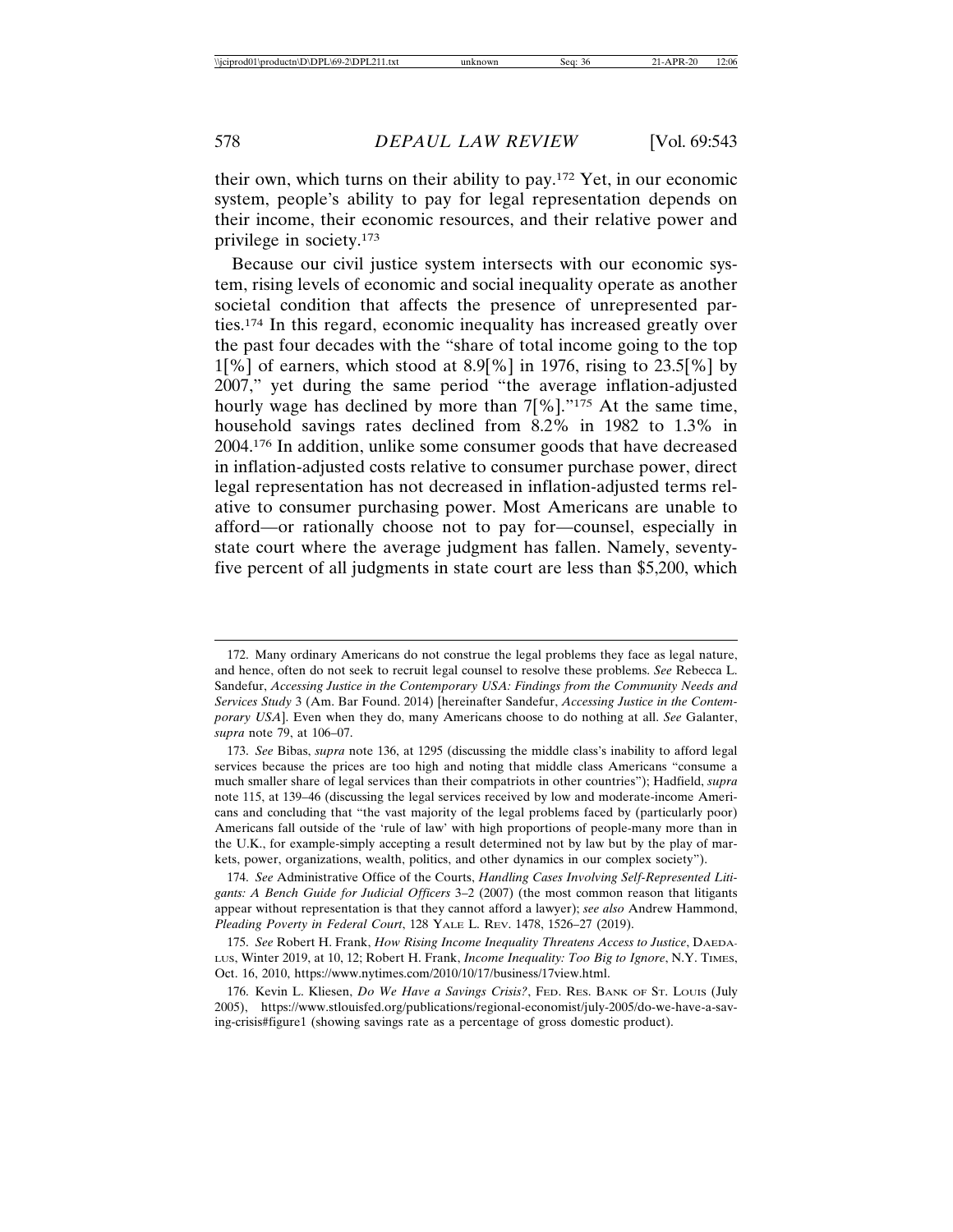their own, which turns on their ability to pay.[172] Yet, in our economic system, people's ability to pay for legal representation depends on their income, their economic resources, and their relative power and privilege in society.[173]

Because our civil justice system intersects with our economic system, rising levels of economic and social inequality operate as another societal condition that affects the presence of unrepresented parties.[174] In this regard, economic inequality has increased greatly over the past four decades with the "share of total income going to the top 1[%] of earners, which stood at 8.9[%] in 1976, rising to 23.5[%] by 2007," yet during the same period "the average inflation-adjusted hourly wage has declined by more than 7[%]."[175] At the same time, household savings rates declined from 8.2% in 1982 to 1.3% in 2004.[176] In addition, unlike some consumer goods that have decreased in inflation-adjusted costs relative to consumer purchase power, direct legal representation has not decreased in inflation-adjusted terms relative to consumer purchasing power. Most Americans are unable to afford—or rationally choose not to pay for—counsel, especially in state court where the average judgment has fallen. Namely, seventy-five percent of all judgments in state court are less than $5,200, which

---

172. Many ordinary Americans do not construe the legal problems they face as legal nature, and hence, often do not seek to recruit legal counsel to resolve these problems. *See* Rebecca L. Sandefur, *Accessing Justice in the Contemporary USA: Findings from the Community Needs and Services Study* 3 (Am. Bar Found. 2014) [hereinafter Sandefur, *Accessing Justice in the Contemporary USA*]. Even when they do, many Americans choose to do nothing at all. *See* Galanter, *supra* note 79, at 106–07.

173. *See* Bibas, *supra* note 136, at 1295 (discussing the middle class's inability to afford legal services because the prices are too high and noting that middle class Americans "consume a much smaller share of legal services than their compatriots in other countries"); Hadfield, *supra* note 115, at 139–46 (discussing the legal services received by low and moderate-income Americans and concluding that "the vast majority of the legal problems faced by (particularly poor) Americans fall outside of the 'rule of law' with high proportions of people-many more than in the U.K., for example-simply accepting a result determined not by law but by the play of markets, power, organizations, wealth, politics, and other dynamics in our complex society").

174. *See* Administrative Office of the Courts, *Handling Cases Involving Self-Represented Litigants: A Bench Guide for Judicial Officers* 3–2 (2007) (the most common reason that litigants appear without representation is that they cannot afford a lawyer); *see also* Andrew Hammond, *Pleading Poverty in Federal Court*, 128 YALE L. REV. 1478, 1526–27 (2019).

175. *See* Robert H. Frank, *How Rising Income Inequality Threatens Access to Justice*, DAEDALUS, Winter 2019, at 10, 12; Robert H. Frank, *Income Inequality: Too Big to Ignore*, N.Y. TIMES, Oct. 16, 2010, https://www.nytimes.com/2010/10/17/business/17view.html.

176. Kevin L. Kliesen, *Do We Have a Savings Crisis?*, FED. RES. BANK OF ST. LOUIS (July 2005), https://www.stlouisfed.org/publications/regional-economist/july-2005/do-we-have-a-saving-crisis#figure1 (showing savings rate as a percentage of gross domestic product).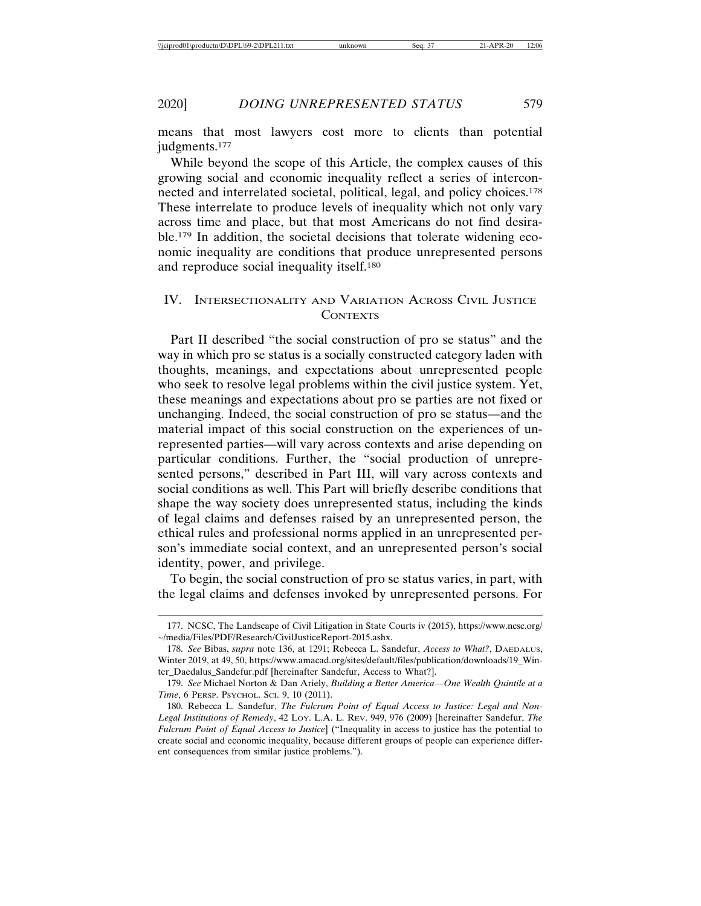means that most lawyers cost more to clients than potential judgments.[177]

While beyond the scope of this Article, the complex causes of this growing social and economic inequality reflect a series of interconnected and interrelated societal, political, legal, and policy choices.[178] These interrelate to produce levels of inequality which not only vary across time and place, but that most Americans do not find desirable.[179] In addition, the societal decisions that tolerate widening economic inequality are conditions that produce unrepresented persons and reproduce social inequality itself.[180]

## IV. Intersectionality and Variation Across Civil Justice Contexts

Part II described "the social construction of pro se status" and the way in which pro se status is a socially constructed category laden with thoughts, meanings, and expectations about unrepresented people who seek to resolve legal problems within the civil justice system. Yet, these meanings and expectations about pro se parties are not fixed or unchanging. Indeed, the social construction of pro se status—and the material impact of this social construction on the experiences of unrepresented parties—will vary across contexts and arise depending on particular conditions. Further, the "social production of unrepresented persons," described in Part III, will vary across contexts and social conditions as well. This Part will briefly describe conditions that shape the way society does unrepresented status, including the kinds of legal claims and defenses raised by an unrepresented person, the ethical rules and professional norms applied in an unrepresented person's immediate social context, and an unrepresented person's social identity, power, and privilege.

To begin, the social construction of pro se status varies, in part, with the legal claims and defenses invoked by unrepresented persons. For

---

177. NCSC, The Landscape of Civil Litigation in State Courts iv (2015), https://www.ncsc.org/~/media/Files/PDF/Research/CivilJusticeReport-2015.ashx.

178. *See* Bibas, *supra* note 136, at 1291; Rebecca L. Sandefur, *Access to What?*, Daedalus, Winter 2019, at 49, 50, https://www.amacad.org/sites/default/files/publication/downloads/19_Winter_Daedalus_Sandefur.pdf [hereinafter Sandefur, Access to What?].

179. *See* Michael Norton & Dan Ariely, *Building a Better America—One Wealth Quintile at a Time*, 6 Persp. Psychol. Sci. 9, 10 (2011).

180. Rebecca L. Sandefur, *The Fulcrum Point of Equal Access to Justice: Legal and Non-Legal Institutions of Remedy*, 42 Loy. L.A. L. Rev. 949, 976 (2009) [hereinafter Sandefur, *The Fulcrum Point of Equal Access to Justice*] ("Inequality in access to justice has the potential to create social and economic inequality, because different groups of people can experience different consequences from similar justice problems.").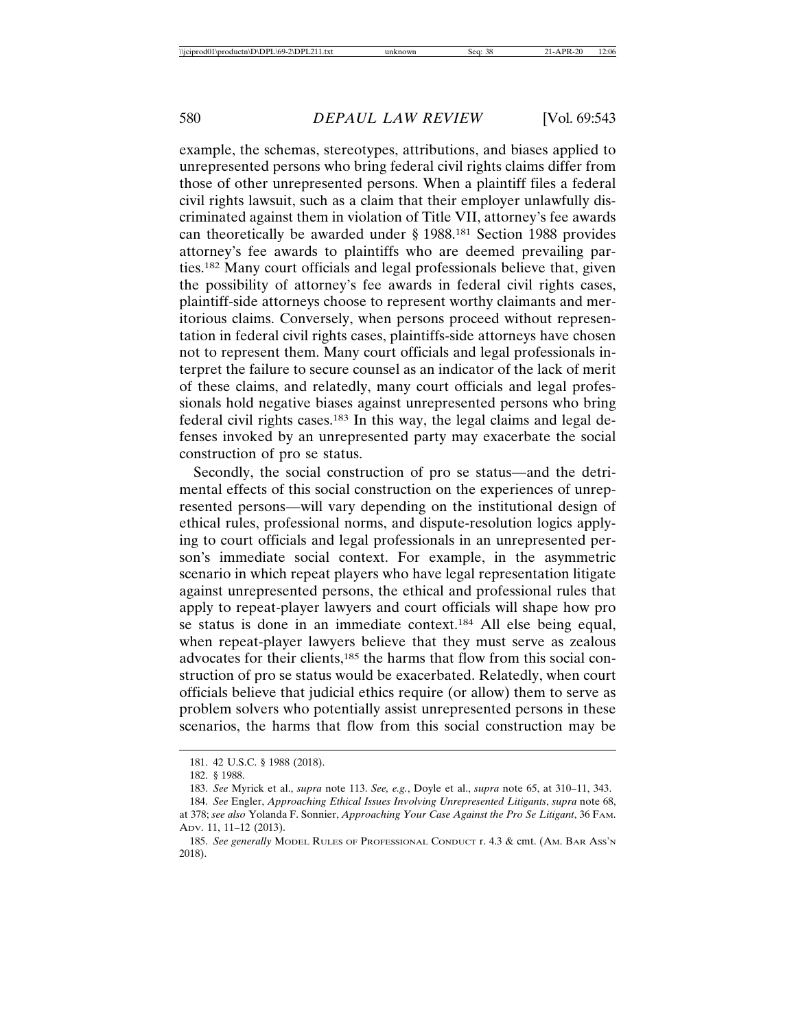example, the schemas, stereotypes, attributions, and biases applied to unrepresented persons who bring federal civil rights claims differ from those of other unrepresented persons. When a plaintiff files a federal civil rights lawsuit, such as a claim that their employer unlawfully discriminated against them in violation of Title VII, attorney's fee awards can theoretically be awarded under § 1988.[181] Section 1988 provides attorney's fee awards to plaintiffs who are deemed prevailing parties.[182] Many court officials and legal professionals believe that, given the possibility of attorney's fee awards in federal civil rights cases, plaintiff-side attorneys choose to represent worthy claimants and meritorious claims. Conversely, when persons proceed without representation in federal civil rights cases, plaintiffs-side attorneys have chosen not to represent them. Many court officials and legal professionals interpret the failure to secure counsel as an indicator of the lack of merit of these claims, and relatedly, many court officials and legal professionals hold negative biases against unrepresented persons who bring federal civil rights cases.[183] In this way, the legal claims and legal defenses invoked by an unrepresented party may exacerbate the social construction of pro se status.

Secondly, the social construction of pro se status—and the detrimental effects of this social construction on the experiences of unrepresented persons—will vary depending on the institutional design of ethical rules, professional norms, and dispute-resolution logics applying to court officials and legal professionals in an unrepresented person's immediate social context. For example, in the asymmetric scenario in which repeat players who have legal representation litigate against unrepresented persons, the ethical and professional rules that apply to repeat-player lawyers and court officials will shape how pro se status is done in an immediate context.[184] All else being equal, when repeat-player lawyers believe that they must serve as zealous advocates for their clients,[185] the harms that flow from this social construction of pro se status would be exacerbated. Relatedly, when court officials believe that judicial ethics require (or allow) them to serve as problem solvers who potentially assist unrepresented persons in these scenarios, the harms that flow from this social construction may be

---

181. 42 U.S.C. § 1988 (2018).

182. § 1988.

183. *See* Myrick et al., *supra* note 113. *See, e.g.*, Doyle et al., *supra* note 65, at 310–11, 343.

184. *See* Engler, *Approaching Ethical Issues Involving Unrepresented Litigants*, *supra* note 68, at 378; *see also* Yolanda F. Sonnier, *Approaching Your Case Against the Pro Se Litigant*, 36 Fam. Adv. 11, 11–12 (2013).

185. *See generally* Model Rules of Professional Conduct r. 4.3 & cmt. (Am. Bar Ass'n 2018).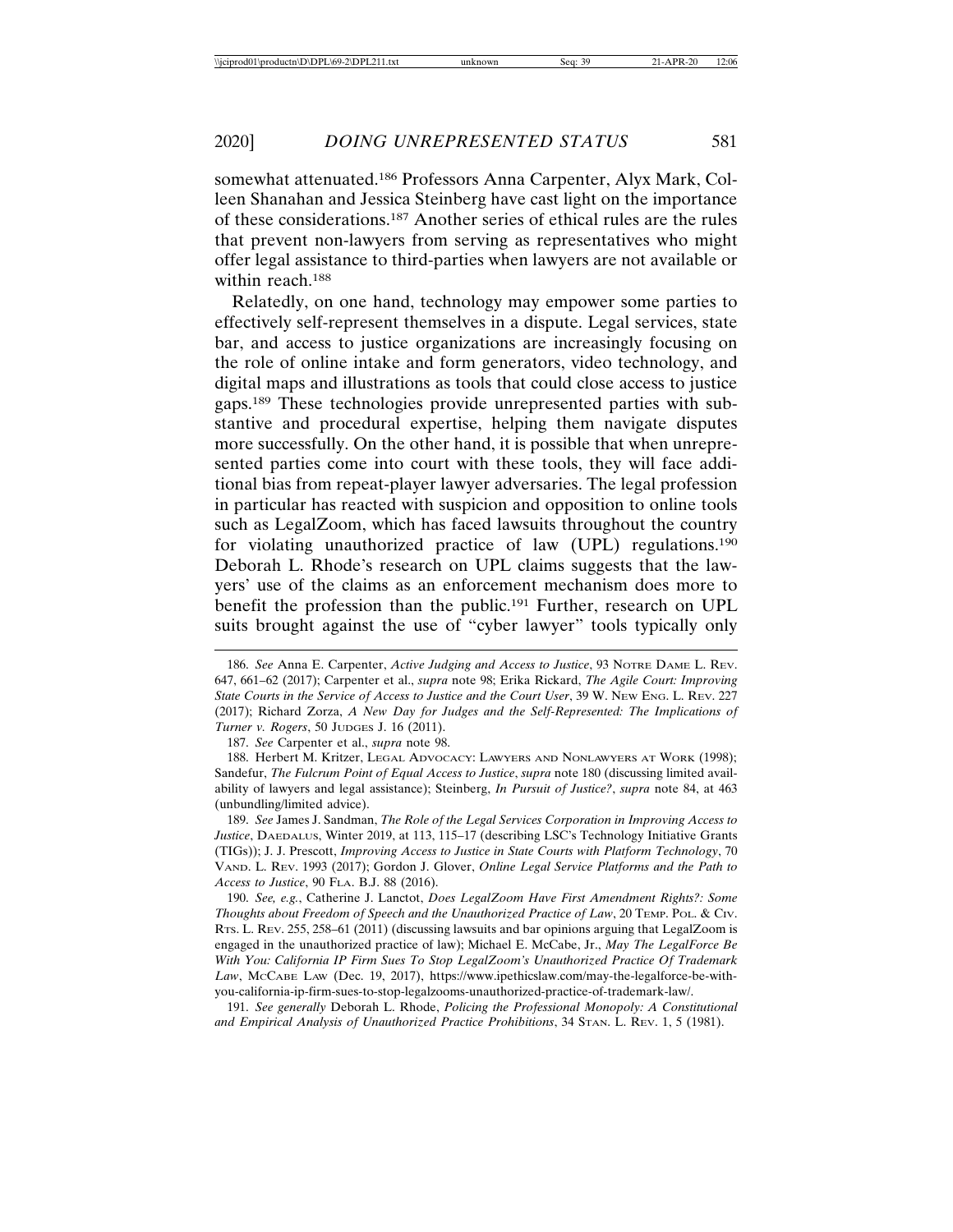somewhat attenuated.[186] Professors Anna Carpenter, Alyx Mark, Colleen Shanahan and Jessica Steinberg have cast light on the importance of these considerations.[187] Another series of ethical rules are the rules that prevent non-lawyers from serving as representatives who might offer legal assistance to third-parties when lawyers are not available or within reach.[188]

Relatedly, on one hand, technology may empower some parties to effectively self-represent themselves in a dispute. Legal services, state bar, and access to justice organizations are increasingly focusing on the role of online intake and form generators, video technology, and digital maps and illustrations as tools that could close access to justice gaps.[189] These technologies provide unrepresented parties with substantive and procedural expertise, helping them navigate disputes more successfully. On the other hand, it is possible that when unrepresented parties come into court with these tools, they will face additional bias from repeat-player lawyer adversaries. The legal profession in particular has reacted with suspicion and opposition to online tools such as LegalZoom, which has faced lawsuits throughout the country for violating unauthorized practice of law (UPL) regulations.[190] Deborah L. Rhode's research on UPL claims suggests that the lawyers' use of the claims as an enforcement mechanism does more to benefit the profession than the public.[191] Further, research on UPL suits brought against the use of "cyber lawyer" tools typically only

---

186. *See* Anna E. Carpenter, *Active Judging and Access to Justice*, 93 NOTRE DAME L. REV. 647, 661–62 (2017); Carpenter et al., *supra* note 98; Erika Rickard, *The Agile Court: Improving State Courts in the Service of Access to Justice and the Court User*, 39 W. NEW ENG. L. REV. 227 (2017); Richard Zorza, *A New Day for Judges and the Self-Represented: The Implications of Turner v. Rogers*, 50 JUDGES J. 16 (2011).

187. *See* Carpenter et al., *supra* note 98.

188. Herbert M. Kritzer, LEGAL ADVOCACY: LAWYERS AND NONLAWYERS AT WORK (1998); Sandefur, *The Fulcrum Point of Equal Access to Justice*, *supra* note 180 (discussing limited availability of lawyers and legal assistance); Steinberg, *In Pursuit of Justice?*, *supra* note 84, at 463 (unbundling/limited advice).

189. *See* James J. Sandman, *The Role of the Legal Services Corporation in Improving Access to Justice*, DAEDALUS, Winter 2019, at 113, 115–17 (describing LSC's Technology Initiative Grants (TIGs)); J. J. Prescott, *Improving Access to Justice in State Courts with Platform Technology*, 70 VAND. L. REV. 1993 (2017); Gordon J. Glover, *Online Legal Service Platforms and the Path to Access to Justice*, 90 FLA. B.J. 88 (2016).

190. *See, e.g.*, Catherine J. Lanctot, *Does LegalZoom Have First Amendment Rights?: Some Thoughts about Freedom of Speech and the Unauthorized Practice of Law*, 20 TEMP. POL. & CIV. RTS. L. REV. 255, 258–61 (2011) (discussing lawsuits and bar opinions arguing that LegalZoom is engaged in the unauthorized practice of law); Michael E. McCabe, Jr., *May The LegalForce Be With You: California IP Firm Sues To Stop LegalZoom's Unauthorized Practice Of Trademark Law*, MCCABE LAW (Dec. 19, 2017), https://www.ipethicslaw.com/may-the-legalforce-be-with-you-california-ip-firm-sues-to-stop-legalzooms-unauthorized-practice-of-trademark-law/.

191. *See generally* Deborah L. Rhode, *Policing the Professional Monopoly: A Constitutional and Empirical Analysis of Unauthorized Practice Prohibitions*, 34 STAN. L. REV. 1, 5 (1981).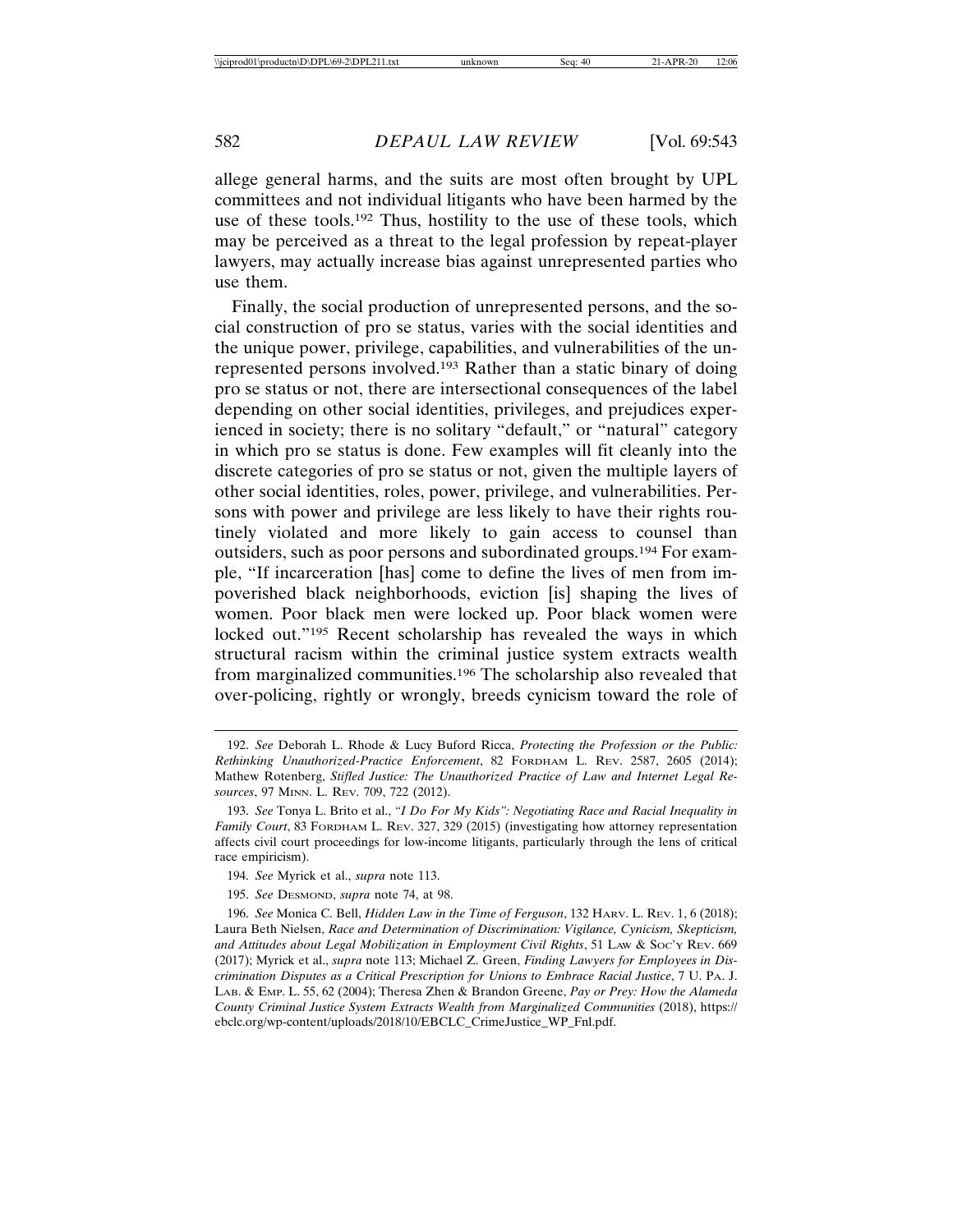allege general harms, and the suits are most often brought by UPL committees and not individual litigants who have been harmed by the use of these tools.[192] Thus, hostility to the use of these tools, which may be perceived as a threat to the legal profession by repeat-player lawyers, may actually increase bias against unrepresented parties who use them.

Finally, the social production of unrepresented persons, and the social construction of pro se status, varies with the social identities and the unique power, privilege, capabilities, and vulnerabilities of the unrepresented persons involved.[193] Rather than a static binary of doing pro se status or not, there are intersectional consequences of the label depending on other social identities, privileges, and prejudices experienced in society; there is no solitary "default," or "natural" category in which pro se status is done. Few examples will fit cleanly into the discrete categories of pro se status or not, given the multiple layers of other social identities, roles, power, privilege, and vulnerabilities. Persons with power and privilege are less likely to have their rights routinely violated and more likely to gain access to counsel than outsiders, such as poor persons and subordinated groups.[194] For example, "If incarceration [has] come to define the lives of men from impoverished black neighborhoods, eviction [is] shaping the lives of women. Poor black men were locked up. Poor black women were locked out."[195] Recent scholarship has revealed the ways in which structural racism within the criminal justice system extracts wealth from marginalized communities.[196] The scholarship also revealed that over-policing, rightly or wrongly, breeds cynicism toward the role of

---

192. *See* Deborah L. Rhode & Lucy Buford Ricca, *Protecting the Profession or the Public: Rethinking Unauthorized-Practice Enforcement*, 82 FORDHAM L. REV. 2587, 2605 (2014); Mathew Rotenberg, *Stifled Justice: The Unauthorized Practice of Law and Internet Legal Resources*, 97 MINN. L. REV. 709, 722 (2012).

193. *See* Tonya L. Brito et al., *"I Do For My Kids": Negotiating Race and Racial Inequality in Family Court*, 83 FORDHAM L. REV. 327, 329 (2015) (investigating how attorney representation affects civil court proceedings for low-income litigants, particularly through the lens of critical race empiricism).

194. *See* Myrick et al., *supra* note 113.

195. *See* DESMOND, *supra* note 74, at 98.

196. *See* Monica C. Bell, *Hidden Law in the Time of Ferguson*, 132 HARV. L. REV. 1, 6 (2018); Laura Beth Nielsen, *Race and Determination of Discrimination: Vigilance, Cynicism, Skepticism, and Attitudes about Legal Mobilization in Employment Civil Rights*, 51 LAW & SOC'Y REV. 669 (2017); Myrick et al., *supra* note 113; Michael Z. Green, *Finding Lawyers for Employees in Discrimination Disputes as a Critical Prescription for Unions to Embrace Racial Justice*, 7 U. PA. J. LAB. & EMP. L. 55, 62 (2004); Theresa Zhen & Brandon Greene, *Pay or Prey: How the Alameda County Criminal Justice System Extracts Wealth from Marginalized Communities* (2018), https://ebclc.org/wp-content/uploads/2018/10/EBCLC_CrimeJustice_WP_Fnl.pdf.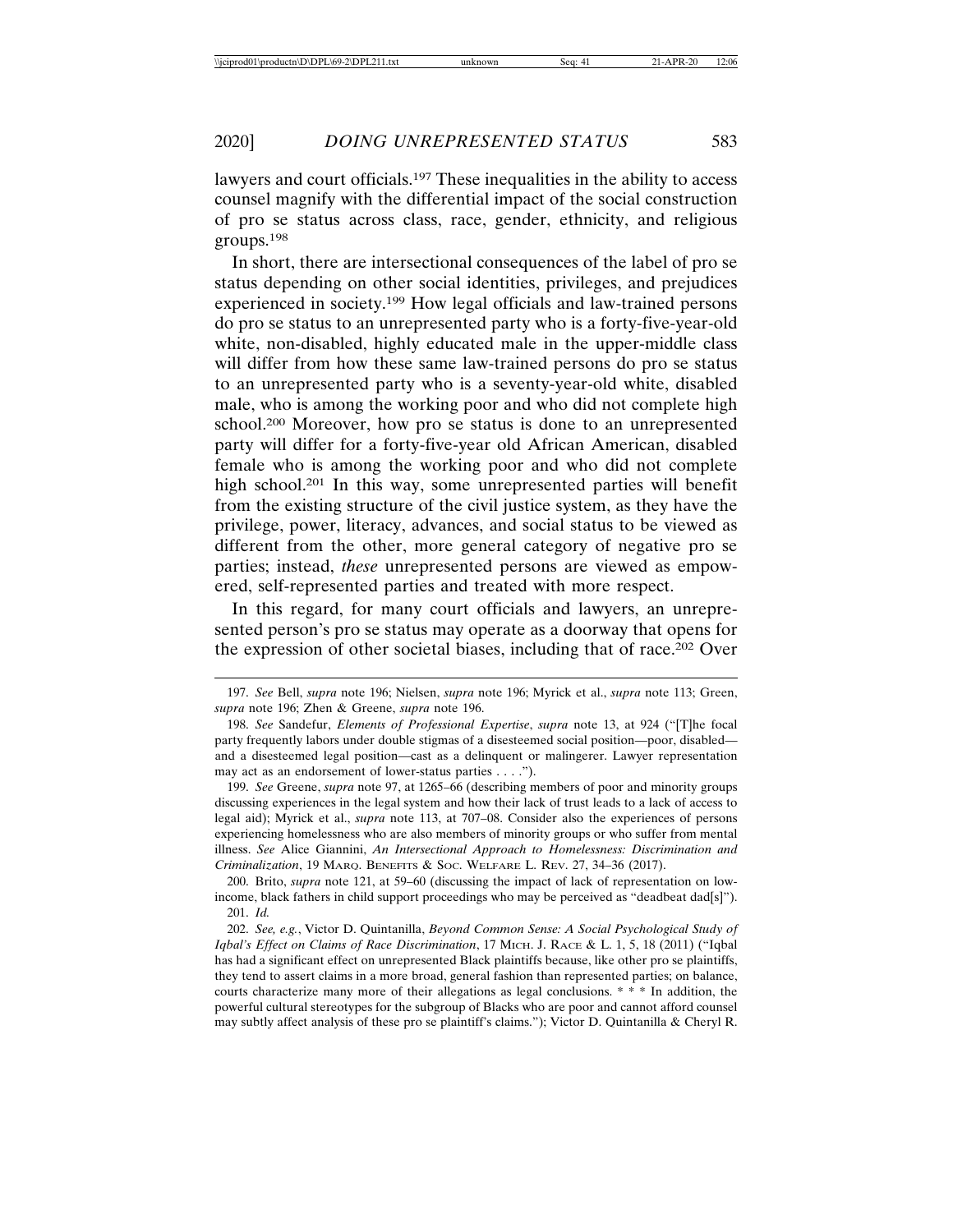lawyers and court officials.[197] These inequalities in the ability to access counsel magnify with the differential impact of the social construction of pro se status across class, race, gender, ethnicity, and religious groups.[198]

In short, there are intersectional consequences of the label of pro se status depending on other social identities, privileges, and prejudices experienced in society.[199] How legal officials and law-trained persons do pro se status to an unrepresented party who is a forty-five-year-old white, non-disabled, highly educated male in the upper-middle class will differ from how these same law-trained persons do pro se status to an unrepresented party who is a seventy-year-old white, disabled male, who is among the working poor and who did not complete high school.[200] Moreover, how pro se status is done to an unrepresented party will differ for a forty-five-year old African American, disabled female who is among the working poor and who did not complete high school.[201] In this way, some unrepresented parties will benefit from the existing structure of the civil justice system, as they have the privilege, power, literacy, advances, and social status to be viewed as different from the other, more general category of negative pro se parties; instead, *these* unrepresented persons are viewed as empowered, self-represented parties and treated with more respect.

In this regard, for many court officials and lawyers, an unrepresented person's pro se status may operate as a doorway that opens for the expression of other societal biases, including that of race.[202] Over

---

197. *See* Bell, *supra* note 196; Nielsen, *supra* note 196; Myrick et al., *supra* note 113; Green, *supra* note 196; Zhen & Greene, *supra* note 196.

198. *See* Sandefur, *Elements of Professional Expertise*, *supra* note 13, at 924 ("[T]he focal party frequently labors under double stigmas of a disesteemed social position—poor, disabled—and a disesteemed legal position—cast as a delinquent or malingerer. Lawyer representation may act as an endorsement of lower-status parties . . . .").

199. *See* Greene, *supra* note 97, at 1265–66 (describing members of poor and minority groups discussing experiences in the legal system and how their lack of trust leads to a lack of access to legal aid); Myrick et al., *supra* note 113, at 707–08. Consider also the experiences of persons experiencing homelessness who are also members of minority groups or who suffer from mental illness. *See* Alice Giannini, *An Intersectional Approach to Homelessness: Discrimination and Criminalization*, 19 MARQ. BENEFITS & SOC. WELFARE L. REV. 27, 34–36 (2017).

200. Brito, *supra* note 121, at 59–60 (discussing the impact of lack of representation on low-income, black fathers in child support proceedings who may be perceived as "deadbeat dad[s]").

201. *Id.*

202. *See, e.g.*, Victor D. Quintanilla, *Beyond Common Sense: A Social Psychological Study of Iqbal's Effect on Claims of Race Discrimination*, 17 MICH. J. RACE & L. 1, 5, 18 (2011) ("Iqbal has had a significant effect on unrepresented Black plaintiffs because, like other pro se plaintiffs, they tend to assert claims in a more broad, general fashion than represented parties; on balance, courts characterize many more of their allegations as legal conclusions. * * * In addition, the powerful cultural stereotypes for the subgroup of Blacks who are poor and cannot afford counsel may subtly affect analysis of these pro se plaintiff's claims."); Victor D. Quintanilla & Cheryl R.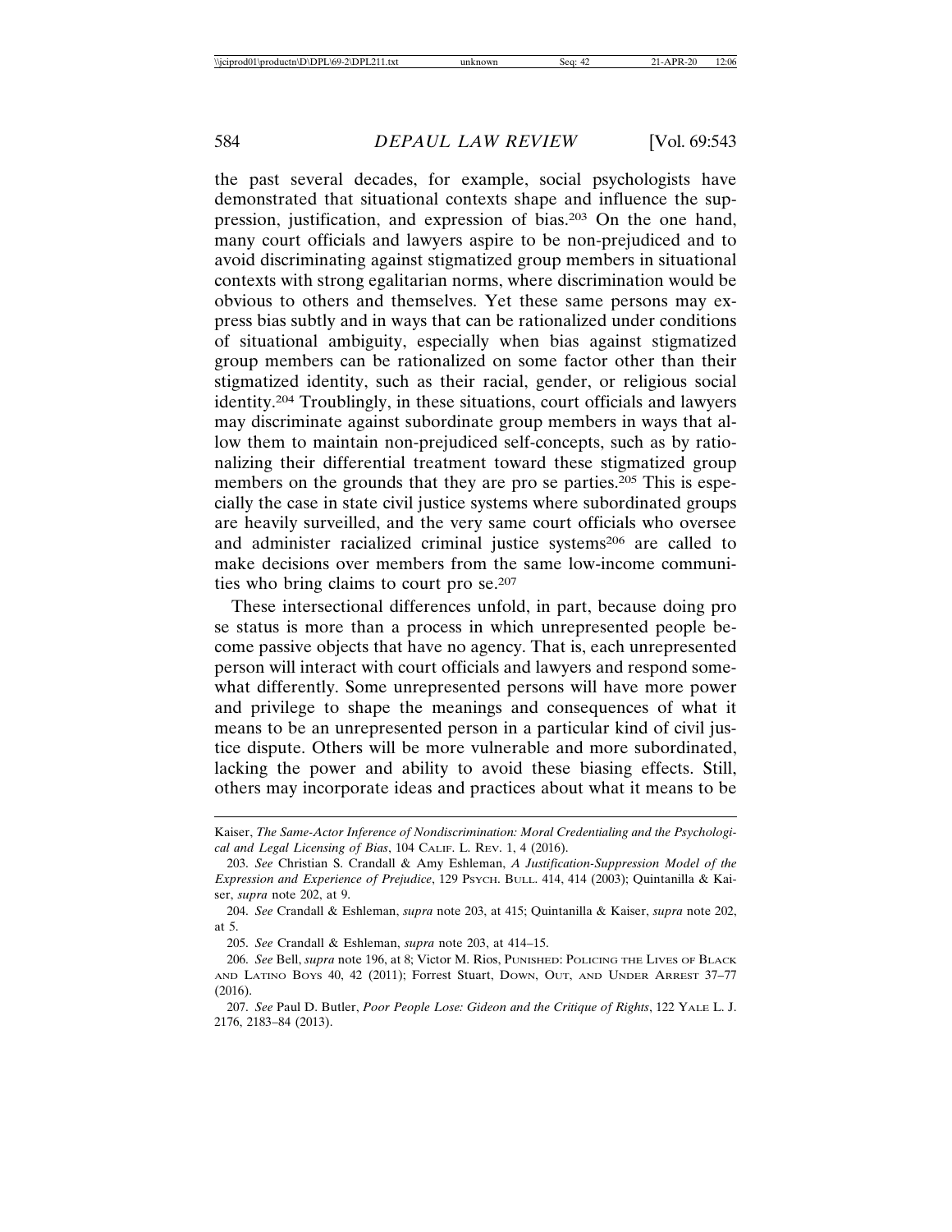the past several decades, for example, social psychologists have demonstrated that situational contexts shape and influence the suppression, justification, and expression of bias.[203] On the one hand, many court officials and lawyers aspire to be non-prejudiced and to avoid discriminating against stigmatized group members in situational contexts with strong egalitarian norms, where discrimination would be obvious to others and themselves. Yet these same persons may express bias subtly and in ways that can be rationalized under conditions of situational ambiguity, especially when bias against stigmatized group members can be rationalized on some factor other than their stigmatized identity, such as their racial, gender, or religious social identity.[204] Troublingly, in these situations, court officials and lawyers may discriminate against subordinate group members in ways that allow them to maintain non-prejudiced self-concepts, such as by rationalizing their differential treatment toward these stigmatized group members on the grounds that they are pro se parties.[205] This is especially the case in state civil justice systems where subordinated groups are heavily surveilled, and the very same court officials who oversee and administer racialized criminal justice systems[206] are called to make decisions over members from the same low-income communities who bring claims to court pro se.[207]

These intersectional differences unfold, in part, because doing pro se status is more than a process in which unrepresented people become passive objects that have no agency. That is, each unrepresented person will interact with court officials and lawyers and respond somewhat differently. Some unrepresented persons will have more power and privilege to shape the meanings and consequences of what it means to be an unrepresented person in a particular kind of civil justice dispute. Others will be more vulnerable and more subordinated, lacking the power and ability to avoid these biasing effects. Still, others may incorporate ideas and practices about what it means to be

---

Kaiser, *The Same-Actor Inference of Nondiscrimination: Moral Credentialing and the Psychological and Legal Licensing of Bias*, 104 CALIF. L. REV. 1, 4 (2016).

203. *See* Christian S. Crandall & Amy Eshleman, *A Justification-Suppression Model of the Expression and Experience of Prejudice*, 129 PSYCH. BULL. 414, 414 (2003); Quintanilla & Kaiser, *supra* note 202, at 9.

204. *See* Crandall & Eshleman, *supra* note 203, at 415; Quintanilla & Kaiser, *supra* note 202, at 5.

205. *See* Crandall & Eshleman, *supra* note 203, at 414–15.

206. *See* Bell, *supra* note 196, at 8; Victor M. Rios, PUNISHED: POLICING THE LIVES OF BLACK AND LATINO BOYS 40, 42 (2011); Forrest Stuart, DOWN, OUT, AND UNDER ARREST 37–77 (2016).

207. *See* Paul D. Butler, *Poor People Lose: Gideon and the Critique of Rights*, 122 YALE L. J. 2176, 2183–84 (2013).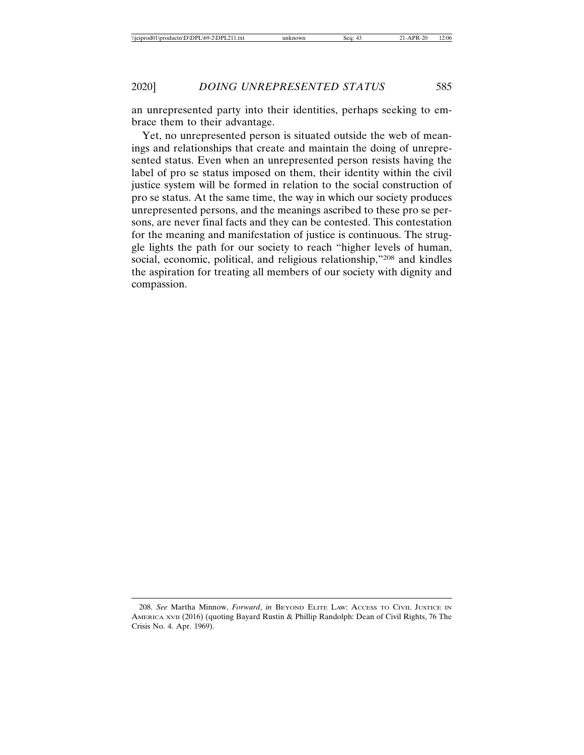an unrepresented party into their identities, perhaps seeking to embrace them to their advantage.

Yet, no unrepresented person is situated outside the web of meanings and relationships that create and maintain the doing of unrepresented status. Even when an unrepresented person resists having the label of pro se status imposed on them, their identity within the civil justice system will be formed in relation to the social construction of pro se status. At the same time, the way in which our society produces unrepresented persons, and the meanings ascribed to these pro se persons, are never final facts and they can be contested. This contestation for the meaning and manifestation of justice is continuous. The struggle lights the path for our society to reach "higher levels of human, social, economic, political, and religious relationship,"[208] and kindles the aspiration for treating all members of our society with dignity and compassion.

---

208. *See* Martha Minnow, *Forward*, *in* BEYOND ELITE LAW: ACCESS TO CIVIL JUSTICE IN AMERICA xvii (2016) (quoting Bayard Rustin & Phillip Randolph: Dean of Civil Rights, 76 The Crisis No. 4. Apr. 1969).